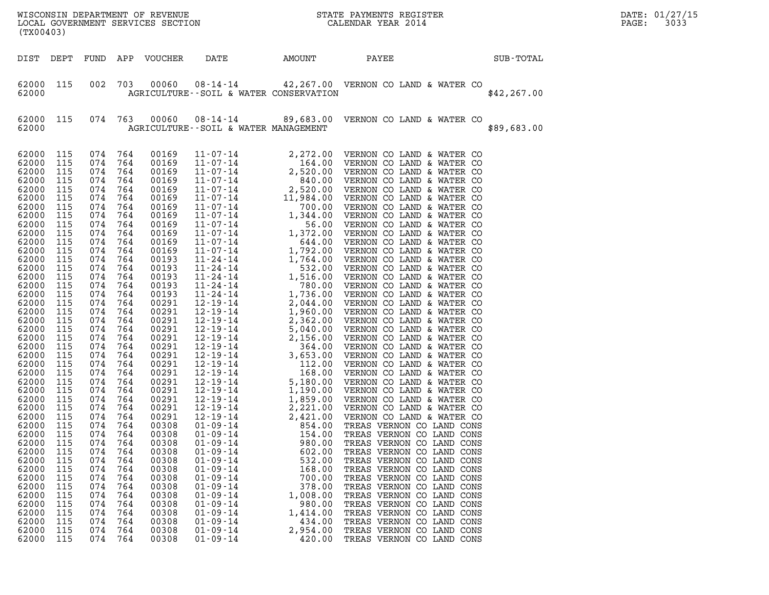WISCONSIN DEPARTMENT OF REVENUE
LOCAL GOVERNMENT SERVICES SECTION
(TX00403)

STATE PAYMENTS REGISTER
CALENDAR YEAR 2014

DATE: 01/27/15
PAGE: 3033

| DIST | DEPT | FUND | APP | VOUCHER | DATE | AMOUNT | PAYEE | SUB-TOTAL |
|---|---|---|---|---|---|---|---|---|
| 62000 | 115 | 002 | 703 | 00060 | 08-14-14 | 42,267.00 | VERNON CO LAND & WATER CO | |
| 62000 | | | | | AGRICULTURE--SOIL & WATER CONSERVATION | | | $42,267.00 |
| 62000 | 115 | 074 | 763 | 00060 | 08-14-14 | 89,683.00 | VERNON CO LAND & WATER CO | |
| 62000 | | | | | AGRICULTURE--SOIL & WATER MANAGEMENT | | | $89,683.00 |
| 62000 | 115 | 074 | 764 | 00169 | 11-07-14 | 2,272.00 | VERNON CO LAND & WATER CO | |
| 62000 | 115 | 074 | 764 | 00169 | 11-07-14 | 164.00 | VERNON CO LAND & WATER CO | |
| 62000 | 115 | 074 | 764 | 00169 | 11-07-14 | 2,520.00 | VERNON CO LAND & WATER CO | |
| 62000 | 115 | 074 | 764 | 00169 | 11-07-14 | 840.00 | VERNON CO LAND & WATER CO | |
| 62000 | 115 | 074 | 764 | 00169 | 11-07-14 | 2,520.00 | VERNON CO LAND & WATER CO | |
| 62000 | 115 | 074 | 764 | 00169 | 11-07-14 | 11,984.00 | VERNON CO LAND & WATER CO | |
| 62000 | 115 | 074 | 764 | 00169 | 11-07-14 | 700.00 | VERNON CO LAND & WATER CO | |
| 62000 | 115 | 074 | 764 | 00169 | 11-07-14 | 1,344.00 | VERNON CO LAND & WATER CO | |
| 62000 | 115 | 074 | 764 | 00169 | 11-07-14 | 56.00 | VERNON CO LAND & WATER CO | |
| 62000 | 115 | 074 | 764 | 00169 | 11-07-14 | 1,372.00 | VERNON CO LAND & WATER CO | |
| 62000 | 115 | 074 | 764 | 00169 | 11-07-14 | 644.00 | VERNON CO LAND & WATER CO | |
| 62000 | 115 | 074 | 764 | 00169 | 11-07-14 | 1,792.00 | VERNON CO LAND & WATER CO | |
| 62000 | 115 | 074 | 764 | 00193 | 11-24-14 | 1,764.00 | VERNON CO LAND & WATER CO | |
| 62000 | 115 | 074 | 764 | 00193 | 11-24-14 | 532.00 | VERNON CO LAND & WATER CO | |
| 62000 | 115 | 074 | 764 | 00193 | 11-24-14 | 1,516.00 | VERNON CO LAND & WATER CO | |
| 62000 | 115 | 074 | 764 | 00193 | 11-24-14 | 780.00 | VERNON CO LAND & WATER CO | |
| 62000 | 115 | 074 | 764 | 00193 | 11-24-14 | 1,736.00 | VERNON CO LAND & WATER CO | |
| 62000 | 115 | 074 | 764 | 00291 | 12-19-14 | 2,044.00 | VERNON CO LAND & WATER CO | |
| 62000 | 115 | 074 | 764 | 00291 | 12-19-14 | 1,960.00 | VERNON CO LAND & WATER CO | |
| 62000 | 115 | 074 | 764 | 00291 | 12-19-14 | 2,362.00 | VERNON CO LAND & WATER CO | |
| 62000 | 115 | 074 | 764 | 00291 | 12-19-14 | 5,040.00 | VERNON CO LAND & WATER CO | |
| 62000 | 115 | 074 | 764 | 00291 | 12-19-14 | 2,156.00 | VERNON CO LAND & WATER CO | |
| 62000 | 115 | 074 | 764 | 00291 | 12-19-14 | 364.00 | VERNON CO LAND & WATER CO | |
| 62000 | 115 | 074 | 764 | 00291 | 12-19-14 | 3,653.00 | VERNON CO LAND & WATER CO | |
| 62000 | 115 | 074 | 764 | 00291 | 12-19-14 | 112.00 | VERNON CO LAND & WATER CO | |
| 62000 | 115 | 074 | 764 | 00291 | 12-19-14 | 168.00 | VERNON CO LAND & WATER CO | |
| 62000 | 115 | 074 | 764 | 00291 | 12-19-14 | 5,180.00 | VERNON CO LAND & WATER CO | |
| 62000 | 115 | 074 | 764 | 00291 | 12-19-14 | 1,190.00 | VERNON CO LAND & WATER CO | |
| 62000 | 115 | 074 | 764 | 00291 | 12-19-14 | 1,859.00 | VERNON CO LAND & WATER CO | |
| 62000 | 115 | 074 | 764 | 00291 | 12-19-14 | 2,221.00 | VERNON CO LAND & WATER CO | |
| 62000 | 115 | 074 | 764 | 00291 | 12-19-14 | 2,421.00 | VERNON CO LAND & WATER CO | |
| 62000 | 115 | 074 | 764 | 00308 | 01-09-14 | 854.00 | TREAS VERNON CO LAND CONS | |
| 62000 | 115 | 074 | 764 | 00308 | 01-09-14 | 154.00 | TREAS VERNON CO LAND CONS | |
| 62000 | 115 | 074 | 764 | 00308 | 01-09-14 | 980.00 | TREAS VERNON CO LAND CONS | |
| 62000 | 115 | 074 | 764 | 00308 | 01-09-14 | 602.00 | TREAS VERNON CO LAND CONS | |
| 62000 | 115 | 074 | 764 | 00308 | 01-09-14 | 532.00 | TREAS VERNON CO LAND CONS | |
| 62000 | 115 | 074 | 764 | 00308 | 01-09-14 | 168.00 | TREAS VERNON CO LAND CONS | |
| 62000 | 115 | 074 | 764 | 00308 | 01-09-14 | 700.00 | TREAS VERNON CO LAND CONS | |
| 62000 | 115 | 074 | 764 | 00308 | 01-09-14 | 378.00 | TREAS VERNON CO LAND CONS | |
| 62000 | 115 | 074 | 764 | 00308 | 01-09-14 | 1,008.00 | TREAS VERNON CO LAND CONS | |
| 62000 | 115 | 074 | 764 | 00308 | 01-09-14 | 980.00 | TREAS VERNON CO LAND CONS | |
| 62000 | 115 | 074 | 764 | 00308 | 01-09-14 | 1,414.00 | TREAS VERNON CO LAND CONS | |
| 62000 | 115 | 074 | 764 | 00308 | 01-09-14 | 434.00 | TREAS VERNON CO LAND CONS | |
| 62000 | 115 | 074 | 764 | 00308 | 01-09-14 | 2,954.00 | TREAS VERNON CO LAND CONS | |
| 62000 | 115 | 074 | 764 | 00308 | 01-09-14 | 420.00 | TREAS VERNON CO LAND CONS | |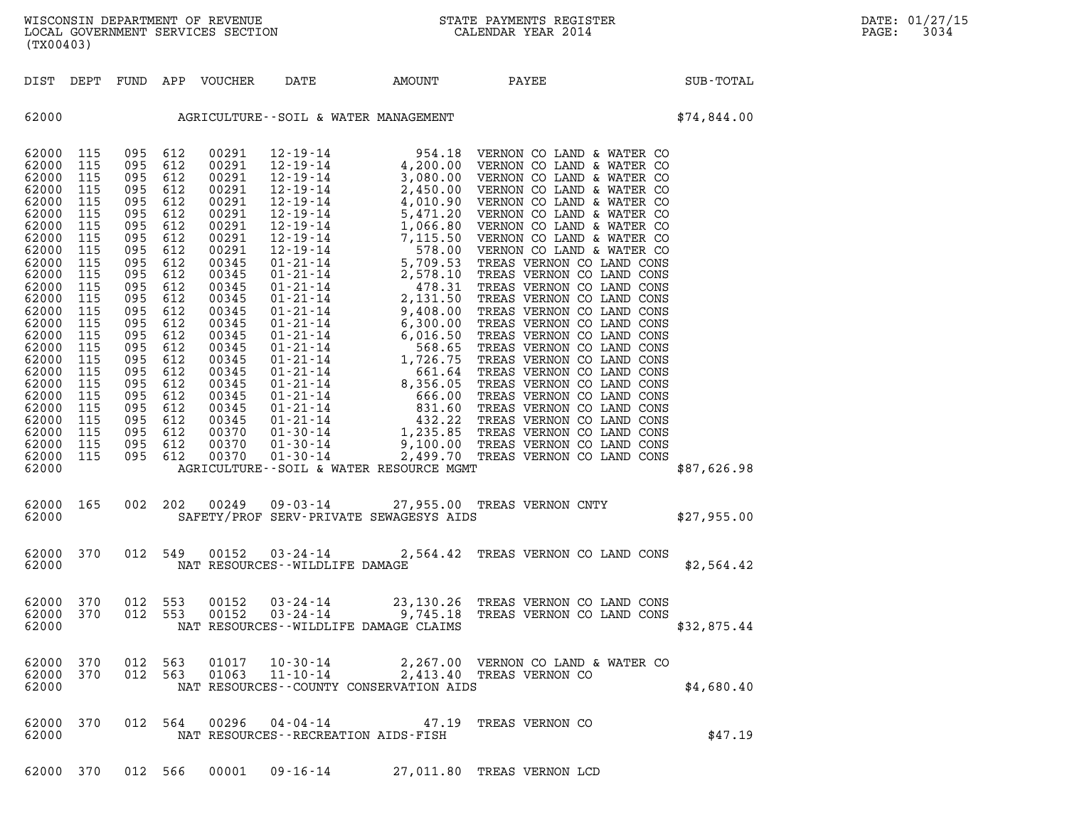WISCONSIN DEPARTMENT OF REVENUE
LOCAL GOVERNMENT SERVICES SECTION
(TX00403)

STATE PAYMENTS REGISTER
CALENDAR YEAR 2014

| DIST | DEPT | FUND | APP | VOUCHER | DATE | AMOUNT | PAYEE | SUB-TOTAL |
|---|---|---|---|---|---|---|---|---|
| 62000 | | | | | AGRICULTURE--SOIL & WATER MANAGEMENT | | | $74,844.00 |
| 62000 | 115 | 095 | 612 | 00291 | 12-19-14 | 954.18 | VERNON CO LAND & WATER CO | |
| 62000 | 115 | 095 | 612 | 00291 | 12-19-14 | 4,200.00 | VERNON CO LAND & WATER CO | |
| 62000 | 115 | 095 | 612 | 00291 | 12-19-14 | 3,080.00 | VERNON CO LAND & WATER CO | |
| 62000 | 115 | 095 | 612 | 00291 | 12-19-14 | 2,450.00 | VERNON CO LAND & WATER CO | |
| 62000 | 115 | 095 | 612 | 00291 | 12-19-14 | 4,010.90 | VERNON CO LAND & WATER CO | |
| 62000 | 115 | 095 | 612 | 00291 | 12-19-14 | 5,471.20 | VERNON CO LAND & WATER CO | |
| 62000 | 115 | 095 | 612 | 00291 | 12-19-14 | 1,066.80 | VERNON CO LAND & WATER CO | |
| 62000 | 115 | 095 | 612 | 00291 | 12-19-14 | 7,115.50 | VERNON CO LAND & WATER CO | |
| 62000 | 115 | 095 | 612 | 00291 | 12-19-14 | 578.00 | VERNON CO LAND & WATER CO | |
| 62000 | 115 | 095 | 612 | 00345 | 01-21-14 | 5,709.53 | TREAS VERNON CO LAND CONS | |
| 62000 | 115 | 095 | 612 | 00345 | 01-21-14 | 2,578.10 | TREAS VERNON CO LAND CONS | |
| 62000 | 115 | 095 | 612 | 00345 | 01-21-14 | 478.31 | TREAS VERNON CO LAND CONS | |
| 62000 | 115 | 095 | 612 | 00345 | 01-21-14 | 2,131.50 | TREAS VERNON CO LAND CONS | |
| 62000 | 115 | 095 | 612 | 00345 | 01-21-14 | 9,408.00 | TREAS VERNON CO LAND CONS | |
| 62000 | 115 | 095 | 612 | 00345 | 01-21-14 | 6,300.00 | TREAS VERNON CO LAND CONS | |
| 62000 | 115 | 095 | 612 | 00345 | 01-21-14 | 6,016.50 | TREAS VERNON CO LAND CONS | |
| 62000 | 115 | 095 | 612 | 00345 | 01-21-14 | 568.65 | TREAS VERNON CO LAND CONS | |
| 62000 | 115 | 095 | 612 | 00345 | 01-21-14 | 1,726.75 | TREAS VERNON CO LAND CONS | |
| 62000 | 115 | 095 | 612 | 00345 | 01-21-14 | 661.64 | TREAS VERNON CO LAND CONS | |
| 62000 | 115 | 095 | 612 | 00345 | 01-21-14 | 8,356.05 | TREAS VERNON CO LAND CONS | |
| 62000 | 115 | 095 | 612 | 00345 | 01-21-14 | 666.00 | TREAS VERNON CO LAND CONS | |
| 62000 | 115 | 095 | 612 | 00345 | 01-21-14 | 831.60 | TREAS VERNON CO LAND CONS | |
| 62000 | 115 | 095 | 612 | 00345 | 01-21-14 | 432.22 | TREAS VERNON CO LAND CONS | |
| 62000 | 115 | 095 | 612 | 00370 | 01-30-14 | 1,235.85 | TREAS VERNON CO LAND CONS | |
| 62000 | 115 | 095 | 612 | 00370 | 01-30-14 | 9,100.00 | TREAS VERNON CO LAND CONS | |
| 62000 | 115 | 095 | 612 | 00370 | 01-30-14 | 2,499.70 | TREAS VERNON CO LAND CONS | |
| 62000 | | | | | AGRICULTURE--SOIL & WATER RESOURCE MGMT | | | $87,626.98 |
| 62000 | 165 | 002 | 202 | 00249 | 09-03-14 | 27,955.00 | TREAS VERNON CNTY | |
| 62000 | | | | | SAFETY/PROF SERV-PRIVATE SEWAGESYS AIDS | | | $27,955.00 |
| 62000 | 370 | 012 | 549 | 00152 | 03-24-14 | 2,564.42 | TREAS VERNON CO LAND CONS | |
| 62000 | | | | | NAT RESOURCES--WILDLIFE DAMAGE | | | $2,564.42 |
| 62000 | 370 | 012 | 553 | 00152 | 03-24-14 | 23,130.26 | TREAS VERNON CO LAND CONS | |
| 62000 | 370 | 012 | 553 | 00152 | 03-24-14 | 9,745.18 | TREAS VERNON CO LAND CONS | |
| 62000 | | | | | NAT RESOURCES--WILDLIFE DAMAGE CLAIMS | | | $32,875.44 |
| 62000 | 370 | 012 | 563 | 01017 | 10-30-14 | 2,267.00 | VERNON CO LAND & WATER CO | |
| 62000 | 370 | 012 | 563 | 01063 | 11-10-14 | 2,413.40 | TREAS VERNON CO | |
| 62000 | | | | | NAT RESOURCES--COUNTY CONSERVATION AIDS | | | $4,680.40 |
| 62000 | 370 | 012 | 564 | 00296 | 04-04-14 | 47.19 | TREAS VERNON CO | |
| 62000 | | | | | NAT RESOURCES--RECREATION AIDS-FISH | | | $47.19 |
| 62000 | 370 | 012 | 566 | 00001 | 09-16-14 | 27,011.80 | TREAS VERNON LCD | |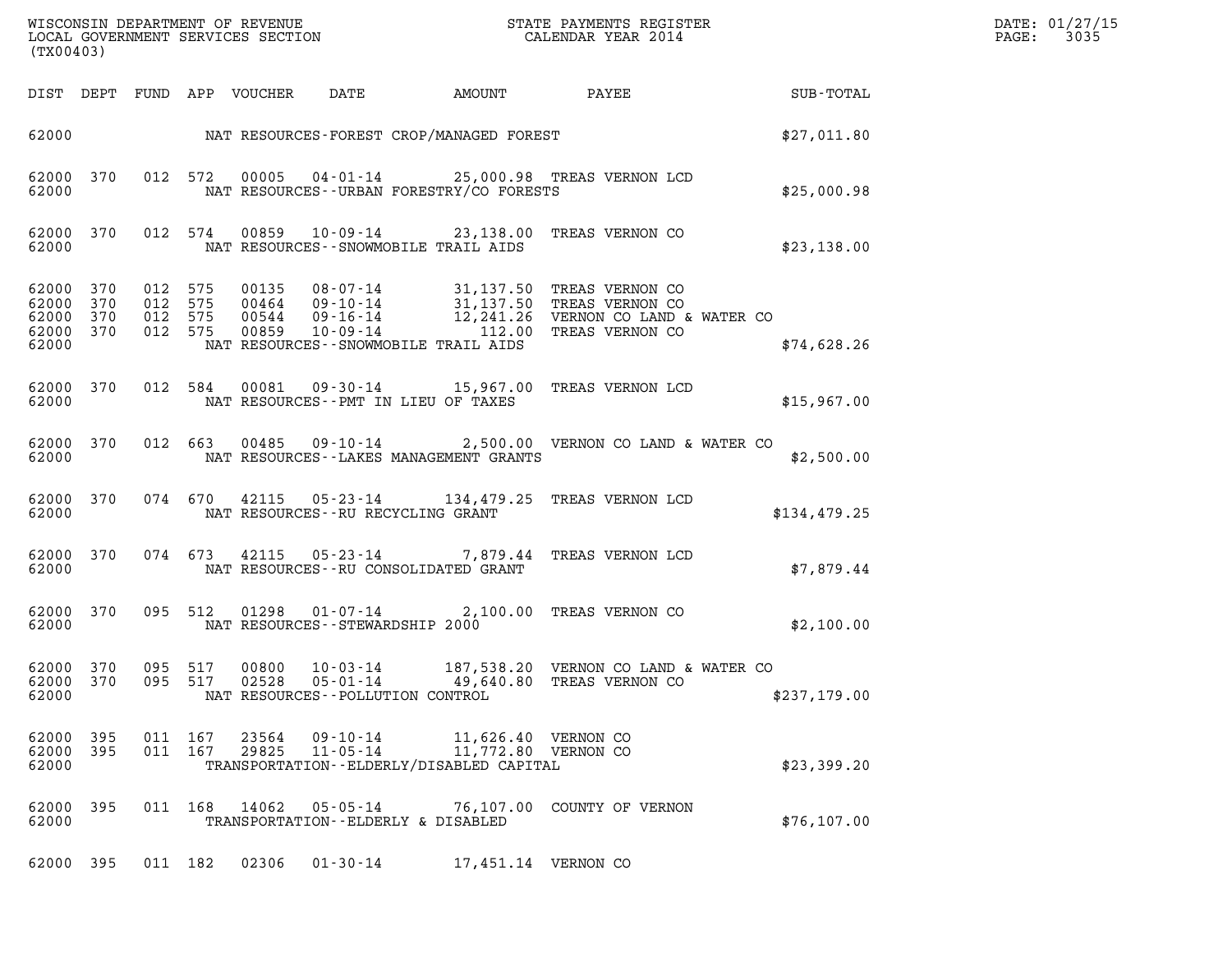| DIST | DEPT | FUND | APP | VOUCHER | DATE | AMOUNT | PAYEE | SUB-TOTAL |
|---|---|---|---|---|---|---|---|---|
| 62000 | | | | | NAT RESOURCES-FOREST CROP/MANAGED FOREST | | | $27,011.80 |
| 62000 | 370 | 012 | 572 | 00005 | 04-01-14 | 25,000.98 | TREAS VERNON LCD | |
| 62000 | | | | | NAT RESOURCES--URBAN FORESTRY/CO FORESTS | | | $25,000.98 |
| 62000 | 370 | 012 | 574 | 00859 | 10-09-14 | 23,138.00 | TREAS VERNON CO | |
| 62000 | | | | | NAT RESOURCES--SNOWMOBILE TRAIL AIDS | | | $23,138.00 |
| 62000 | 370 | 012 | 575 | 00135 | 08-07-14 | 31,137.50 | TREAS VERNON CO | |
| 62000 | 370 | 012 | 575 | 00464 | 09-10-14 | 31,137.50 | TREAS VERNON CO | |
| 62000 | 370 | 012 | 575 | 00544 | 09-16-14 | 12,241.26 | VERNON CO LAND & WATER CO | |
| 62000 | 370 | 012 | 575 | 00859 | 10-09-14 | 112.00 | TREAS VERNON CO | |
| 62000 | | | | | NAT RESOURCES--SNOWMOBILE TRAIL AIDS | | | $74,628.26 |
| 62000 | 370 | 012 | 584 | 00081 | 09-30-14 | 15,967.00 | TREAS VERNON LCD | |
| 62000 | | | | | NAT RESOURCES--PMT IN LIEU OF TAXES | | | $15,967.00 |
| 62000 | 370 | 012 | 663 | 00485 | 09-10-14 | 2,500.00 | VERNON CO LAND & WATER CO | |
| 62000 | | | | | NAT RESOURCES--LAKES MANAGEMENT GRANTS | | | $2,500.00 |
| 62000 | 370 | 074 | 670 | 42115 | 05-23-14 | 134,479.25 | TREAS VERNON LCD | |
| 62000 | | | | | NAT RESOURCES--RU RECYCLING GRANT | | | $134,479.25 |
| 62000 | 370 | 074 | 673 | 42115 | 05-23-14 | 7,879.44 | TREAS VERNON LCD | |
| 62000 | | | | | NAT RESOURCES--RU CONSOLIDATED GRANT | | | $7,879.44 |
| 62000 | 370 | 095 | 512 | 01298 | 01-07-14 | 2,100.00 | TREAS VERNON CO | |
| 62000 | | | | | NAT RESOURCES--STEWARDSHIP 2000 | | | $2,100.00 |
| 62000 | 370 | 095 | 517 | 00800 | 10-03-14 | 187,538.20 | VERNON CO LAND & WATER CO | |
| 62000 | 370 | 095 | 517 | 02528 | 05-01-14 | 49,640.80 | TREAS VERNON CO | |
| 62000 | | | | | NAT RESOURCES--POLLUTION CONTROL | | | $237,179.00 |
| 62000 | 395 | 011 | 167 | 23564 | 09-10-14 | 11,626.40 | VERNON CO | |
| 62000 | 395 | 011 | 167 | 29825 | 11-05-14 | 11,772.80 | VERNON CO | |
| 62000 | | | | | TRANSPORTATION--ELDERLY/DISABLED CAPITAL | | | $23,399.20 |
| 62000 | 395 | 011 | 168 | 14062 | 05-05-14 | 76,107.00 | COUNTY OF VERNON | |
| 62000 | | | | | TRANSPORTATION--ELDERLY & DISABLED | | | $76,107.00 |
| 62000 | 395 | 011 | 182 | 02306 | 01-30-14 | 17,451.14 | VERNON CO | |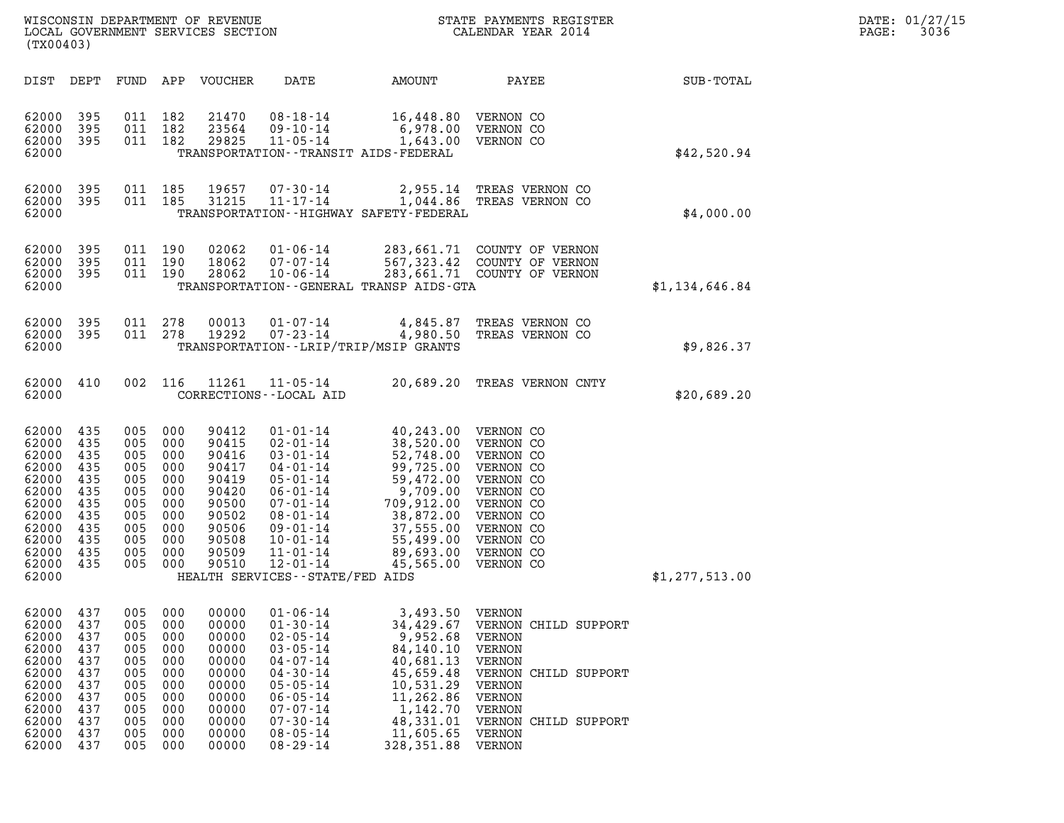WISCONSIN DEPARTMENT OF REVENUE
LOCAL GOVERNMENT SERVICES SECTION
(TX00403)

STATE PAYMENTS REGISTER
CALENDAR YEAR 2014

DATE: 01/27/15

| DIST | DEPT | FUND | APP | VOUCHER | DATE | AMOUNT | PAYEE | SUB-TOTAL |
|---|---|---|---|---|---|---|---|---|
| 62000 | 395 | 011 | 182 | 21470 | 08-18-14 | 16,448.80 | VERNON CO | |
| 62000 | 395 | 011 | 182 | 23564 | 09-10-14 | 6,978.00 | VERNON CO | |
| 62000 | 395 | 011 | 182 | 29825 | 11-05-14 | 1,643.00 | VERNON CO | |
| 62000 | | | | | TRANSPORTATION--TRANSIT AIDS-FEDERAL | | | $42,520.94 |
| 62000 | 395 | 011 | 185 | 19657 | 07-30-14 | 2,955.14 | TREAS VERNON CO | |
| 62000 | 395 | 011 | 185 | 31215 | 11-17-14 | 1,044.86 | TREAS VERNON CO | |
| 62000 | | | | | TRANSPORTATION--HIGHWAY SAFETY-FEDERAL | | | $4,000.00 |
| 62000 | 395 | 011 | 190 | 02062 | 01-06-14 | 283,661.71 | COUNTY OF VERNON | |
| 62000 | 395 | 011 | 190 | 18062 | 07-07-14 | 567,323.42 | COUNTY OF VERNON | |
| 62000 | 395 | 011 | 190 | 28062 | 10-06-14 | 283,661.71 | COUNTY OF VERNON | |
| 62000 | | | | | TRANSPORTATION--GENERAL TRANSP AIDS-GTA | | | $1,134,646.84 |
| 62000 | 395 | 011 | 278 | 00013 | 01-07-14 | 4,845.87 | TREAS VERNON CO | |
| 62000 | 395 | 011 | 278 | 19292 | 07-23-14 | 4,980.50 | TREAS VERNON CO | |
| 62000 | | | | | TRANSPORTATION--LRIP/TRIP/MSIP GRANTS | | | $9,826.37 |
| 62000 | 410 | 002 | 116 | 11261 | 11-05-14 | 20,689.20 | TREAS VERNON CNTY | |
| 62000 | | | | | CORRECTIONS--LOCAL AID | | | $20,689.20 |
| 62000 | 435 | 005 | 000 | 90412 | 01-01-14 | 40,243.00 | VERNON CO | |
| 62000 | 435 | 005 | 000 | 90415 | 02-01-14 | 38,520.00 | VERNON CO | |
| 62000 | 435 | 005 | 000 | 90416 | 03-01-14 | 52,748.00 | VERNON CO | |
| 62000 | 435 | 005 | 000 | 90417 | 04-01-14 | 99,725.00 | VERNON CO | |
| 62000 | 435 | 005 | 000 | 90419 | 05-01-14 | 59,472.00 | VERNON CO | |
| 62000 | 435 | 005 | 000 | 90420 | 06-01-14 | 9,709.00 | VERNON CO | |
| 62000 | 435 | 005 | 000 | 90500 | 07-01-14 | 709,912.00 | VERNON CO | |
| 62000 | 435 | 005 | 000 | 90502 | 08-01-14 | 38,872.00 | VERNON CO | |
| 62000 | 435 | 005 | 000 | 90506 | 09-01-14 | 37,555.00 | VERNON CO | |
| 62000 | 435 | 005 | 000 | 90508 | 10-01-14 | 55,499.00 | VERNON CO | |
| 62000 | 435 | 005 | 000 | 90509 | 11-01-14 | 89,693.00 | VERNON CO | |
| 62000 | 435 | 005 | 000 | 90510 | 12-01-14 | 45,565.00 | VERNON CO | |
| 62000 | | | | | HEALTH SERVICES--STATE/FED AIDS | | | $1,277,513.00 |
| 62000 | 437 | 005 | 000 | 00000 | 01-06-14 | 3,493.50 | VERNON | |
| 62000 | 437 | 005 | 000 | 00000 | 01-30-14 | 34,429.67 | VERNON CHILD SUPPORT | |
| 62000 | 437 | 005 | 000 | 00000 | 02-05-14 | 9,952.68 | VERNON | |
| 62000 | 437 | 005 | 000 | 00000 | 03-05-14 | 84,140.10 | VERNON | |
| 62000 | 437 | 005 | 000 | 00000 | 04-07-14 | 40,681.13 | VERNON | |
| 62000 | 437 | 005 | 000 | 00000 | 04-30-14 | 45,659.48 | VERNON CHILD SUPPORT | |
| 62000 | 437 | 005 | 000 | 00000 | 05-05-14 | 10,531.29 | VERNON | |
| 62000 | 437 | 005 | 000 | 00000 | 06-05-14 | 11,262.86 | VERNON | |
| 62000 | 437 | 005 | 000 | 00000 | 07-07-14 | 1,142.70 | VERNON | |
| 62000 | 437 | 005 | 000 | 00000 | 07-30-14 | 48,331.01 | VERNON CHILD SUPPORT | |
| 62000 | 437 | 005 | 000 | 00000 | 08-05-14 | 11,605.65 | VERNON | |
| 62000 | 437 | 005 | 000 | 00000 | 08-29-14 | 328,351.88 | VERNON | |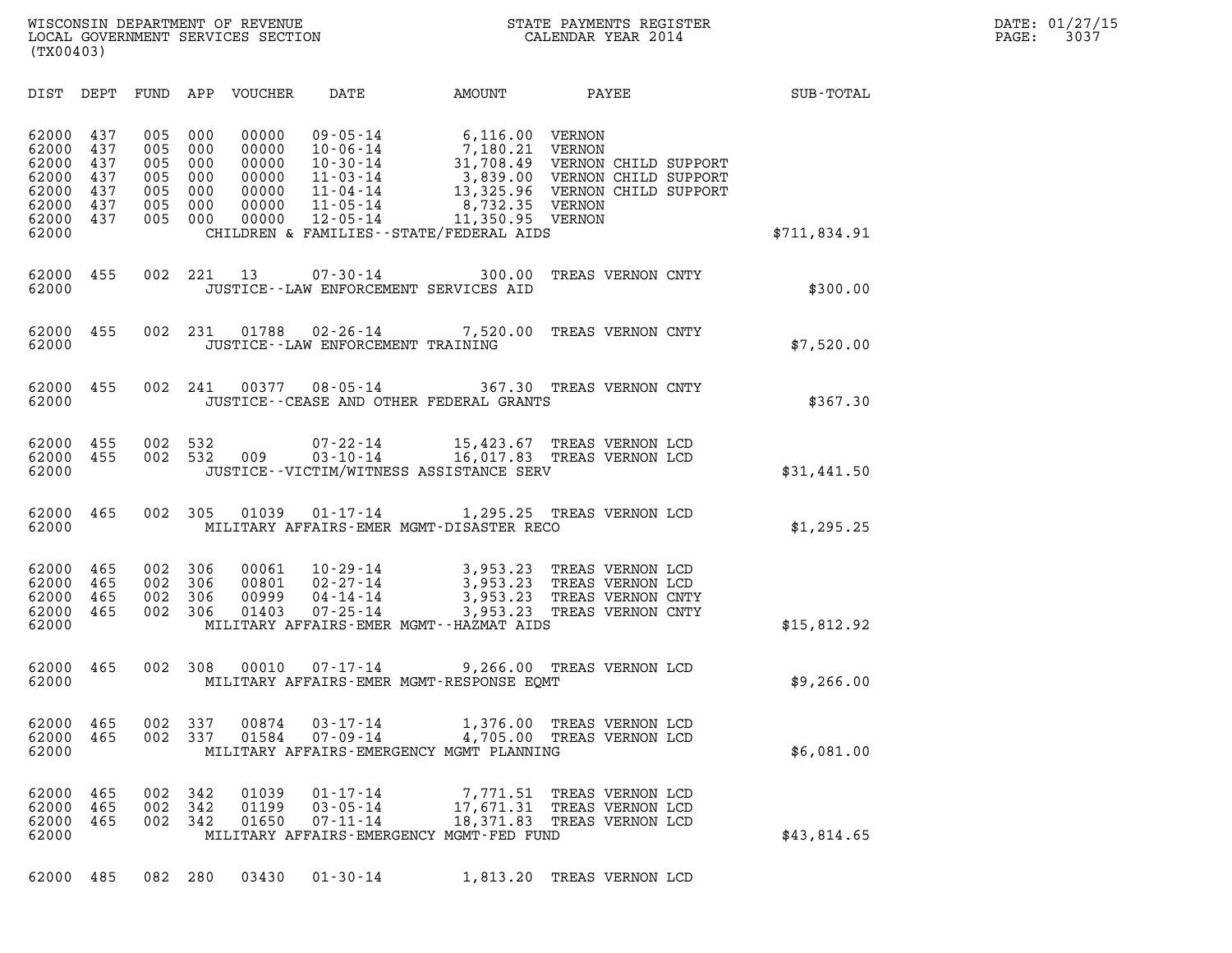WISCONSIN DEPARTMENT OF REVENUE
LOCAL GOVERNMENT SERVICES SECTION
(TX00403)

STATE PAYMENTS REGISTER
CALENDAR YEAR 2014

DATE: 01/27/15
PAGE: 3037

| DIST | DEPT | FUND | APP | VOUCHER | DATE | AMOUNT | PAYEE | SUB-TOTAL |
|---|---|---|---|---|---|---|---|---|
| 62000 | 437 | 005 | 000 | 00000 | 09-05-14 | 6,116.00 | VERNON | |
| 62000 | 437 | 005 | 000 | 00000 | 10-06-14 | 7,180.21 | VERNON | |
| 62000 | 437 | 005 | 000 | 00000 | 10-30-14 | 31,708.49 | VERNON CHILD SUPPORT | |
| 62000 | 437 | 005 | 000 | 00000 | 11-03-14 | 3,839.00 | VERNON CHILD SUPPORT | |
| 62000 | 437 | 005 | 000 | 00000 | 11-04-14 | 13,325.96 | VERNON CHILD SUPPORT | |
| 62000 | 437 | 005 | 000 | 00000 | 11-05-14 | 8,732.35 | VERNON | |
| 62000 | 437 | 005 | 000 | 00000 | 12-05-14 | 11,350.95 | VERNON | |
| 62000 | | | | | CHILDREN & FAMILIES--STATE/FEDERAL AIDS | | | $711,834.91 |
| 62000 | 455 | 002 | 221 | 13 | 07-30-14 | 300.00 | TREAS VERNON CNTY | |
| 62000 | | | | | JUSTICE--LAW ENFORCEMENT SERVICES AID | | | $300.00 |
| 62000 | 455 | 002 | 231 | 01788 | 02-26-14 | 7,520.00 | TREAS VERNON CNTY | |
| 62000 | | | | | JUSTICE--LAW ENFORCEMENT TRAINING | | | $7,520.00 |
| 62000 | 455 | 002 | 241 | 00377 | 08-05-14 | 367.30 | TREAS VERNON CNTY | |
| 62000 | | | | | JUSTICE--CEASE AND OTHER FEDERAL GRANTS | | | $367.30 |
| 62000 | 455 | 002 | 532 | | 07-22-14 | 15,423.67 | TREAS VERNON LCD | |
| 62000 | 455 | 002 | 532 | 009 | 03-10-14 | 16,017.83 | TREAS VERNON LCD | |
| 62000 | | | | | JUSTICE--VICTIM/WITNESS ASSISTANCE SERV | | | $31,441.50 |
| 62000 | 465 | 002 | 305 | 01039 | 01-17-14 | 1,295.25 | TREAS VERNON LCD | |
| 62000 | | | | | MILITARY AFFAIRS-EMER MGMT-DISASTER RECO | | | $1,295.25 |
| 62000 | 465 | 002 | 306 | 00061 | 10-29-14 | 3,953.23 | TREAS VERNON LCD | |
| 62000 | 465 | 002 | 306 | 00801 | 02-27-14 | 3,953.23 | TREAS VERNON LCD | |
| 62000 | 465 | 002 | 306 | 00999 | 04-14-14 | 3,953.23 | TREAS VERNON CNTY | |
| 62000 | 465 | 002 | 306 | 01403 | 07-25-14 | 3,953.23 | TREAS VERNON CNTY | |
| 62000 | | | | | MILITARY AFFAIRS-EMER MGMT--HAZMAT AIDS | | | $15,812.92 |
| 62000 | 465 | 002 | 308 | 00010 | 07-17-14 | 9,266.00 | TREAS VERNON LCD | |
| 62000 | | | | | MILITARY AFFAIRS-EMER MGMT-RESPONSE EQMT | | | $9,266.00 |
| 62000 | 465 | 002 | 337 | 00874 | 03-17-14 | 1,376.00 | TREAS VERNON LCD | |
| 62000 | 465 | 002 | 337 | 01584 | 07-09-14 | 4,705.00 | TREAS VERNON LCD | |
| 62000 | | | | | MILITARY AFFAIRS-EMERGENCY MGMT PLANNING | | | $6,081.00 |
| 62000 | 465 | 002 | 342 | 01039 | 01-17-14 | 7,771.51 | TREAS VERNON LCD | |
| 62000 | 465 | 002 | 342 | 01199 | 03-05-14 | 17,671.31 | TREAS VERNON LCD | |
| 62000 | 465 | 002 | 342 | 01650 | 07-11-14 | 18,371.83 | TREAS VERNON LCD | |
| 62000 | | | | | MILITARY AFFAIRS-EMERGENCY MGMT-FED FUND | | | $43,814.65 |
| 62000 | 485 | 082 | 280 | 03430 | 01-30-14 | 1,813.20 | TREAS VERNON LCD | |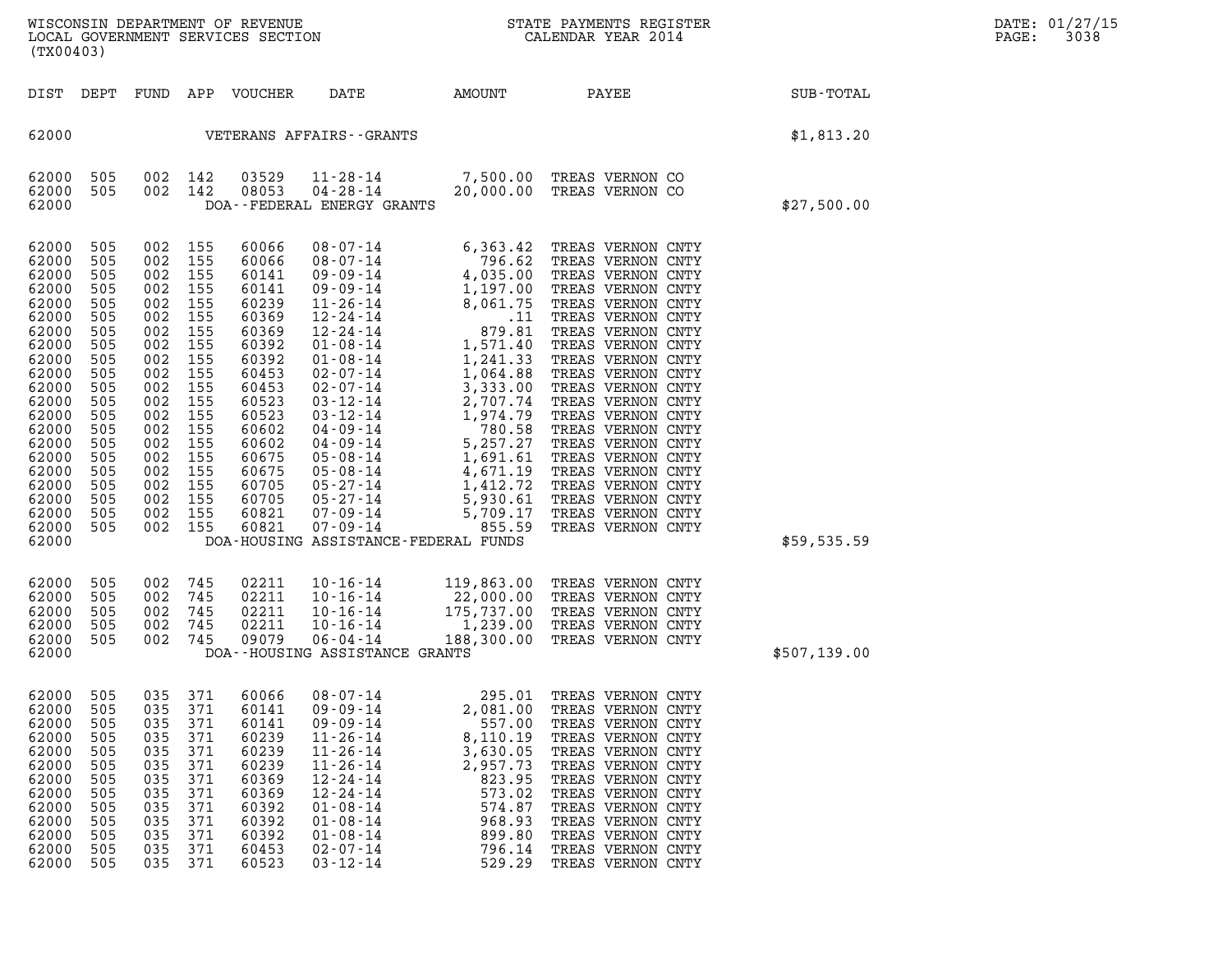WISCONSIN DEPARTMENT OF REVENUE
LOCAL GOVERNMENT SERVICES SECTION
(TX00403)

STATE PAYMENTS REGISTER
CALENDAR YEAR 2014

DATE: 01/27/15

| DIST | DEPT | FUND | APP | VOUCHER | DATE | AMOUNT | PAYEE | SUB-TOTAL |
|---|---|---|---|---|---|---|---|---|
| 62000 | | | | VETERANS AFFAIRS--GRANTS | | | | $1,813.20 |
| 62000 | 505 | 002 | 142 | 03529 | 11-28-14 | 7,500.00 | TREAS VERNON CO | |
| 62000 | 505 | 002 | 142 | 08053 | 04-28-14 | 20,000.00 | TREAS VERNON CO | |
| 62000 | | | | DOA--FEDERAL ENERGY GRANTS | | | | $27,500.00 |
| 62000 | 505 | 002 | 155 | 60066 | 08-07-14 | 6,363.42 | TREAS VERNON CNTY | |
| 62000 | 505 | 002 | 155 | 60066 | 08-07-14 | 796.62 | TREAS VERNON CNTY | |
| 62000 | 505 | 002 | 155 | 60141 | 09-09-14 | 4,035.00 | TREAS VERNON CNTY | |
| 62000 | 505 | 002 | 155 | 60141 | 09-09-14 | 1,197.00 | TREAS VERNON CNTY | |
| 62000 | 505 | 002 | 155 | 60239 | 11-26-14 | 8,061.75 | TREAS VERNON CNTY | |
| 62000 | 505 | 002 | 155 | 60369 | 12-24-14 | .11 | TREAS VERNON CNTY | |
| 62000 | 505 | 002 | 155 | 60369 | 12-24-14 | 879.81 | TREAS VERNON CNTY | |
| 62000 | 505 | 002 | 155 | 60392 | 01-08-14 | 1,571.40 | TREAS VERNON CNTY | |
| 62000 | 505 | 002 | 155 | 60392 | 01-08-14 | 1,241.33 | TREAS VERNON CNTY | |
| 62000 | 505 | 002 | 155 | 60453 | 02-07-14 | 1,064.88 | TREAS VERNON CNTY | |
| 62000 | 505 | 002 | 155 | 60453 | 02-07-14 | 3,333.00 | TREAS VERNON CNTY | |
| 62000 | 505 | 002 | 155 | 60523 | 03-12-14 | 2,707.74 | TREAS VERNON CNTY | |
| 62000 | 505 | 002 | 155 | 60523 | 03-12-14 | 1,974.79 | TREAS VERNON CNTY | |
| 62000 | 505 | 002 | 155 | 60602 | 04-09-14 | 780.58 | TREAS VERNON CNTY | |
| 62000 | 505 | 002 | 155 | 60602 | 04-09-14 | 5,257.27 | TREAS VERNON CNTY | |
| 62000 | 505 | 002 | 155 | 60675 | 05-08-14 | 1,691.61 | TREAS VERNON CNTY | |
| 62000 | 505 | 002 | 155 | 60675 | 05-08-14 | 4,671.19 | TREAS VERNON CNTY | |
| 62000 | 505 | 002 | 155 | 60705 | 05-27-14 | 1,412.72 | TREAS VERNON CNTY | |
| 62000 | 505 | 002 | 155 | 60705 | 05-27-14 | 5,930.61 | TREAS VERNON CNTY | |
| 62000 | 505 | 002 | 155 | 60821 | 07-09-14 | 5,709.17 | TREAS VERNON CNTY | |
| 62000 | 505 | 002 | 155 | 60821 | 07-09-14 | 855.59 | TREAS VERNON CNTY | |
| 62000 | | | | DOA-HOUSING ASSISTANCE-FEDERAL FUNDS | | | | $59,535.59 |
| 62000 | 505 | 002 | 745 | 02211 | 10-16-14 | 119,863.00 | TREAS VERNON CNTY | |
| 62000 | 505 | 002 | 745 | 02211 | 10-16-14 | 22,000.00 | TREAS VERNON CNTY | |
| 62000 | 505 | 002 | 745 | 02211 | 10-16-14 | 175,737.00 | TREAS VERNON CNTY | |
| 62000 | 505 | 002 | 745 | 02211 | 10-16-14 | 1,239.00 | TREAS VERNON CNTY | |
| 62000 | 505 | 002 | 745 | 09079 | 06-04-14 | 188,300.00 | TREAS VERNON CNTY | |
| 62000 | | | | DOA--HOUSING ASSISTANCE GRANTS | | | | $507,139.00 |
| 62000 | 505 | 035 | 371 | 60066 | 08-07-14 | 295.01 | TREAS VERNON CNTY | |
| 62000 | 505 | 035 | 371 | 60141 | 09-09-14 | 2,081.00 | TREAS VERNON CNTY | |
| 62000 | 505 | 035 | 371 | 60141 | 09-09-14 | 557.00 | TREAS VERNON CNTY | |
| 62000 | 505 | 035 | 371 | 60239 | 11-26-14 | 8,110.19 | TREAS VERNON CNTY | |
| 62000 | 505 | 035 | 371 | 60239 | 11-26-14 | 3,630.05 | TREAS VERNON CNTY | |
| 62000 | 505 | 035 | 371 | 60239 | 11-26-14 | 2,957.73 | TREAS VERNON CNTY | |
| 62000 | 505 | 035 | 371 | 60369 | 12-24-14 | 823.95 | TREAS VERNON CNTY | |
| 62000 | 505 | 035 | 371 | 60369 | 12-24-14 | 573.02 | TREAS VERNON CNTY | |
| 62000 | 505 | 035 | 371 | 60392 | 01-08-14 | 574.87 | TREAS VERNON CNTY | |
| 62000 | 505 | 035 | 371 | 60392 | 01-08-14 | 968.93 | TREAS VERNON CNTY | |
| 62000 | 505 | 035 | 371 | 60392 | 01-08-14 | 899.80 | TREAS VERNON CNTY | |
| 62000 | 505 | 035 | 371 | 60453 | 02-07-14 | 796.14 | TREAS VERNON CNTY | |
| 62000 | 505 | 035 | 371 | 60523 | 03-12-14 | 529.29 | TREAS VERNON CNTY | |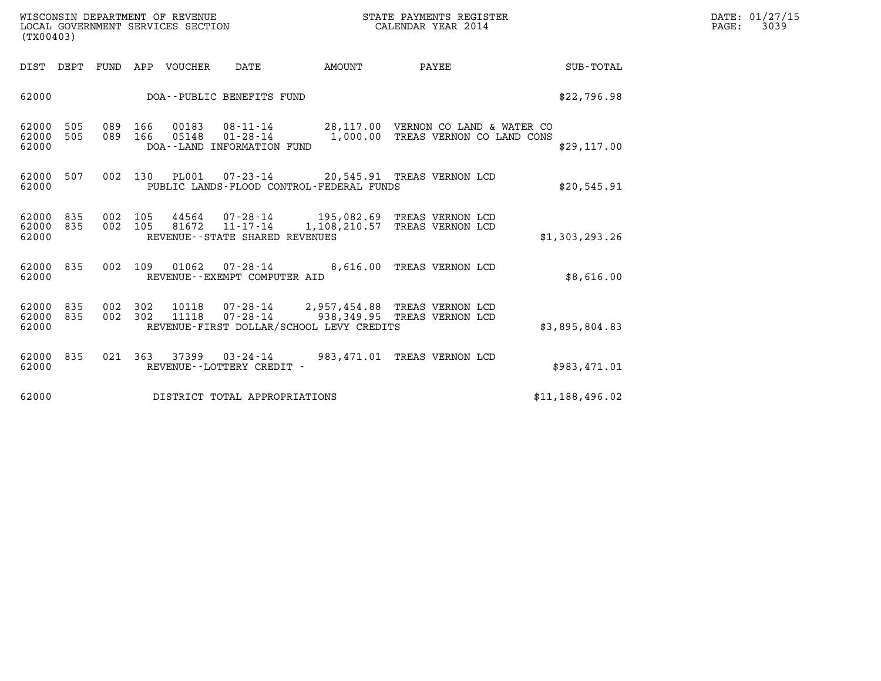WISCONSIN DEPARTMENT OF REVENUE
LOCAL GOVERNMENT SERVICES SECTION
(TX00403)

STATE PAYMENTS REGISTER
CALENDAR YEAR 2014

DATE: 01/27/15

| DIST | DEPT | FUND | APP | VOUCHER | DATE | AMOUNT | PAYEE | SUB-TOTAL |
|---|---|---|---|---|---|---|---|---|
| 62000 | | | | DOA--PUBLIC BENEFITS FUND | | | | $22,796.98 |
| 62000 | 505 | 089 | 166 | 00183 | 08-11-14 | 28,117.00 | VERNON CO LAND & WATER CO | |
| 62000 | 505 | 089 | 166 | 05148 | 01-28-14 | 1,000.00 | TREAS VERNON CO LAND CONS | |
| 62000 | | | | DOA--LAND INFORMATION FUND | | | | $29,117.00 |
| 62000 | 507 | 002 | 130 | PL001 | 07-23-14 | 20,545.91 | TREAS VERNON LCD | |
| 62000 | | | | PUBLIC LANDS-FLOOD CONTROL-FEDERAL FUNDS | | | | $20,545.91 |
| 62000 | 835 | 002 | 105 | 44564 | 07-28-14 | 195,082.69 | TREAS VERNON LCD | |
| 62000 | 835 | 002 | 105 | 81672 | 11-17-14 | 1,108,210.57 | TREAS VERNON LCD | |
| 62000 | | | | REVENUE--STATE SHARED REVENUES | | | | $1,303,293.26 |
| 62000 | 835 | 002 | 109 | 01062 | 07-28-14 | 8,616.00 | TREAS VERNON LCD | |
| 62000 | | | | REVENUE--EXEMPT COMPUTER AID | | | | $8,616.00 |
| 62000 | 835 | 002 | 302 | 10118 | 07-28-14 | 2,957,454.88 | TREAS VERNON LCD | |
| 62000 | 835 | 002 | 302 | 11118 | 07-28-14 | 938,349.95 | TREAS VERNON LCD | |
| 62000 | | | | REVENUE-FIRST DOLLAR/SCHOOL LEVY CREDITS | | | | $3,895,804.83 |
| 62000 | 835 | 021 | 363 | 37399 | 03-24-14 | 983,471.01 | TREAS VERNON LCD | |
| 62000 | | | | REVENUE--LOTTERY CREDIT - | | | | $983,471.01 |
| 62000 | | | | DISTRICT TOTAL APPROPRIATIONS | | | | $11,188,496.02 |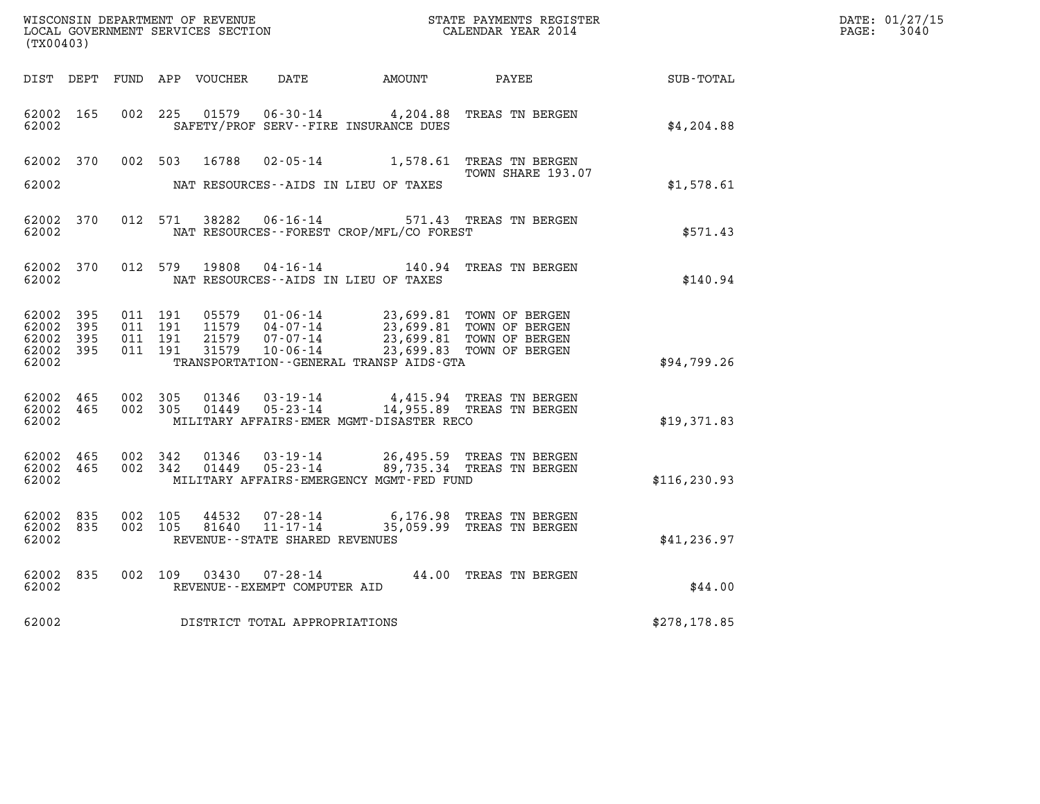WISCONSIN DEPARTMENT OF REVENUE
LOCAL GOVERNMENT SERVICES SECTION
(TX00403)

STATE PAYMENTS REGISTER
CALENDAR YEAR 2014

DATE: 01/27/15
PAGE: 3040

| DIST | DEPT | FUND | APP | VOUCHER | DATE | AMOUNT | PAYEE | SUB-TOTAL |
|---|---|---|---|---|---|---|---|---|
| 62002 | 165 | 002 | 225 | 01579 | 06-30-14 | 4,204.88 | TREAS TN BERGEN | |
| 62002 | | | | | SAFETY/PROF SERV--FIRE INSURANCE DUES | | | $4,204.88 |
| 62002 | 370 | 002 | 503 | 16788 | 02-05-14 | 1,578.61 | TREAS TN BERGEN TOWN SHARE 193.07 | |
| 62002 | | | | | NAT RESOURCES--AIDS IN LIEU OF TAXES | | | $1,578.61 |
| 62002 | 370 | 012 | 571 | 38282 | 06-16-14 | 571.43 | TREAS TN BERGEN | |
| 62002 | | | | | NAT RESOURCES--FOREST CROP/MFL/CO FOREST | | | $571.43 |
| 62002 | 370 | 012 | 579 | 19808 | 04-16-14 | 140.94 | TREAS TN BERGEN | |
| 62002 | | | | | NAT RESOURCES--AIDS IN LIEU OF TAXES | | | $140.94 |
| 62002 | 395 | 011 | 191 | 05579 | 01-06-14 | 23,699.81 | TOWN OF BERGEN | |
| 62002 | 395 | 011 | 191 | 11579 | 04-07-14 | 23,699.81 | TOWN OF BERGEN | |
| 62002 | 395 | 011 | 191 | 21579 | 07-07-14 | 23,699.81 | TOWN OF BERGEN | |
| 62002 | 395 | 011 | 191 | 31579 | 10-06-14 | 23,699.83 | TOWN OF BERGEN | |
| 62002 | | | | | TRANSPORTATION--GENERAL TRANSP AIDS-GTA | | | $94,799.26 |
| 62002 | 465 | 002 | 305 | 01346 | 03-19-14 | 4,415.94 | TREAS TN BERGEN | |
| 62002 | 465 | 002 | 305 | 01449 | 05-23-14 | 14,955.89 | TREAS TN BERGEN | |
| 62002 | | | | | MILITARY AFFAIRS-EMER MGMT-DISASTER RECO | | | $19,371.83 |
| 62002 | 465 | 002 | 342 | 01346 | 03-19-14 | 26,495.59 | TREAS TN BERGEN | |
| 62002 | 465 | 002 | 342 | 01449 | 05-23-14 | 89,735.34 | TREAS TN BERGEN | |
| 62002 | | | | | MILITARY AFFAIRS-EMERGENCY MGMT-FED FUND | | | $116,230.93 |
| 62002 | 835 | 002 | 105 | 44532 | 07-28-14 | 6,176.98 | TREAS TN BERGEN | |
| 62002 | 835 | 002 | 105 | 81640 | 11-17-14 | 35,059.99 | TREAS TN BERGEN | |
| 62002 | | | | | REVENUE--STATE SHARED REVENUES | | | $41,236.97 |
| 62002 | 835 | 002 | 109 | 03430 | 07-28-14 | 44.00 | TREAS TN BERGEN | |
| 62002 | | | | | REVENUE--EXEMPT COMPUTER AID | | | $44.00 |
| 62002 | | | | | DISTRICT TOTAL APPROPRIATIONS | | | $278,178.85 |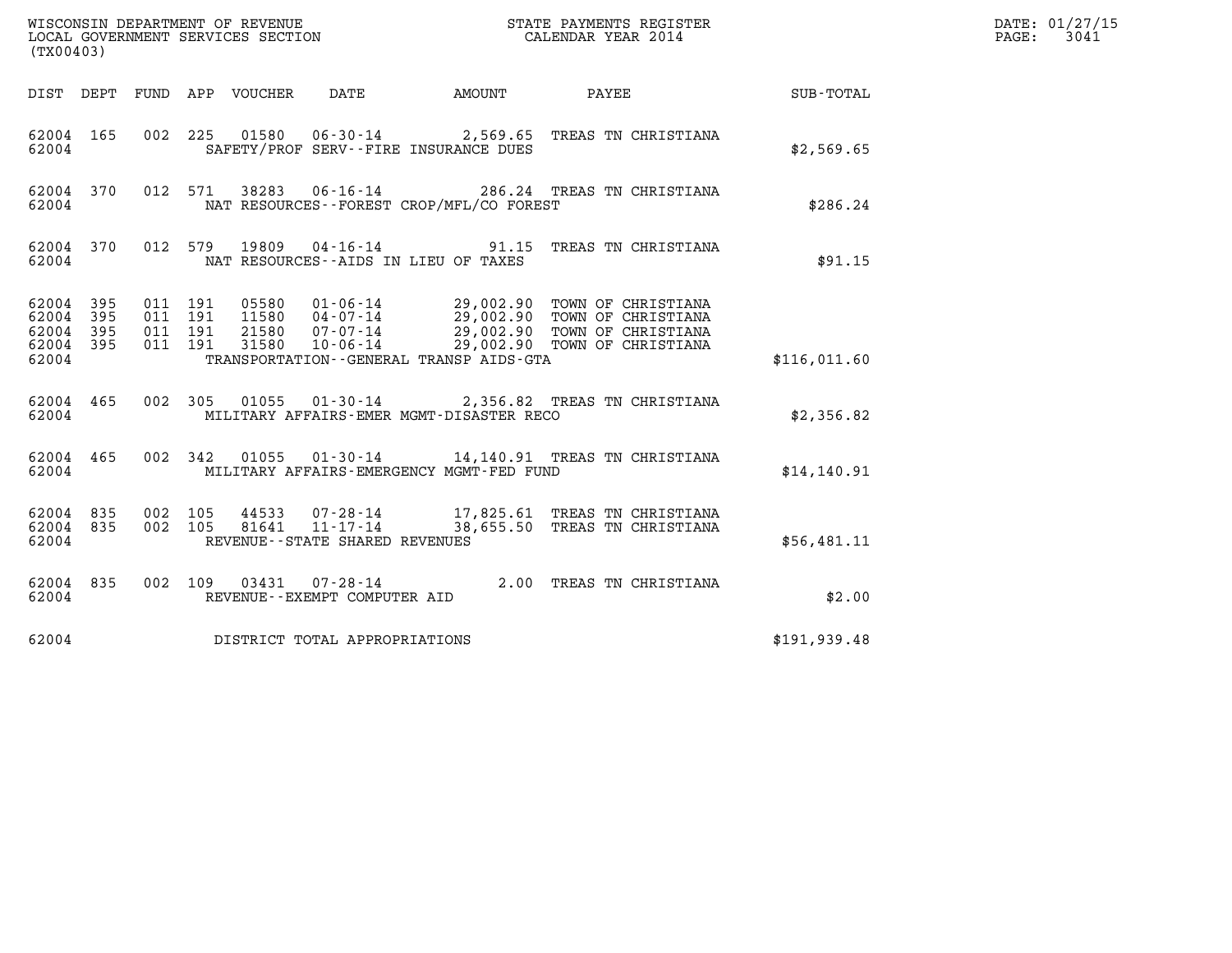WISCONSIN DEPARTMENT OF REVENUE
LOCAL GOVERNMENT SERVICES SECTION
(TX00403)

STATE PAYMENTS REGISTER
CALENDAR YEAR 2014

DATE: 01/27/15
PAGE: 3041

| DIST | DEPT | FUND | APP | VOUCHER | DATE | AMOUNT | PAYEE | SUB-TOTAL |
|---|---|---|---|---|---|---|---|---|
| 62004 | 165 | 002 | 225 | 01580 | 06-30-14 | 2,569.65 | TREAS TN CHRISTIANA | |
| 62004 | | | | | SAFETY/PROF SERV--FIRE INSURANCE DUES | | | $2,569.65 |
| 62004 | 370 | 012 | 571 | 38283 | 06-16-14 | 286.24 | TREAS TN CHRISTIANA | |
| 62004 | | | | | NAT RESOURCES--FOREST CROP/MFL/CO FOREST | | | $286.24 |
| 62004 | 370 | 012 | 579 | 19809 | 04-16-14 | 91.15 | TREAS TN CHRISTIANA | |
| 62004 | | | | | NAT RESOURCES--AIDS IN LIEU OF TAXES | | | $91.15 |
| 62004 | 395 | 011 | 191 | 05580 | 01-06-14 | 29,002.90 | TOWN OF CHRISTIANA | |
| 62004 | 395 | 011 | 191 | 11580 | 04-07-14 | 29,002.90 | TOWN OF CHRISTIANA | |
| 62004 | 395 | 011 | 191 | 21580 | 07-07-14 | 29,002.90 | TOWN OF CHRISTIANA | |
| 62004 | 395 | 011 | 191 | 31580 | 10-06-14 | 29,002.90 | TOWN OF CHRISTIANA | |
| 62004 | | | | | TRANSPORTATION--GENERAL TRANSP AIDS-GTA | | | $116,011.60 |
| 62004 | 465 | 002 | 305 | 01055 | 01-30-14 | 2,356.82 | TREAS TN CHRISTIANA | |
| 62004 | | | | | MILITARY AFFAIRS-EMER MGMT-DISASTER RECO | | | $2,356.82 |
| 62004 | 465 | 002 | 342 | 01055 | 01-30-14 | 14,140.91 | TREAS TN CHRISTIANA | |
| 62004 | | | | | MILITARY AFFAIRS-EMERGENCY MGMT-FED FUND | | | $14,140.91 |
| 62004 | 835 | 002 | 105 | 44533 | 07-28-14 | 17,825.61 | TREAS TN CHRISTIANA | |
| 62004 | 835 | 002 | 105 | 81641 | 11-17-14 | 38,655.50 | TREAS TN CHRISTIANA | |
| 62004 | | | | | REVENUE--STATE SHARED REVENUES | | | $56,481.11 |
| 62004 | 835 | 002 | 109 | 03431 | 07-28-14 | 2.00 | TREAS TN CHRISTIANA | |
| 62004 | | | | | REVENUE--EXEMPT COMPUTER AID | | | $2.00 |
| 62004 | | | | | DISTRICT TOTAL APPROPRIATIONS | | | $191,939.48 |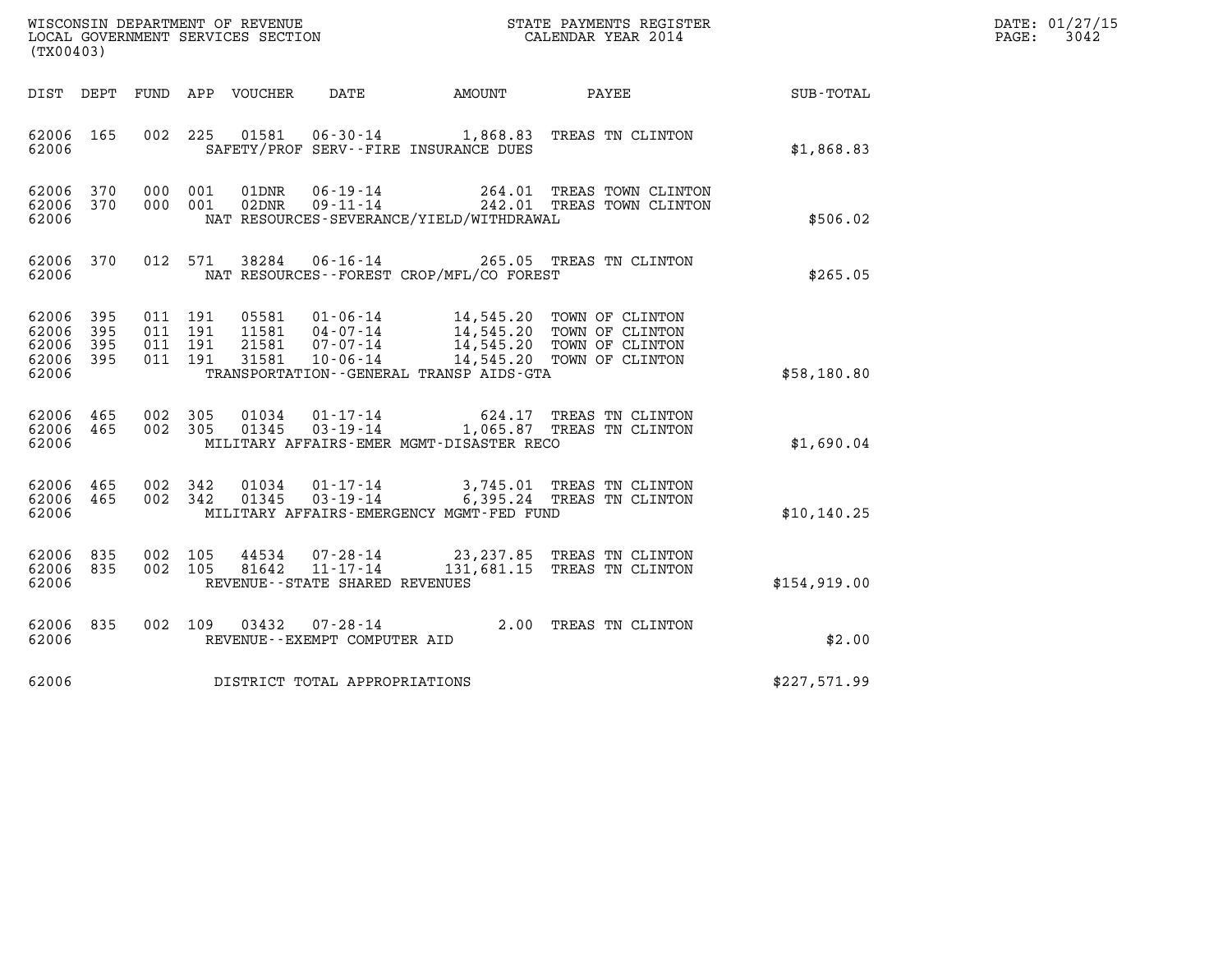WISCONSIN DEPARTMENT OF REVENUE
LOCAL GOVERNMENT SERVICES SECTION
(TX00403)

STATE PAYMENTS REGISTER
CALENDAR YEAR 2014

DATE: 01/27/15
PAGE: 3042

| DIST | DEPT | FUND | APP | VOUCHER | DATE | AMOUNT | PAYEE | SUB-TOTAL |
|---|---|---|---|---|---|---|---|---|
| 62006 | 165 | 002 | 225 | 01581 | 06-30-14 | 1,868.83 | TREAS TN CLINTON | |
| 62006 | | | | | SAFETY/PROF SERV--FIRE INSURANCE DUES | | | $1,868.83 |
| 62006 | 370 | 000 | 001 | 01DNR | 06-19-14 | 264.01 | TREAS TOWN CLINTON | |
| 62006 | 370 | 000 | 001 | 02DNR | 09-11-14 | 242.01 | TREAS TOWN CLINTON | |
| 62006 | | | | | NAT RESOURCES-SEVERANCE/YIELD/WITHDRAWAL | | | $506.02 |
| 62006 | 370 | 012 | 571 | 38284 | 06-16-14 | 265.05 | TREAS TN CLINTON | |
| 62006 | | | | | NAT RESOURCES--FOREST CROP/MFL/CO FOREST | | | $265.05 |
| 62006 | 395 | 011 | 191 | 05581 | 01-06-14 | 14,545.20 | TOWN OF CLINTON | |
| 62006 | 395 | 011 | 191 | 11581 | 04-07-14 | 14,545.20 | TOWN OF CLINTON | |
| 62006 | 395 | 011 | 191 | 21581 | 07-07-14 | 14,545.20 | TOWN OF CLINTON | |
| 62006 | 395 | 011 | 191 | 31581 | 10-06-14 | 14,545.20 | TOWN OF CLINTON | |
| 62006 | | | | | TRANSPORTATION--GENERAL TRANSP AIDS-GTA | | | $58,180.80 |
| 62006 | 465 | 002 | 305 | 01034 | 01-17-14 | 624.17 | TREAS TN CLINTON | |
| 62006 | 465 | 002 | 305 | 01345 | 03-19-14 | 1,065.87 | TREAS TN CLINTON | |
| 62006 | | | | | MILITARY AFFAIRS-EMER MGMT-DISASTER RECO | | | $1,690.04 |
| 62006 | 465 | 002 | 342 | 01034 | 01-17-14 | 3,745.01 | TREAS TN CLINTON | |
| 62006 | 465 | 002 | 342 | 01345 | 03-19-14 | 6,395.24 | TREAS TN CLINTON | |
| 62006 | | | | | MILITARY AFFAIRS-EMERGENCY MGMT-FED FUND | | | $10,140.25 |
| 62006 | 835 | 002 | 105 | 44534 | 07-28-14 | 23,237.85 | TREAS TN CLINTON | |
| 62006 | 835 | 002 | 105 | 81642 | 11-17-14 | 131,681.15 | TREAS TN CLINTON | |
| 62006 | | | | | REVENUE--STATE SHARED REVENUES | | | $154,919.00 |
| 62006 | 835 | 002 | 109 | 03432 | 07-28-14 | 2.00 | TREAS TN CLINTON | |
| 62006 | | | | | REVENUE--EXEMPT COMPUTER AID | | | $2.00 |
| 62006 | | | | | DISTRICT TOTAL APPROPRIATIONS | | | $227,571.99 |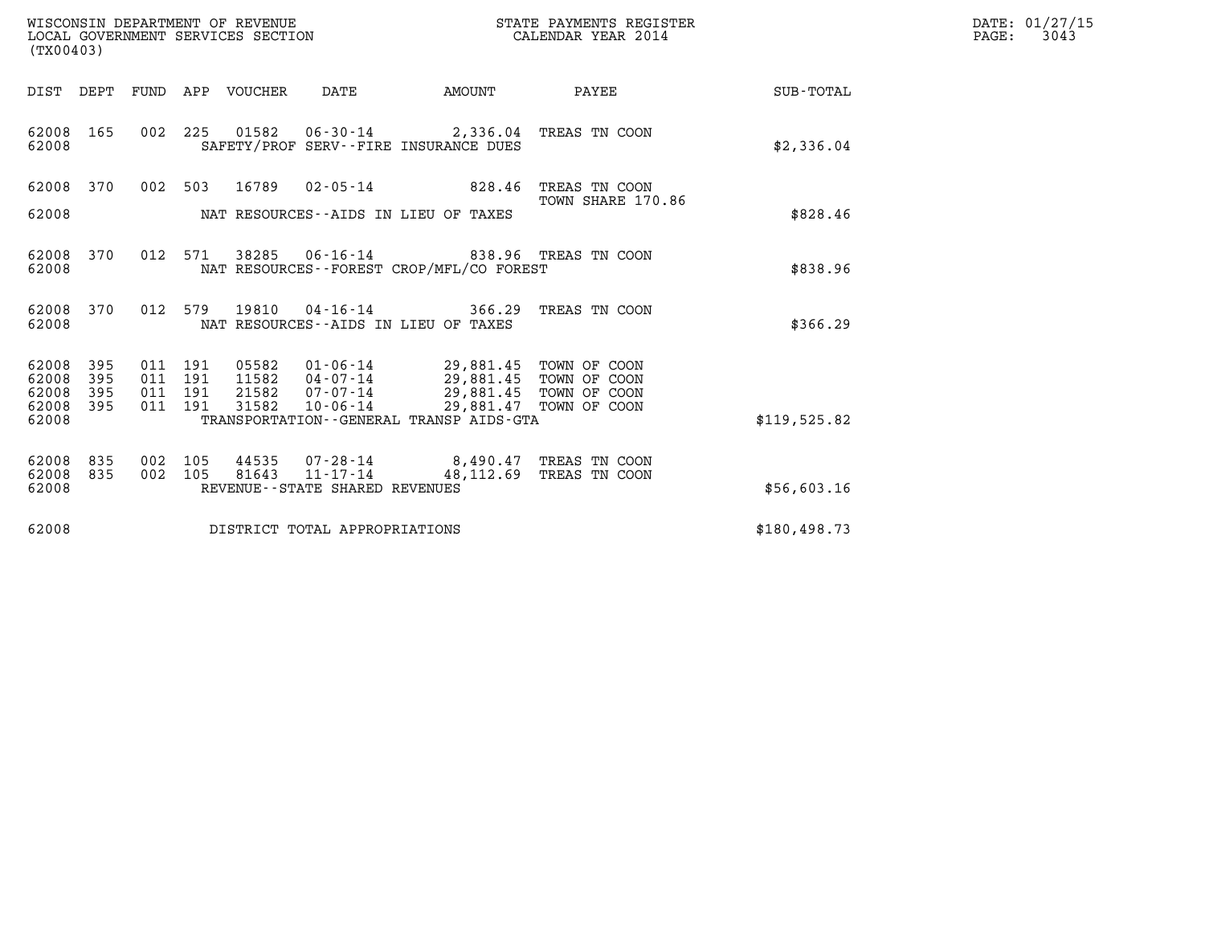WISCONSIN DEPARTMENT OF REVENUE
LOCAL GOVERNMENT SERVICES SECTION
(TX00403)

STATE PAYMENTS REGISTER
CALENDAR YEAR 2014

DATE: 01/27/15
PAGE: 3043

| DIST | DEPT | FUND | APP | VOUCHER | DATE | AMOUNT | PAYEE | SUB-TOTAL |
|---|---|---|---|---|---|---|---|---|
| 62008 | 165 | 002 | 225 | 01582 | 06-30-14 | 2,336.04 | TREAS TN COON | |
| 62008 | | | | | SAFETY/PROF SERV--FIRE INSURANCE DUES | | | $2,336.04 |
| 62008 | 370 | 002 | 503 | 16789 | 02-05-14 | 828.46 | TREAS TN COON TOWN SHARE 170.86 | |
| 62008 | | | | | NAT RESOURCES--AIDS IN LIEU OF TAXES | | | $828.46 |
| 62008 | 370 | 012 | 571 | 38285 | 06-16-14 | 838.96 | TREAS TN COON | |
| 62008 | | | | | NAT RESOURCES--FOREST CROP/MFL/CO FOREST | | | $838.96 |
| 62008 | 370 | 012 | 579 | 19810 | 04-16-14 | 366.29 | TREAS TN COON | |
| 62008 | | | | | NAT RESOURCES--AIDS IN LIEU OF TAXES | | | $366.29 |
| 62008 | 395 | 011 | 191 | 05582 | 01-06-14 | 29,881.45 | TOWN OF COON | |
| 62008 | 395 | 011 | 191 | 11582 | 04-07-14 | 29,881.45 | TOWN OF COON | |
| 62008 | 395 | 011 | 191 | 21582 | 07-07-14 | 29,881.45 | TOWN OF COON | |
| 62008 | 395 | 011 | 191 | 31582 | 10-06-14 | 29,881.47 | TOWN OF COON | |
| 62008 | | | | | TRANSPORTATION--GENERAL TRANSP AIDS-GTA | | | $119,525.82 |
| 62008 | 835 | 002 | 105 | 44535 | 07-28-14 | 8,490.47 | TREAS TN COON | |
| 62008 | 835 | 002 | 105 | 81643 | 11-17-14 | 48,112.69 | TREAS TN COON | |
| 62008 | | | | | REVENUE--STATE SHARED REVENUES | | | $56,603.16 |
| 62008 | | | | | DISTRICT TOTAL APPROPRIATIONS | | | $180,498.73 |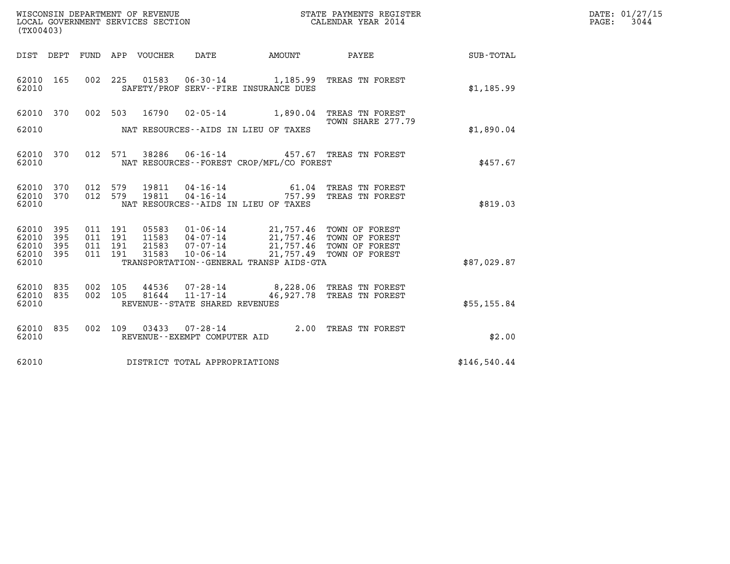WISCONSIN DEPARTMENT OF REVENUE
LOCAL GOVERNMENT SERVICES SECTION
(TX00403)

STATE PAYMENTS REGISTER
CALENDAR YEAR 2014

| DIST | DEPT | FUND | APP | VOUCHER | DATE | AMOUNT | PAYEE | SUB-TOTAL |
|---|---|---|---|---|---|---|---|---|
| 62010 | 165 | 002 | 225 | 01583 | 06-30-14 | 1,185.99 | TREAS TN FOREST | |
| 62010 | | | | | SAFETY/PROF SERV--FIRE INSURANCE DUES | | | $1,185.99 |
| 62010 | 370 | 002 | 503 | 16790 | 02-05-14 | 1,890.04 | TREAS TN FOREST TOWN SHARE 277.79 | |
| 62010 | | | | | NAT RESOURCES--AIDS IN LIEU OF TAXES | | | $1,890.04 |
| 62010 | 370 | 012 | 571 | 38286 | 06-16-14 | 457.67 | TREAS TN FOREST | |
| 62010 | | | | | NAT RESOURCES--FOREST CROP/MFL/CO FOREST | | | $457.67 |
| 62010 | 370 | 012 | 579 | 19811 | 04-16-14 | 61.04 | TREAS TN FOREST | |
| 62010 | 370 | 012 | 579 | 19811 | 04-16-14 | 757.99 | TREAS TN FOREST | |
| 62010 | | | | | NAT RESOURCES--AIDS IN LIEU OF TAXES | | | $819.03 |
| 62010 | 395 | 011 | 191 | 05583 | 01-06-14 | 21,757.46 | TOWN OF FOREST | |
| 62010 | 395 | 011 | 191 | 11583 | 04-07-14 | 21,757.46 | TOWN OF FOREST | |
| 62010 | 395 | 011 | 191 | 21583 | 07-07-14 | 21,757.46 | TOWN OF FOREST | |
| 62010 | 395 | 011 | 191 | 31583 | 10-06-14 | 21,757.49 | TOWN OF FOREST | |
| 62010 | | | | | TRANSPORTATION--GENERAL TRANSP AIDS-GTA | | | $87,029.87 |
| 62010 | 835 | 002 | 105 | 44536 | 07-28-14 | 8,228.06 | TREAS TN FOREST | |
| 62010 | 835 | 002 | 105 | 81644 | 11-17-14 | 46,927.78 | TREAS TN FOREST | |
| 62010 | | | | | REVENUE--STATE SHARED REVENUES | | | $55,155.84 |
| 62010 | 835 | 002 | 109 | 03433 | 07-28-14 | 2.00 | TREAS TN FOREST | |
| 62010 | | | | | REVENUE--EXEMPT COMPUTER AID | | | $2.00 |
| 62010 | | | | | DISTRICT TOTAL APPROPRIATIONS | | | $146,540.44 |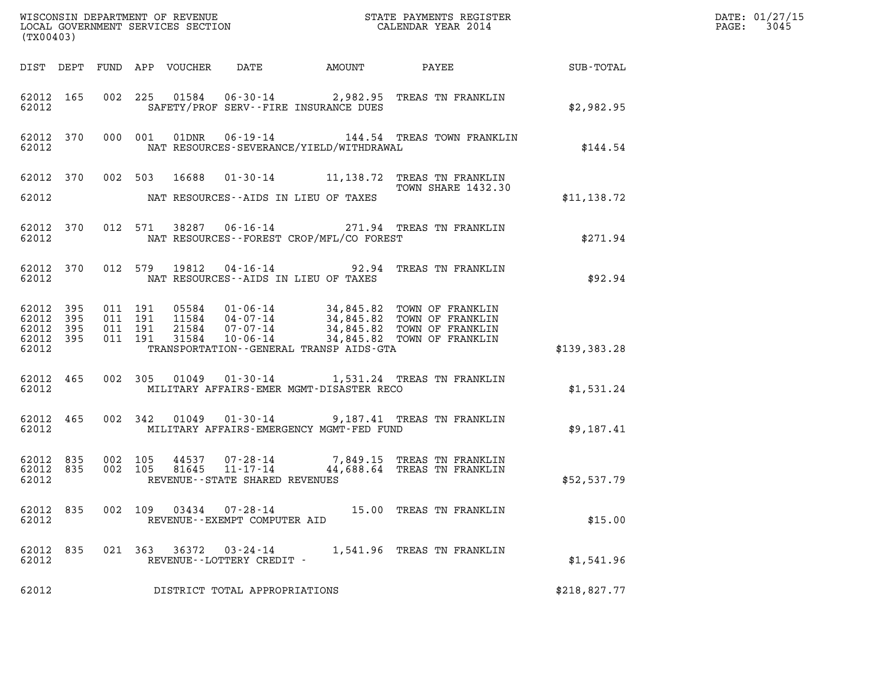WISCONSIN DEPARTMENT OF REVENUE
LOCAL GOVERNMENT SERVICES SECTION
(TX00403)

STATE PAYMENTS REGISTER
CALENDAR YEAR 2014

DATE: 01/27/15
PAGE: 3045

| DIST | DEPT | FUND | APP | VOUCHER | DATE | AMOUNT | PAYEE | SUB-TOTAL |
|---|---|---|---|---|---|---|---|---|
| 62012 | 165 | 002 | 225 | 01584 | 06-30-14 | 2,982.95 | TREAS TN FRANKLIN | |
| 62012 | | | | SAFETY/PROF SERV--FIRE INSURANCE DUES | | | | $2,982.95 |
| 62012 | 370 | 000 | 001 | 01DNR | 06-19-14 | 144.54 | TREAS TOWN FRANKLIN | |
| 62012 | | | | NAT RESOURCES-SEVERANCE/YIELD/WITHDRAWAL | | | | $144.54 |
| 62012 | 370 | 002 | 503 | 16688 | 01-30-14 | 11,138.72 | TREAS TN FRANKLIN TOWN SHARE 1432.30 | |
| 62012 | | | | NAT RESOURCES--AIDS IN LIEU OF TAXES | | | | $11,138.72 |
| 62012 | 370 | 012 | 571 | 38287 | 06-16-14 | 271.94 | TREAS TN FRANKLIN | |
| 62012 | | | | NAT RESOURCES--FOREST CROP/MFL/CO FOREST | | | | $271.94 |
| 62012 | 370 | 012 | 579 | 19812 | 04-16-14 | 92.94 | TREAS TN FRANKLIN | |
| 62012 | | | | NAT RESOURCES--AIDS IN LIEU OF TAXES | | | | $92.94 |
| 62012 | 395 | 011 | 191 | 05584 | 01-06-14 | 34,845.82 | TOWN OF FRANKLIN | |
| 62012 | 395 | 011 | 191 | 11584 | 04-07-14 | 34,845.82 | TOWN OF FRANKLIN | |
| 62012 | 395 | 011 | 191 | 21584 | 07-07-14 | 34,845.82 | TOWN OF FRANKLIN | |
| 62012 | 395 | 011 | 191 | 31584 | 10-06-14 | 34,845.82 | TOWN OF FRANKLIN | |
| 62012 | | | | TRANSPORTATION--GENERAL TRANSP AIDS-GTA | | | | $139,383.28 |
| 62012 | 465 | 002 | 305 | 01049 | 01-30-14 | 1,531.24 | TREAS TN FRANKLIN | |
| 62012 | | | | MILITARY AFFAIRS-EMER MGMT-DISASTER RECO | | | | $1,531.24 |
| 62012 | 465 | 002 | 342 | 01049 | 01-30-14 | 9,187.41 | TREAS TN FRANKLIN | |
| 62012 | | | | MILITARY AFFAIRS-EMERGENCY MGMT-FED FUND | | | | $9,187.41 |
| 62012 | 835 | 002 | 105 | 44537 | 07-28-14 | 7,849.15 | TREAS TN FRANKLIN | |
| 62012 | 835 | 002 | 105 | 81645 | 11-17-14 | 44,688.64 | TREAS TN FRANKLIN | |
| 62012 | | | | REVENUE--STATE SHARED REVENUES | | | | $52,537.79 |
| 62012 | 835 | 002 | 109 | 03434 | 07-28-14 | 15.00 | TREAS TN FRANKLIN | |
| 62012 | | | | REVENUE--EXEMPT COMPUTER AID | | | | $15.00 |
| 62012 | 835 | 021 | 363 | 36372 | 03-24-14 | 1,541.96 | TREAS TN FRANKLIN | |
| 62012 | | | | REVENUE--LOTTERY CREDIT - | | | | $1,541.96 |
| 62012 | | | | DISTRICT TOTAL APPROPRIATIONS | | | | $218,827.77 |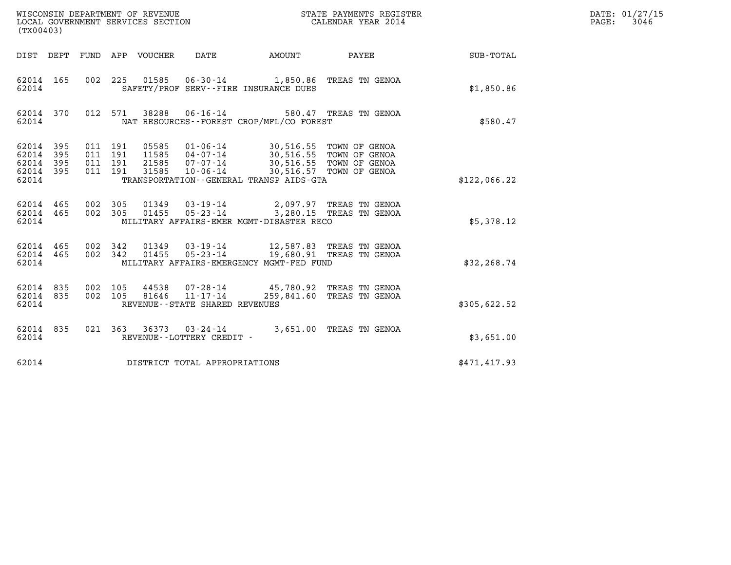WISCONSIN DEPARTMENT OF REVENUE
LOCAL GOVERNMENT SERVICES SECTION
(TX00403)

STATE PAYMENTS REGISTER
CALENDAR YEAR 2014

DATE: 01/27/15
PAGE: 3046

| DIST | DEPT | FUND | APP | VOUCHER | DATE | AMOUNT | PAYEE | SUB-TOTAL |
|---|---|---|---|---|---|---|---|---|
| 62014 | 165 | 002 | 225 | 01585 | 06-30-14 | 1,850.86 | TREAS TN GENOA | |
| 62014 | | | | SAFETY/PROF SERV--FIRE INSURANCE DUES | | | | $1,850.86 |
| 62014 | 370 | 012 | 571 | 38288 | 06-16-14 | 580.47 | TREAS TN GENOA | |
| 62014 | | | | NAT RESOURCES--FOREST CROP/MFL/CO FOREST | | | | $580.47 |
| 62014 | 395 | 011 | 191 | 05585 | 01-06-14 | 30,516.55 | TOWN OF GENOA | |
| 62014 | 395 | 011 | 191 | 11585 | 04-07-14 | 30,516.55 | TOWN OF GENOA | |
| 62014 | 395 | 011 | 191 | 21585 | 07-07-14 | 30,516.55 | TOWN OF GENOA | |
| 62014 | 395 | 011 | 191 | 31585 | 10-06-14 | 30,516.57 | TOWN OF GENOA | |
| 62014 | | | | TRANSPORTATION--GENERAL TRANSP AIDS-GTA | | | | $122,066.22 |
| 62014 | 465 | 002 | 305 | 01349 | 03-19-14 | 2,097.97 | TREAS TN GENOA | |
| 62014 | 465 | 002 | 305 | 01455 | 05-23-14 | 3,280.15 | TREAS TN GENOA | |
| 62014 | | | | MILITARY AFFAIRS-EMER MGMT-DISASTER RECO | | | | $5,378.12 |
| 62014 | 465 | 002 | 342 | 01349 | 03-19-14 | 12,587.83 | TREAS TN GENOA | |
| 62014 | 465 | 002 | 342 | 01455 | 05-23-14 | 19,680.91 | TREAS TN GENOA | |
| 62014 | | | | MILITARY AFFAIRS-EMERGENCY MGMT-FED FUND | | | | $32,268.74 |
| 62014 | 835 | 002 | 105 | 44538 | 07-28-14 | 45,780.92 | TREAS TN GENOA | |
| 62014 | 835 | 002 | 105 | 81646 | 11-17-14 | 259,841.60 | TREAS TN GENOA | |
| 62014 | | | | REVENUE--STATE SHARED REVENUES | | | | $305,622.52 |
| 62014 | 835 | 021 | 363 | 36373 | 03-24-14 | 3,651.00 | TREAS TN GENOA | |
| 62014 | | | | REVENUE--LOTTERY CREDIT - | | | | $3,651.00 |
| 62014 | | | | DISTRICT TOTAL APPROPRIATIONS | | | | $471,417.93 |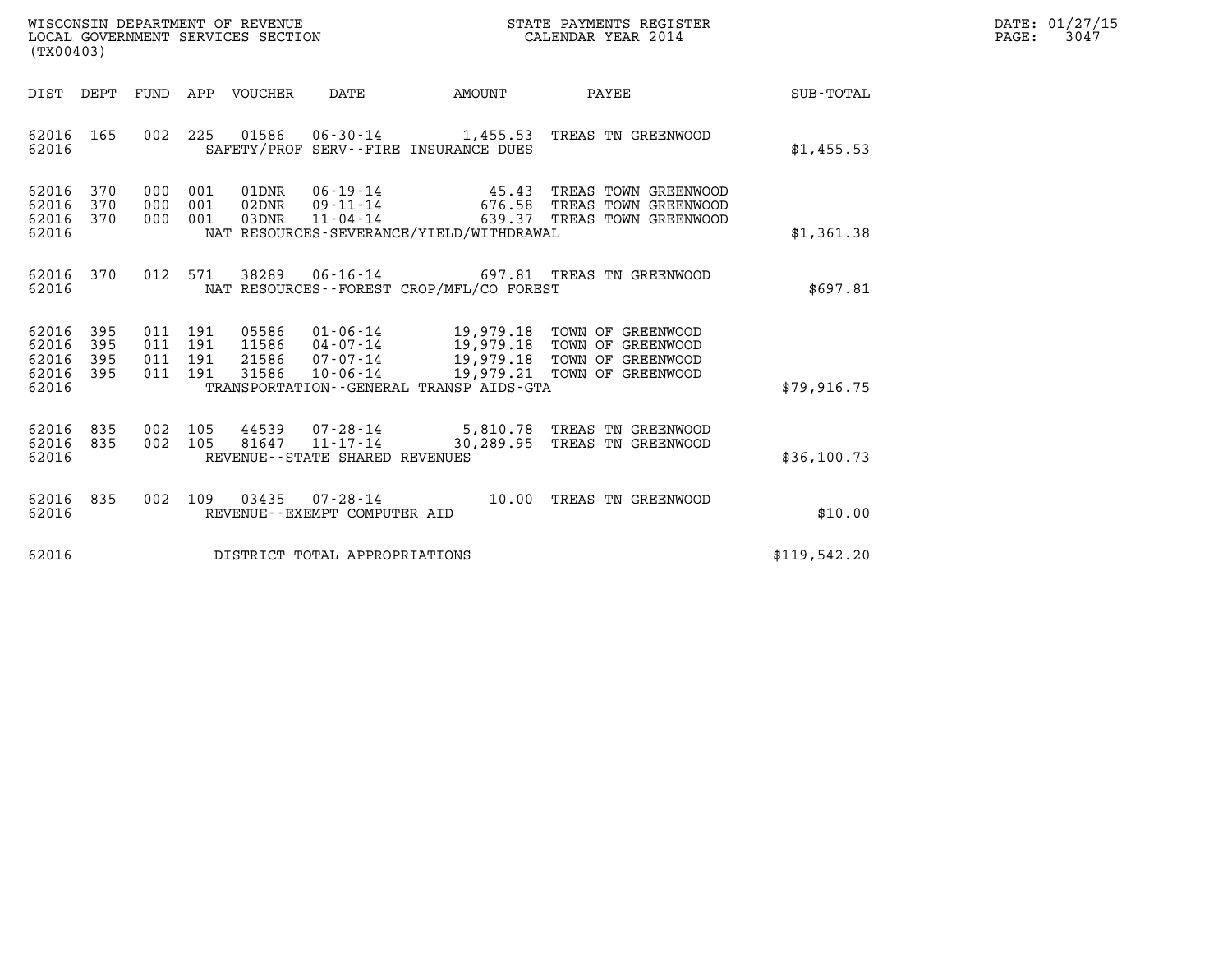WISCONSIN DEPARTMENT OF REVENUE
LOCAL GOVERNMENT SERVICES SECTION
(TX00403)

STATE PAYMENTS REGISTER
CALENDAR YEAR 2014

| DIST | DEPT | FUND | APP | VOUCHER | DATE | AMOUNT | PAYEE | SUB-TOTAL |
|---|---|---|---|---|---|---|---|---|
| 62016 | 165 | 002 | 225 | 01586 | 06-30-14 | 1,455.53 | TREAS TN GREENWOOD | |
| 62016 | | | | SAFETY/PROF SERV--FIRE INSURANCE DUES | | | | $1,455.53 |
| 62016 | 370 | 000 | 001 | 01DNR | 06-19-14 | 45.43 | TREAS TOWN GREENWOOD | |
| 62016 | 370 | 000 | 001 | 02DNR | 09-11-14 | 676.58 | TREAS TOWN GREENWOOD | |
| 62016 | 370 | 000 | 001 | 03DNR | 11-04-14 | 639.37 | TREAS TOWN GREENWOOD | |
| 62016 | | | | NAT RESOURCES-SEVERANCE/YIELD/WITHDRAWAL | | | | $1,361.38 |
| 62016 | 370 | 012 | 571 | 38289 | 06-16-14 | 697.81 | TREAS TN GREENWOOD | |
| 62016 | | | | NAT RESOURCES--FOREST CROP/MFL/CO FOREST | | | | $697.81 |
| 62016 | 395 | 011 | 191 | 05586 | 01-06-14 | 19,979.18 | TOWN OF GREENWOOD | |
| 62016 | 395 | 011 | 191 | 11586 | 04-07-14 | 19,979.18 | TOWN OF GREENWOOD | |
| 62016 | 395 | 011 | 191 | 21586 | 07-07-14 | 19,979.18 | TOWN OF GREENWOOD | |
| 62016 | 395 | 011 | 191 | 31586 | 10-06-14 | 19,979.21 | TOWN OF GREENWOOD | |
| 62016 | | | | TRANSPORTATION--GENERAL TRANSP AIDS-GTA | | | | $79,916.75 |
| 62016 | 835 | 002 | 105 | 44539 | 07-28-14 | 5,810.78 | TREAS TN GREENWOOD | |
| 62016 | 835 | 002 | 105 | 81647 | 11-17-14 | 30,289.95 | TREAS TN GREENWOOD | |
| 62016 | | | | REVENUE--STATE SHARED REVENUES | | | | $36,100.73 |
| 62016 | 835 | 002 | 109 | 03435 | 07-28-14 | 10.00 | TREAS TN GREENWOOD | |
| 62016 | | | | REVENUE--EXEMPT COMPUTER AID | | | | $10.00 |
| 62016 | | | | DISTRICT TOTAL APPROPRIATIONS | | | | $119,542.20 |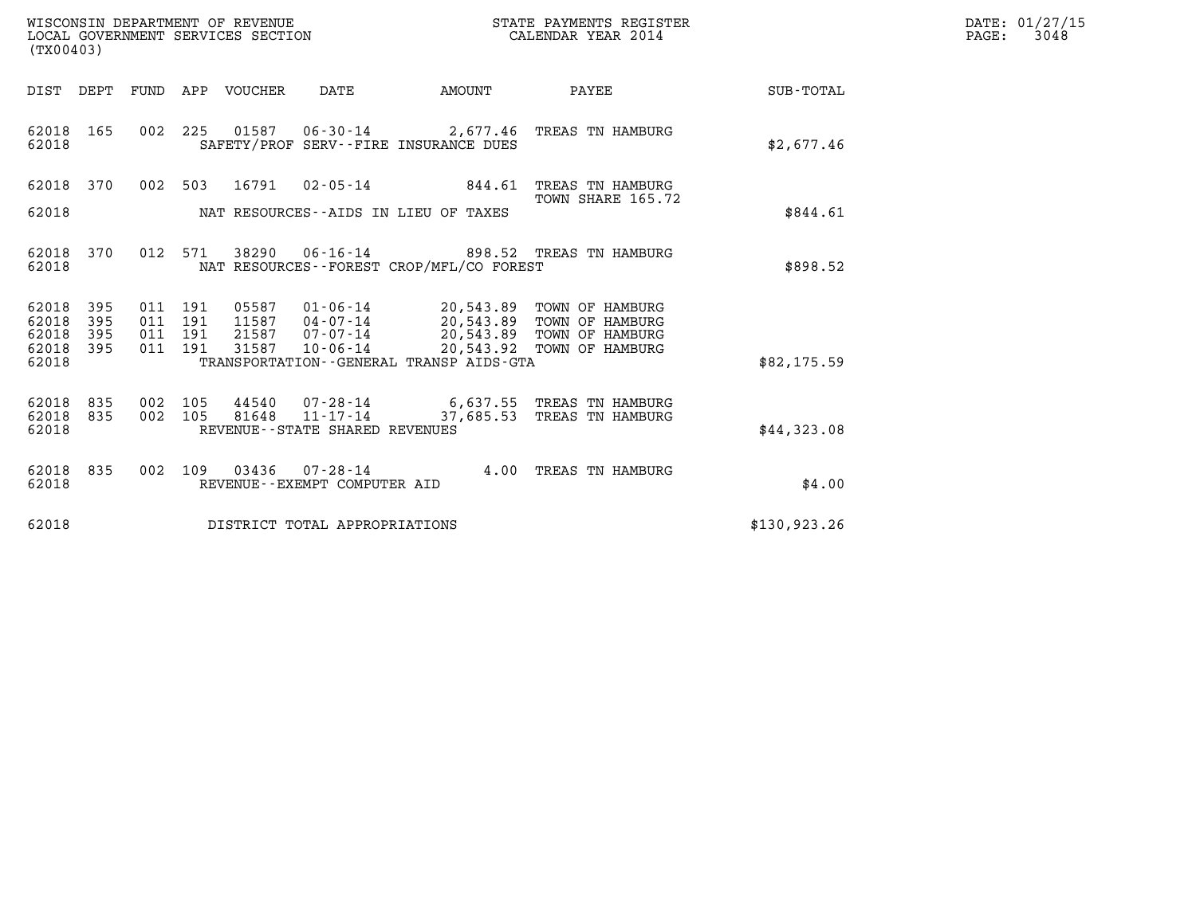WISCONSIN DEPARTMENT OF REVENUE
LOCAL GOVERNMENT SERVICES SECTION
(TX00403)

STATE PAYMENTS REGISTER
CALENDAR YEAR 2014

DATE: 01/27/15

| DIST | DEPT | FUND | APP | VOUCHER | DATE | AMOUNT | PAYEE | SUB-TOTAL |
|---|---|---|---|---|---|---|---|---|
| 62018 | 165 | 002 | 225 | 01587 | 06-30-14 | 2,677.46 | TREAS TN HAMBURG | |
| 62018 | | | | | SAFETY/PROF SERV--FIRE INSURANCE DUES | | | $2,677.46 |
| 62018 | 370 | 002 | 503 | 16791 | 02-05-14 | 844.61 | TREAS TN HAMBURG TOWN SHARE 165.72 | |
| 62018 | | | | | NAT RESOURCES--AIDS IN LIEU OF TAXES | | | $844.61 |
| 62018 | 370 | 012 | 571 | 38290 | 06-16-14 | 898.52 | TREAS TN HAMBURG | |
| 62018 | | | | | NAT RESOURCES--FOREST CROP/MFL/CO FOREST | | | $898.52 |
| 62018 | 395 | 011 | 191 | 05587 | 01-06-14 | 20,543.89 | TOWN OF HAMBURG | |
| 62018 | 395 | 011 | 191 | 11587 | 04-07-14 | 20,543.89 | TOWN OF HAMBURG | |
| 62018 | 395 | 011 | 191 | 21587 | 07-07-14 | 20,543.89 | TOWN OF HAMBURG | |
| 62018 | 395 | 011 | 191 | 31587 | 10-06-14 | 20,543.92 | TOWN OF HAMBURG | |
| 62018 | | | | | TRANSPORTATION--GENERAL TRANSP AIDS-GTA | | | $82,175.59 |
| 62018 | 835 | 002 | 105 | 44540 | 07-28-14 | 6,637.55 | TREAS TN HAMBURG | |
| 62018 | 835 | 002 | 105 | 81648 | 11-17-14 | 37,685.53 | TREAS TN HAMBURG | |
| 62018 | | | | | REVENUE--STATE SHARED REVENUES | | | $44,323.08 |
| 62018 | 835 | 002 | 109 | 03436 | 07-28-14 | 4.00 | TREAS TN HAMBURG | |
| 62018 | | | | | REVENUE--EXEMPT COMPUTER AID | | | $4.00 |
| 62018 | | | | | DISTRICT TOTAL APPROPRIATIONS | | | $130,923.26 |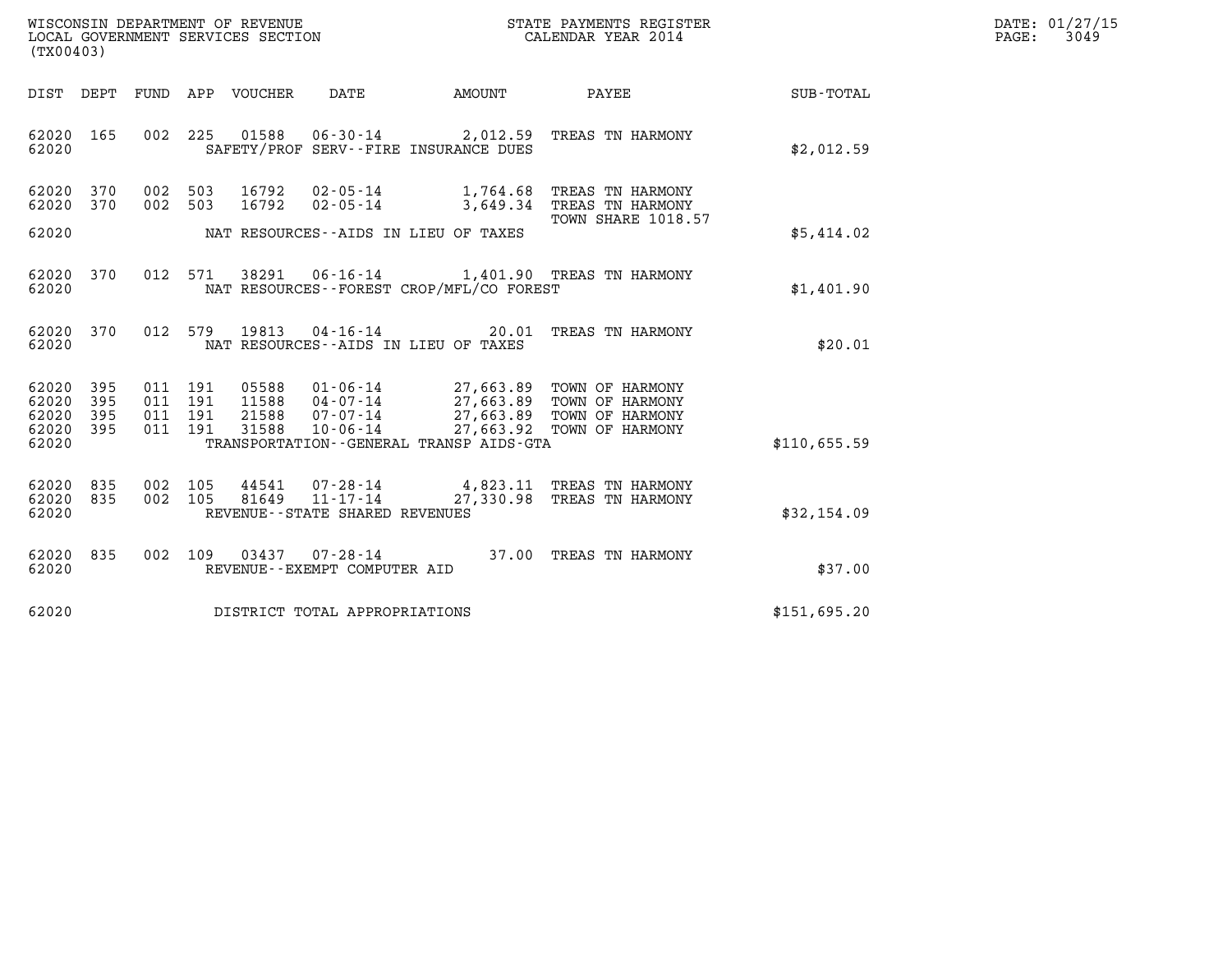WISCONSIN DEPARTMENT OF REVENUE
LOCAL GOVERNMENT SERVICES SECTION
(TX00403)

STATE PAYMENTS REGISTER
CALENDAR YEAR 2014

DATE: 01/27/15
PAGE: 3049

| DIST | DEPT | FUND | APP | VOUCHER | DATE | AMOUNT | PAYEE | SUB-TOTAL |
|---|---|---|---|---|---|---|---|---|
| 62020 | 165 | 002 | 225 | 01588 | 06-30-14 | 2,012.59 | TREAS TN HARMONY | |
| 62020 | | | | | SAFETY/PROF SERV--FIRE INSURANCE DUES | | | $2,012.59 |
| 62020 | 370 | 002 | 503 | 16792 | 02-05-14 | 1,764.68 | TREAS TN HARMONY | |
| 62020 | 370 | 002 | 503 | 16792 | 02-05-14 | 3,649.34 | TREAS TN HARMONY TOWN SHARE 1018.57 | |
| 62020 | | | | | NAT RESOURCES--AIDS IN LIEU OF TAXES | | | $5,414.02 |
| 62020 | 370 | 012 | 571 | 38291 | 06-16-14 | 1,401.90 | TREAS TN HARMONY | |
| 62020 | | | | | NAT RESOURCES--FOREST CROP/MFL/CO FOREST | | | $1,401.90 |
| 62020 | 370 | 012 | 579 | 19813 | 04-16-14 | 20.01 | TREAS TN HARMONY | |
| 62020 | | | | | NAT RESOURCES--AIDS IN LIEU OF TAXES | | | $20.01 |
| 62020 | 395 | 011 | 191 | 05588 | 01-06-14 | 27,663.89 | TOWN OF HARMONY | |
| 62020 | 395 | 011 | 191 | 11588 | 04-07-14 | 27,663.89 | TOWN OF HARMONY | |
| 62020 | 395 | 011 | 191 | 21588 | 07-07-14 | 27,663.89 | TOWN OF HARMONY | |
| 62020 | 395 | 011 | 191 | 31588 | 10-06-14 | 27,663.92 | TOWN OF HARMONY | |
| 62020 | | | | | TRANSPORTATION--GENERAL TRANSP AIDS-GTA | | | $110,655.59 |
| 62020 | 835 | 002 | 105 | 44541 | 07-28-14 | 4,823.11 | TREAS TN HARMONY | |
| 62020 | 835 | 002 | 105 | 81649 | 11-17-14 | 27,330.98 | TREAS TN HARMONY | |
| 62020 | | | | | REVENUE--STATE SHARED REVENUES | | | $32,154.09 |
| 62020 | 835 | 002 | 109 | 03437 | 07-28-14 | 37.00 | TREAS TN HARMONY | |
| 62020 | | | | | REVENUE--EXEMPT COMPUTER AID | | | $37.00 |
| 62020 | | | | | DISTRICT TOTAL APPROPRIATIONS | | | $151,695.20 |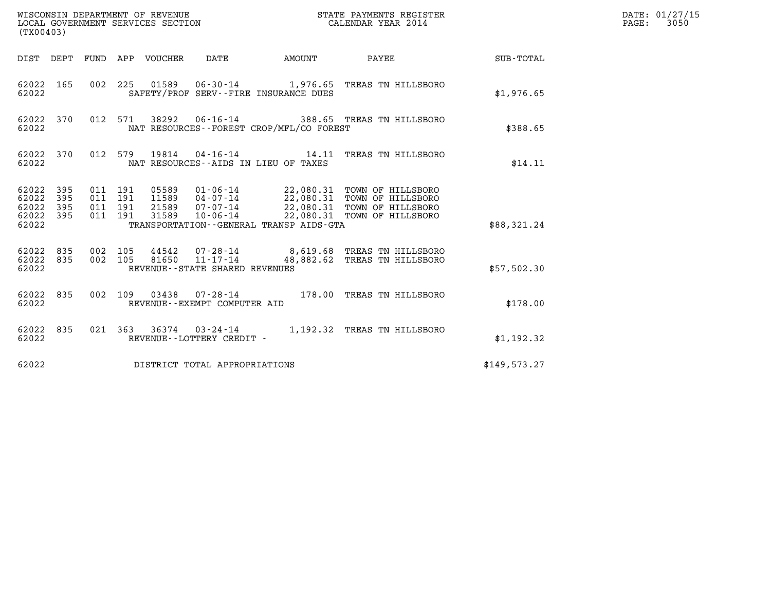WISCONSIN DEPARTMENT OF REVENUE
LOCAL GOVERNMENT SERVICES SECTION
(TX00403)

STATE PAYMENTS REGISTER
CALENDAR YEAR 2014

DATE: 01/27/15
PAGE: 3050

| DIST | DEPT | FUND | APP | VOUCHER | DATE | AMOUNT | PAYEE | SUB-TOTAL |
|---|---|---|---|---|---|---|---|---|
| 62022 | 165 | 002 | 225 | 01589 | 06-30-14 | 1,976.65 | TREAS TN HILLSBORO | |
| 62022 | | | | SAFETY/PROF SERV--FIRE INSURANCE DUES | | | | $1,976.65 |
| 62022 | 370 | 012 | 571 | 38292 | 06-16-14 | 388.65 | TREAS TN HILLSBORO | |
| 62022 | | | | NAT RESOURCES--FOREST CROP/MFL/CO FOREST | | | | $388.65 |
| 62022 | 370 | 012 | 579 | 19814 | 04-16-14 | 14.11 | TREAS TN HILLSBORO | |
| 62022 | | | | NAT RESOURCES--AIDS IN LIEU OF TAXES | | | | $14.11 |
| 62022 | 395 | 011 | 191 | 05589 | 01-06-14 | 22,080.31 | TOWN OF HILLSBORO | |
| 62022 | 395 | 011 | 191 | 11589 | 04-07-14 | 22,080.31 | TOWN OF HILLSBORO | |
| 62022 | 395 | 011 | 191 | 21589 | 07-07-14 | 22,080.31 | TOWN OF HILLSBORO | |
| 62022 | 395 | 011 | 191 | 31589 | 10-06-14 | 22,080.31 | TOWN OF HILLSBORO | |
| 62022 | | | | TRANSPORTATION--GENERAL TRANSP AIDS-GTA | | | | $88,321.24 |
| 62022 | 835 | 002 | 105 | 44542 | 07-28-14 | 8,619.68 | TREAS TN HILLSBORO | |
| 62022 | 835 | 002 | 105 | 81650 | 11-17-14 | 48,882.62 | TREAS TN HILLSBORO | |
| 62022 | | | | REVENUE--STATE SHARED REVENUES | | | | $57,502.30 |
| 62022 | 835 | 002 | 109 | 03438 | 07-28-14 | 178.00 | TREAS TN HILLSBORO | |
| 62022 | | | | REVENUE--EXEMPT COMPUTER AID | | | | $178.00 |
| 62022 | 835 | 021 | 363 | 36374 | 03-24-14 | 1,192.32 | TREAS TN HILLSBORO | |
| 62022 | | | | REVENUE--LOTTERY CREDIT - | | | | $1,192.32 |
| 62022 | | | | DISTRICT TOTAL APPROPRIATIONS | | | | $149,573.27 |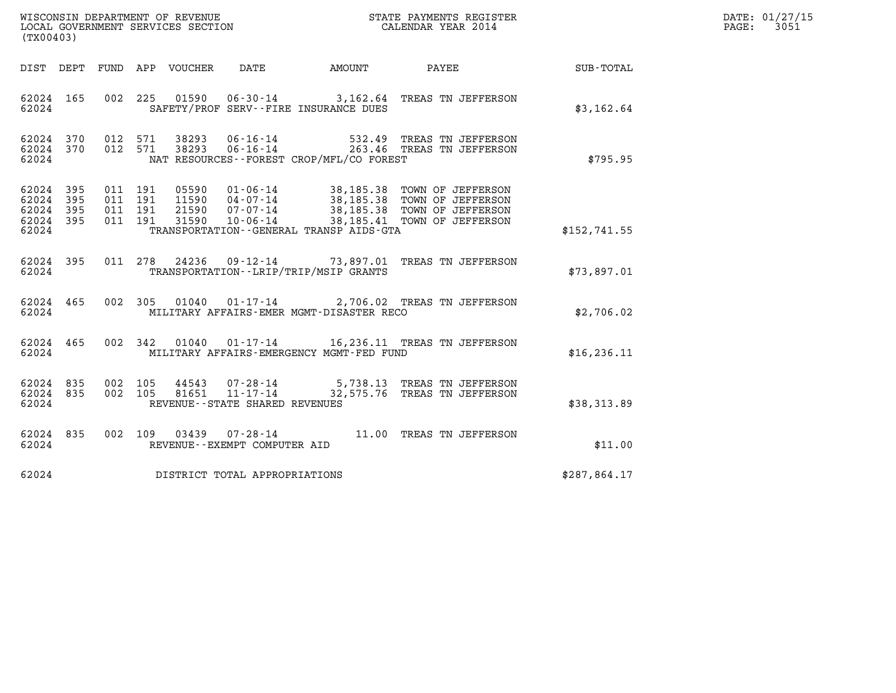WISCONSIN DEPARTMENT OF REVENUE
LOCAL GOVERNMENT SERVICES SECTION
(TX00403)

STATE PAYMENTS REGISTER
CALENDAR YEAR 2014

DATE: 01/27/15
PAGE: 3051

| DIST | DEPT | FUND | APP | VOUCHER | DATE | AMOUNT | PAYEE | SUB-TOTAL |
|---|---|---|---|---|---|---|---|---|
| 62024 | 165 | 002 | 225 | 01590 | 06-30-14 | 3,162.64 | TREAS TN JEFFERSON | |
| 62024 | | | | | SAFETY/PROF SERV--FIRE INSURANCE DUES | | | $3,162.64 |
| 62024 | 370 | 012 | 571 | 38293 | 06-16-14 | 532.49 | TREAS TN JEFFERSON | |
| 62024 | 370 | 012 | 571 | 38293 | 06-16-14 | 263.46 | TREAS TN JEFFERSON | |
| 62024 | | | | | NAT RESOURCES--FOREST CROP/MFL/CO FOREST | | | $795.95 |
| 62024 | 395 | 011 | 191 | 05590 | 01-06-14 | 38,185.38 | TOWN OF JEFFERSON | |
| 62024 | 395 | 011 | 191 | 11590 | 04-07-14 | 38,185.38 | TOWN OF JEFFERSON | |
| 62024 | 395 | 011 | 191 | 21590 | 07-07-14 | 38,185.38 | TOWN OF JEFFERSON | |
| 62024 | 395 | 011 | 191 | 31590 | 10-06-14 | 38,185.41 | TOWN OF JEFFERSON | |
| 62024 | | | | | TRANSPORTATION--GENERAL TRANSP AIDS-GTA | | | $152,741.55 |
| 62024 | 395 | 011 | 278 | 24236 | 09-12-14 | 73,897.01 | TREAS TN JEFFERSON | |
| 62024 | | | | | TRANSPORTATION--LRIP/TRIP/MSIP GRANTS | | | $73,897.01 |
| 62024 | 465 | 002 | 305 | 01040 | 01-17-14 | 2,706.02 | TREAS TN JEFFERSON | |
| 62024 | | | | | MILITARY AFFAIRS-EMER MGMT-DISASTER RECO | | | $2,706.02 |
| 62024 | 465 | 002 | 342 | 01040 | 01-17-14 | 16,236.11 | TREAS TN JEFFERSON | |
| 62024 | | | | | MILITARY AFFAIRS-EMERGENCY MGMT-FED FUND | | | $16,236.11 |
| 62024 | 835 | 002 | 105 | 44543 | 07-28-14 | 5,738.13 | TREAS TN JEFFERSON | |
| 62024 | 835 | 002 | 105 | 81651 | 11-17-14 | 32,575.76 | TREAS TN JEFFERSON | |
| 62024 | | | | | REVENUE--STATE SHARED REVENUES | | | $38,313.89 |
| 62024 | 835 | 002 | 109 | 03439 | 07-28-14 | 11.00 | TREAS TN JEFFERSON | |
| 62024 | | | | | REVENUE--EXEMPT COMPUTER AID | | | $11.00 |
| 62024 | | | | | DISTRICT TOTAL APPROPRIATIONS | | | $287,864.17 |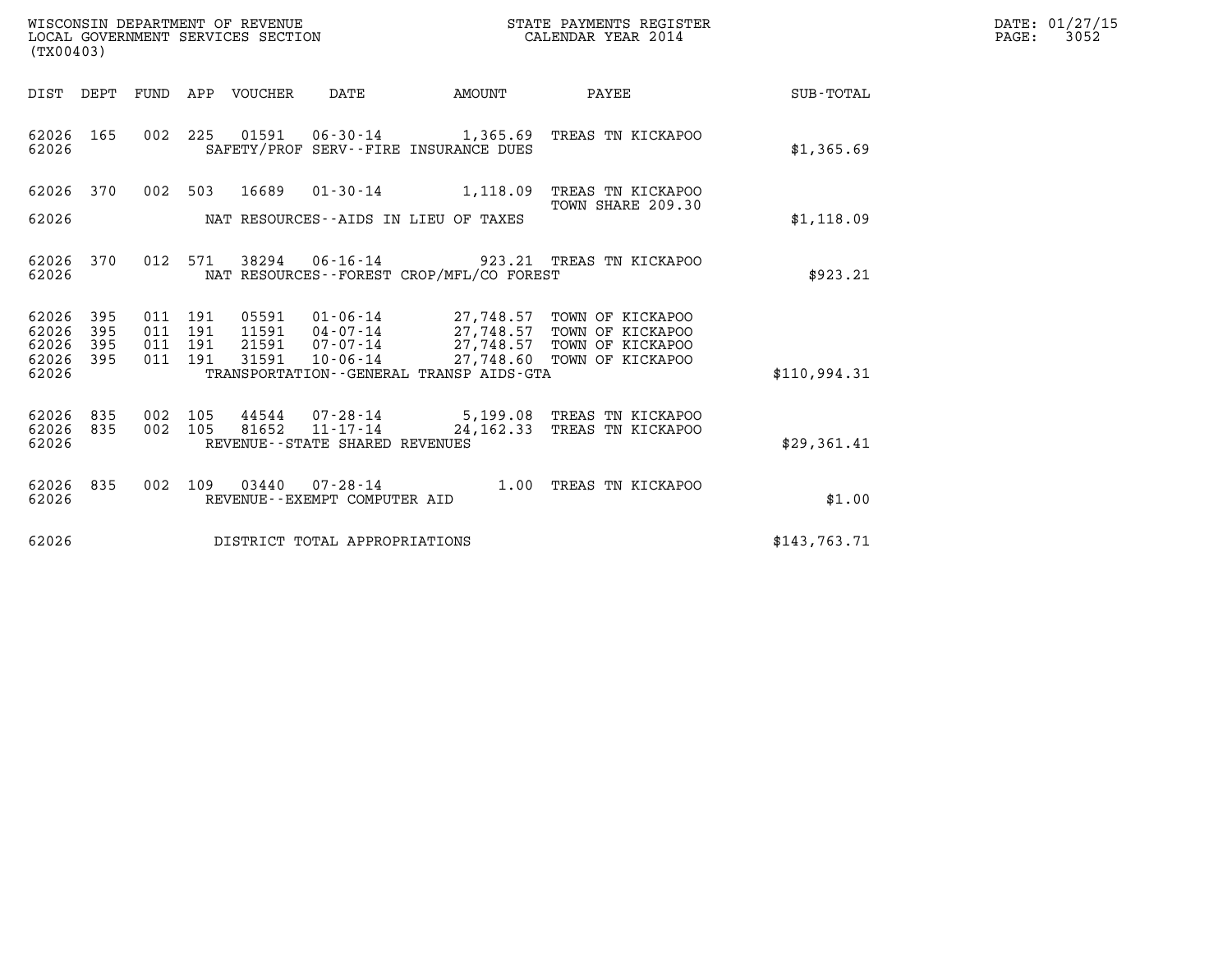WISCONSIN DEPARTMENT OF REVENUE
LOCAL GOVERNMENT SERVICES SECTION
(TX00403)

STATE PAYMENTS REGISTER
CALENDAR YEAR 2014

DATE: 01/27/15

| DIST | DEPT | FUND | APP | VOUCHER | DATE | AMOUNT | PAYEE | SUB-TOTAL |
|---|---|---|---|---|---|---|---|---|
| 62026 | 165 | 002 | 225 | 01591 | 06-30-14 | 1,365.69 | TREAS TN KICKAPOO | |
| 62026 | | | | | SAFETY/PROF SERV--FIRE INSURANCE DUES | | | $1,365.69 |
| 62026 | 370 | 002 | 503 | 16689 | 01-30-14 | 1,118.09 | TREAS TN KICKAPOO TOWN SHARE 209.30 | |
| 62026 | | | | | NAT RESOURCES--AIDS IN LIEU OF TAXES | | | $1,118.09 |
| 62026 | 370 | 012 | 571 | 38294 | 06-16-14 | 923.21 | TREAS TN KICKAPOO | |
| 62026 | | | | | NAT RESOURCES--FOREST CROP/MFL/CO FOREST | | | $923.21 |
| 62026 | 395 | 011 | 191 | 05591 | 01-06-14 | 27,748.57 | TOWN OF KICKAPOO | |
| 62026 | 395 | 011 | 191 | 11591 | 04-07-14 | 27,748.57 | TOWN OF KICKAPOO | |
| 62026 | 395 | 011 | 191 | 21591 | 07-07-14 | 27,748.57 | TOWN OF KICKAPOO | |
| 62026 | 395 | 011 | 191 | 31591 | 10-06-14 | 27,748.60 | TOWN OF KICKAPOO | |
| 62026 | | | | | TRANSPORTATION--GENERAL TRANSP AIDS-GTA | | | $110,994.31 |
| 62026 | 835 | 002 | 105 | 44544 | 07-28-14 | 5,199.08 | TREAS TN KICKAPOO | |
| 62026 | 835 | 002 | 105 | 81652 | 11-17-14 | 24,162.33 | TREAS TN KICKAPOO | |
| 62026 | | | | | REVENUE--STATE SHARED REVENUES | | | $29,361.41 |
| 62026 | 835 | 002 | 109 | 03440 | 07-28-14 | 1.00 | TREAS TN KICKAPOO | |
| 62026 | | | | | REVENUE--EXEMPT COMPUTER AID | | | $1.00 |
| 62026 | | | | | DISTRICT TOTAL APPROPRIATIONS | | | $143,763.71 |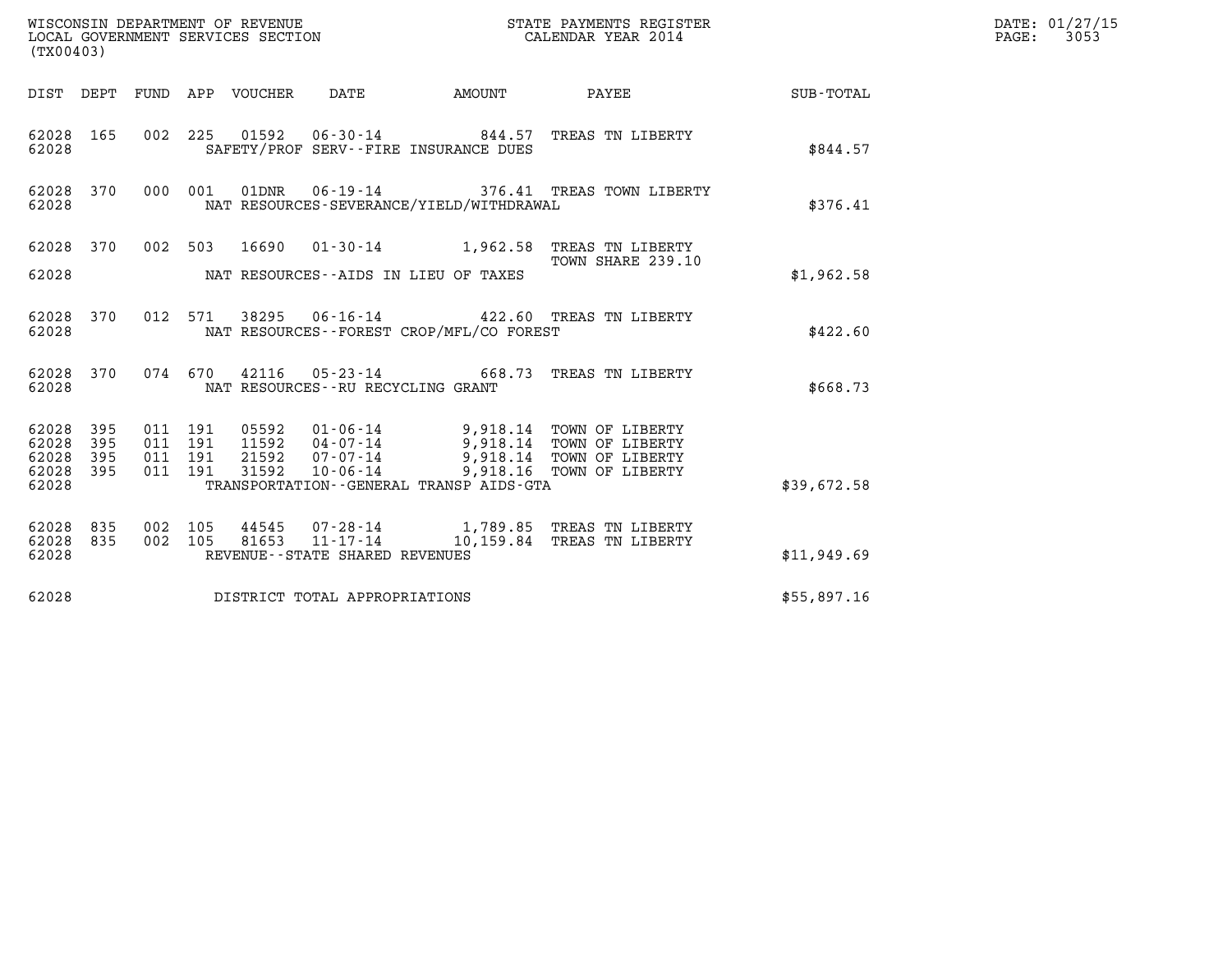WISCONSIN DEPARTMENT OF REVENUE
LOCAL GOVERNMENT SERVICES SECTION
(TX00403)

STATE PAYMENTS REGISTER
CALENDAR YEAR 2014

DATE: 01/27/15
PAGE: 3053

| DIST | DEPT | FUND | APP | VOUCHER | DATE | AMOUNT | PAYEE | SUB-TOTAL |
|---|---|---|---|---|---|---|---|---|
| 62028 | 165 | 002 | 225 | 01592 | 06-30-14 | 844.57 | TREAS TN LIBERTY | |
| 62028 | | | | | SAFETY/PROF SERV--FIRE INSURANCE DUES | | | $844.57 |
| 62028 | 370 | 000 | 001 | 01DNR | 06-19-14 | 376.41 | TREAS TOWN LIBERTY | |
| 62028 | | | | | NAT RESOURCES-SEVERANCE/YIELD/WITHDRAWAL | | | $376.41 |
| 62028 | 370 | 002 | 503 | 16690 | 01-30-14 | 1,962.58 | TREAS TN LIBERTY TOWN SHARE 239.10 | |
| 62028 | | | | | NAT RESOURCES--AIDS IN LIEU OF TAXES | | | $1,962.58 |
| 62028 | 370 | 012 | 571 | 38295 | 06-16-14 | 422.60 | TREAS TN LIBERTY | |
| 62028 | | | | | NAT RESOURCES--FOREST CROP/MFL/CO FOREST | | | $422.60 |
| 62028 | 370 | 074 | 670 | 42116 | 05-23-14 | 668.73 | TREAS TN LIBERTY | |
| 62028 | | | | | NAT RESOURCES--RU RECYCLING GRANT | | | $668.73 |
| 62028 | 395 | 011 | 191 | 05592 | 01-06-14 | 9,918.14 | TOWN OF LIBERTY | |
| 62028 | 395 | 011 | 191 | 11592 | 04-07-14 | 9,918.14 | TOWN OF LIBERTY | |
| 62028 | 395 | 011 | 191 | 21592 | 07-07-14 | 9,918.14 | TOWN OF LIBERTY | |
| 62028 | 395 | 011 | 191 | 31592 | 10-06-14 | 9,918.16 | TOWN OF LIBERTY | |
| 62028 | | | | | TRANSPORTATION--GENERAL TRANSP AIDS-GTA | | | $39,672.58 |
| 62028 | 835 | 002 | 105 | 44545 | 07-28-14 | 1,789.85 | TREAS TN LIBERTY | |
| 62028 | 835 | 002 | 105 | 81653 | 11-17-14 | 10,159.84 | TREAS TN LIBERTY | |
| 62028 | | | | | REVENUE--STATE SHARED REVENUES | | | $11,949.69 |
| 62028 | | | | | DISTRICT TOTAL APPROPRIATIONS | | | $55,897.16 |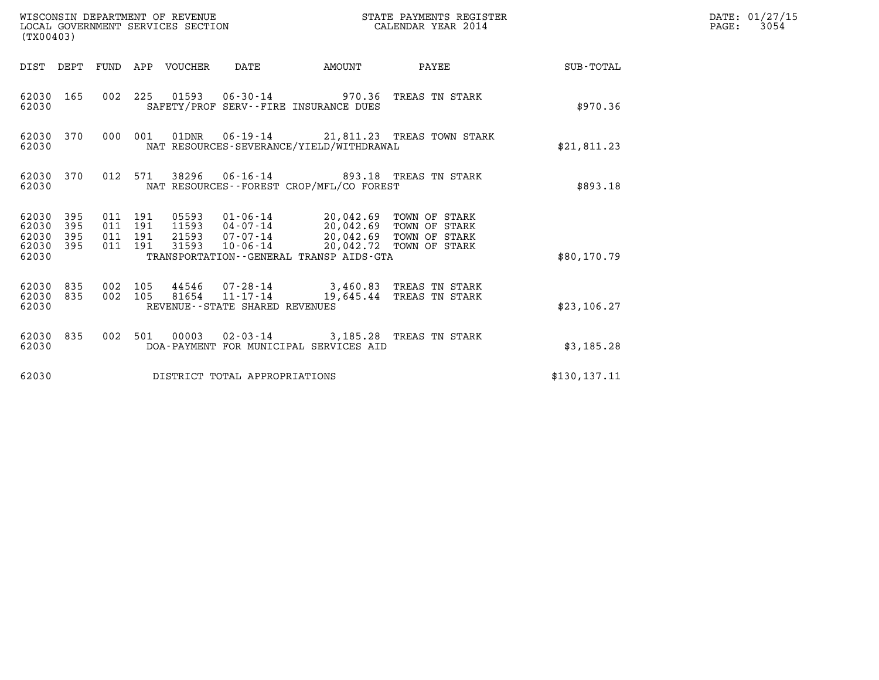WISCONSIN DEPARTMENT OF REVENUE
LOCAL GOVERNMENT SERVICES SECTION
(TX00403)

STATE PAYMENTS REGISTER
CALENDAR YEAR 2014

DATE: 01/27/15

| DIST | DEPT | FUND | APP | VOUCHER | DATE | AMOUNT | PAYEE | SUB-TOTAL |
|---|---|---|---|---|---|---|---|---|
| 62030 | 165 | 002 | 225 | 01593 | 06-30-14 | 970.36 | TREAS TN STARK | |
| 62030 | | | | | SAFETY/PROF SERV--FIRE INSURANCE DUES | | | $970.36 |
| 62030 | 370 | 000 | 001 | 01DNR | 06-19-14 | 21,811.23 | TREAS TOWN STARK | |
| 62030 | | | | | NAT RESOURCES-SEVERANCE/YIELD/WITHDRAWAL | | | $21,811.23 |
| 62030 | 370 | 012 | 571 | 38296 | 06-16-14 | 893.18 | TREAS TN STARK | |
| 62030 | | | | | NAT RESOURCES--FOREST CROP/MFL/CO FOREST | | | $893.18 |
| 62030 | 395 | 011 | 191 | 05593 | 01-06-14 | 20,042.69 | TOWN OF STARK | |
| 62030 | 395 | 011 | 191 | 11593 | 04-07-14 | 20,042.69 | TOWN OF STARK | |
| 62030 | 395 | 011 | 191 | 21593 | 07-07-14 | 20,042.69 | TOWN OF STARK | |
| 62030 | 395 | 011 | 191 | 31593 | 10-06-14 | 20,042.72 | TOWN OF STARK | |
| 62030 | | | | | TRANSPORTATION--GENERAL TRANSP AIDS-GTA | | | $80,170.79 |
| 62030 | 835 | 002 | 105 | 44546 | 07-28-14 | 3,460.83 | TREAS TN STARK | |
| 62030 | 835 | 002 | 105 | 81654 | 11-17-14 | 19,645.44 | TREAS TN STARK | |
| 62030 | | | | | REVENUE--STATE SHARED REVENUES | | | $23,106.27 |
| 62030 | 835 | 002 | 501 | 00003 | 02-03-14 | 3,185.28 | TREAS TN STARK | |
| 62030 | | | | | DOA-PAYMENT FOR MUNICIPAL SERVICES AID | | | $3,185.28 |
| 62030 | | | | | DISTRICT TOTAL APPROPRIATIONS | | | $130,137.11 |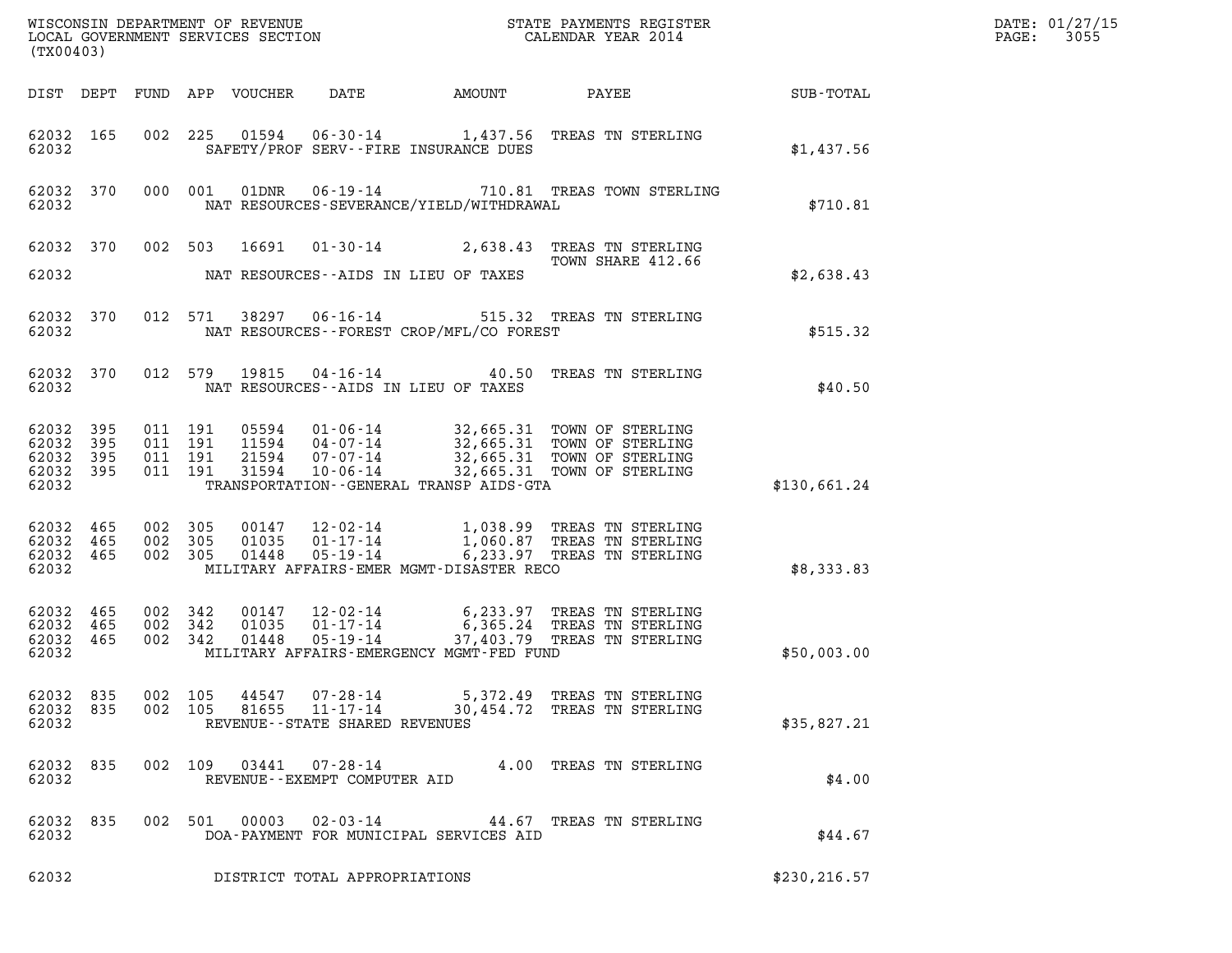WISCONSIN DEPARTMENT OF REVENUE
LOCAL GOVERNMENT SERVICES SECTION
(TX00403)

STATE PAYMENTS REGISTER
CALENDAR YEAR 2014

DATE: 01/27/15
PAGE: 3055

| DIST | DEPT | FUND | APP | VOUCHER | DATE | AMOUNT | PAYEE | SUB-TOTAL |
|---|---|---|---|---|---|---|---|---|
| 62032 | 165 | 002 | 225 | 01594 | 06-30-14 | 1,437.56 | TREAS TN STERLING | |
| 62032 | | | | | SAFETY/PROF SERV--FIRE INSURANCE DUES | | | $1,437.56 |
| 62032 | 370 | 000 | 001 | 01DNR | 06-19-14 | 710.81 | TREAS TOWN STERLING | |
| 62032 | | | | | NAT RESOURCES-SEVERANCE/YIELD/WITHDRAWAL | | | $710.81 |
| 62032 | 370 | 002 | 503 | 16691 | 01-30-14 | 2,638.43 | TREAS TN STERLING | |
| | | | | | | | TOWN SHARE 412.66 | |
| 62032 | | | | | NAT RESOURCES--AIDS IN LIEU OF TAXES | | | $2,638.43 |
| 62032 | 370 | 012 | 571 | 38297 | 06-16-14 | 515.32 | TREAS TN STERLING | |
| 62032 | | | | | NAT RESOURCES--FOREST CROP/MFL/CO FOREST | | | $515.32 |
| 62032 | 370 | 012 | 579 | 19815 | 04-16-14 | 40.50 | TREAS TN STERLING | |
| 62032 | | | | | NAT RESOURCES--AIDS IN LIEU OF TAXES | | | $40.50 |
| 62032 | 395 | 011 | 191 | 05594 | 01-06-14 | 32,665.31 | TOWN OF STERLING | |
| 62032 | 395 | 011 | 191 | 11594 | 04-07-14 | 32,665.31 | TOWN OF STERLING | |
| 62032 | 395 | 011 | 191 | 21594 | 07-07-14 | 32,665.31 | TOWN OF STERLING | |
| 62032 | 395 | 011 | 191 | 31594 | 10-06-14 | 32,665.31 | TOWN OF STERLING | |
| 62032 | | | | | TRANSPORTATION--GENERAL TRANSP AIDS-GTA | | | $130,661.24 |
| 62032 | 465 | 002 | 305 | 00147 | 12-02-14 | 1,038.99 | TREAS TN STERLING | |
| 62032 | 465 | 002 | 305 | 01035 | 01-17-14 | 1,060.87 | TREAS TN STERLING | |
| 62032 | 465 | 002 | 305 | 01448 | 05-19-14 | 6,233.97 | TREAS TN STERLING | |
| 62032 | | | | | MILITARY AFFAIRS-EMER MGMT-DISASTER RECO | | | $8,333.83 |
| 62032 | 465 | 002 | 342 | 00147 | 12-02-14 | 6,233.97 | TREAS TN STERLING | |
| 62032 | 465 | 002 | 342 | 01035 | 01-17-14 | 6,365.24 | TREAS TN STERLING | |
| 62032 | 465 | 002 | 342 | 01448 | 05-19-14 | 37,403.79 | TREAS TN STERLING | |
| 62032 | | | | | MILITARY AFFAIRS-EMERGENCY MGMT-FED FUND | | | $50,003.00 |
| 62032 | 835 | 002 | 105 | 44547 | 07-28-14 | 5,372.49 | TREAS TN STERLING | |
| 62032 | 835 | 002 | 105 | 81655 | 11-17-14 | 30,454.72 | TREAS TN STERLING | |
| 62032 | | | | | REVENUE--STATE SHARED REVENUES | | | $35,827.21 |
| 62032 | 835 | 002 | 109 | 03441 | 07-28-14 | 4.00 | TREAS TN STERLING | |
| 62032 | | | | | REVENUE--EXEMPT COMPUTER AID | | | $4.00 |
| 62032 | 835 | 002 | 501 | 00003 | 02-03-14 | 44.67 | TREAS TN STERLING | |
| 62032 | | | | | DOA-PAYMENT FOR MUNICIPAL SERVICES AID | | | $44.67 |
| 62032 | | | | | DISTRICT TOTAL APPROPRIATIONS | | | $230,216.57 |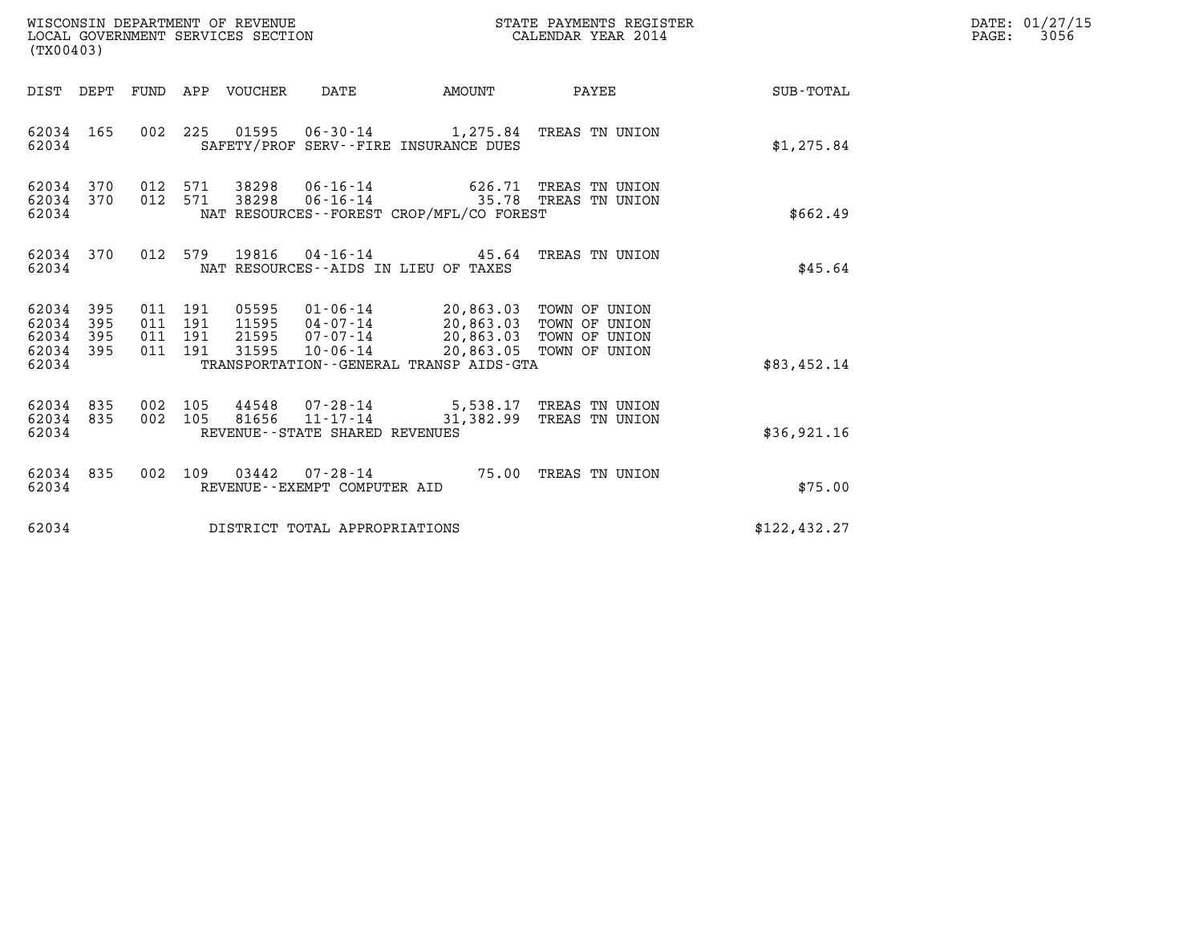WISCONSIN DEPARTMENT OF REVENUE
LOCAL GOVERNMENT SERVICES SECTION
(TX00403)

STATE PAYMENTS REGISTER
CALENDAR YEAR 2014

DATE: 01/27/15
PAGE: 3056

| DIST | DEPT | FUND | APP | VOUCHER | DATE | AMOUNT | PAYEE | SUB-TOTAL |
|---|---|---|---|---|---|---|---|---|
| 62034 | 165 | 002 | 225 | 01595 | 06-30-14 | 1,275.84 | TREAS TN UNION | |
| 62034 | | | | SAFETY/PROF SERV--FIRE INSURANCE DUES | | | | $1,275.84 |
| 62034 | 370 | 012 | 571 | 38298 | 06-16-14 | 626.71 | TREAS TN UNION | |
| 62034 | 370 | 012 | 571 | 38298 | 06-16-14 | 35.78 | TREAS TN UNION | |
| 62034 | | | | NAT RESOURCES--FOREST CROP/MFL/CO FOREST | | | | $662.49 |
| 62034 | 370 | 012 | 579 | 19816 | 04-16-14 | 45.64 | TREAS TN UNION | |
| 62034 | | | | NAT RESOURCES--AIDS IN LIEU OF TAXES | | | | $45.64 |
| 62034 | 395 | 011 | 191 | 05595 | 01-06-14 | 20,863.03 | TOWN OF UNION | |
| 62034 | 395 | 011 | 191 | 11595 | 04-07-14 | 20,863.03 | TOWN OF UNION | |
| 62034 | 395 | 011 | 191 | 21595 | 07-07-14 | 20,863.03 | TOWN OF UNION | |
| 62034 | 395 | 011 | 191 | 31595 | 10-06-14 | 20,863.05 | TOWN OF UNION | |
| 62034 | | | | TRANSPORTATION--GENERAL TRANSP AIDS-GTA | | | | $83,452.14 |
| 62034 | 835 | 002 | 105 | 44548 | 07-28-14 | 5,538.17 | TREAS TN UNION | |
| 62034 | 835 | 002 | 105 | 81656 | 11-17-14 | 31,382.99 | TREAS TN UNION | |
| 62034 | | | | REVENUE--STATE SHARED REVENUES | | | | $36,921.16 |
| 62034 | 835 | 002 | 109 | 03442 | 07-28-14 | 75.00 | TREAS TN UNION | |
| 62034 | | | | REVENUE--EXEMPT COMPUTER AID | | | | $75.00 |
| 62034 | | | | DISTRICT TOTAL APPROPRIATIONS | | | | $122,432.27 |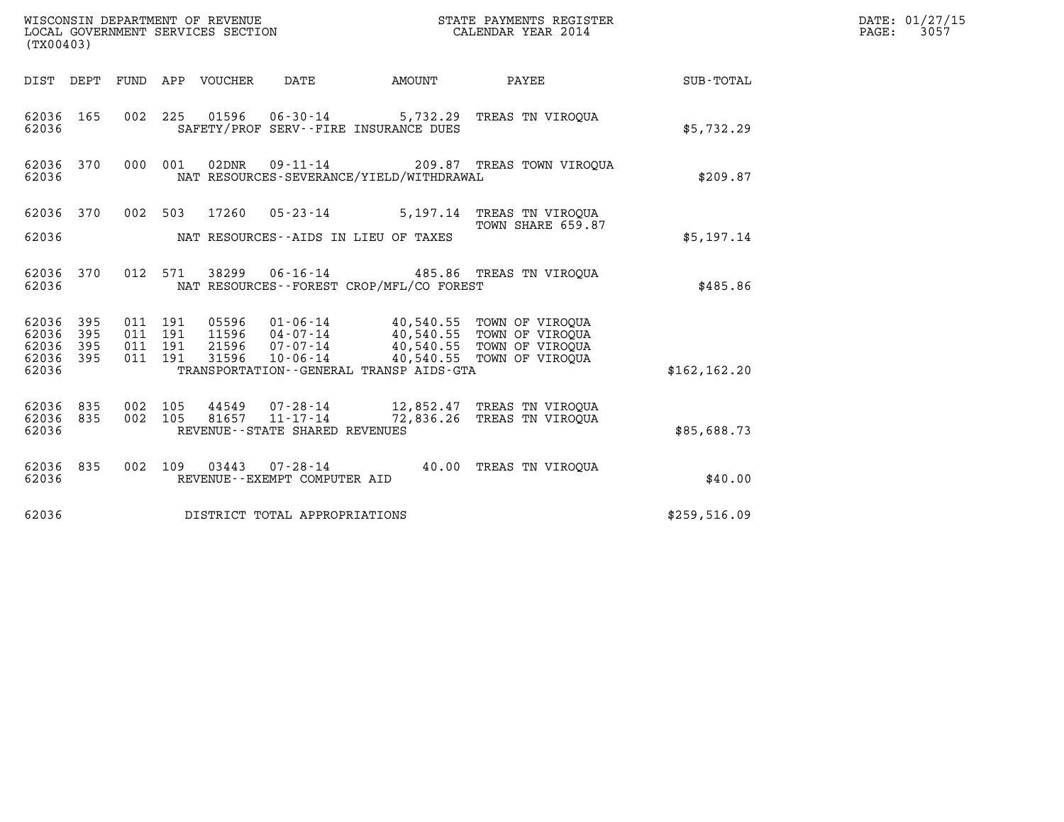WISCONSIN DEPARTMENT OF REVENUE
LOCAL GOVERNMENT SERVICES SECTION
(TX00403)

STATE PAYMENTS REGISTER
CALENDAR YEAR 2014

DATE: 01/27/15
PAGE: 3057

| DIST | DEPT | FUND | APP | VOUCHER | DATE | AMOUNT | PAYEE | SUB-TOTAL |
|---|---|---|---|---|---|---|---|---|
| 62036 | 165 | 002 | 225 | 01596 | 06-30-14 | 5,732.29 | TREAS TN VIROQUA | |
| 62036 | | | | | SAFETY/PROF SERV--FIRE INSURANCE DUES | | | $5,732.29 |
| 62036 | 370 | 000 | 001 | 02DNR | 09-11-14 | 209.87 | TREAS TOWN VIROQUA | |
| 62036 | | | | | NAT RESOURCES-SEVERANCE/YIELD/WITHDRAWAL | | | $209.87 |
| 62036 | 370 | 002 | 503 | 17260 | 05-23-14 | 5,197.14 | TREAS TN VIROQUA TOWN SHARE 659.87 | |
| 62036 | | | | | NAT RESOURCES--AIDS IN LIEU OF TAXES | | | $5,197.14 |
| 62036 | 370 | 012 | 571 | 38299 | 06-16-14 | 485.86 | TREAS TN VIROQUA | |
| 62036 | | | | | NAT RESOURCES--FOREST CROP/MFL/CO FOREST | | | $485.86 |
| 62036 | 395 | 011 | 191 | 05596 | 01-06-14 | 40,540.55 | TOWN OF VIROQUA | |
| 62036 | 395 | 011 | 191 | 11596 | 04-07-14 | 40,540.55 | TOWN OF VIROQUA | |
| 62036 | 395 | 011 | 191 | 21596 | 07-07-14 | 40,540.55 | TOWN OF VIROQUA | |
| 62036 | 395 | 011 | 191 | 31596 | 10-06-14 | 40,540.55 | TOWN OF VIROQUA | |
| 62036 | | | | | TRANSPORTATION--GENERAL TRANSP AIDS-GTA | | | $162,162.20 |
| 62036 | 835 | 002 | 105 | 44549 | 07-28-14 | 12,852.47 | TREAS TN VIROQUA | |
| 62036 | 835 | 002 | 105 | 81657 | 11-17-14 | 72,836.26 | TREAS TN VIROQUA | |
| 62036 | | | | | REVENUE--STATE SHARED REVENUES | | | $85,688.73 |
| 62036 | 835 | 002 | 109 | 03443 | 07-28-14 | 40.00 | TREAS TN VIROQUA | |
| 62036 | | | | | REVENUE--EXEMPT COMPUTER AID | | | $40.00 |
| 62036 | | | | | DISTRICT TOTAL APPROPRIATIONS | | | $259,516.09 |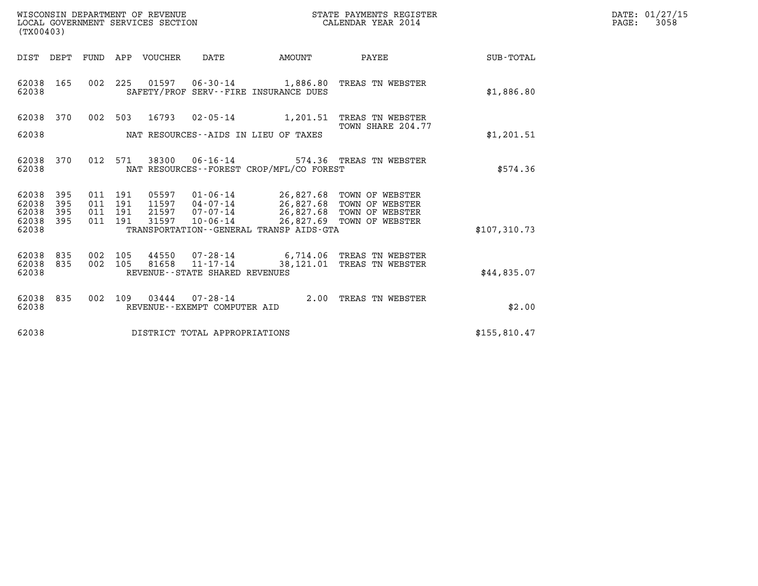WISCONSIN DEPARTMENT OF REVENUE
LOCAL GOVERNMENT SERVICES SECTION
(TX00403)

STATE PAYMENTS REGISTER
CALENDAR YEAR 2014

DATE: 01/27/15
PAGE: 3058

| DIST | DEPT | FUND | APP | VOUCHER | DATE | AMOUNT | PAYEE | SUB-TOTAL |
|---|---|---|---|---|---|---|---|---|
| 62038 | 165 | 002 | 225 | 01597 | 06-30-14 | 1,886.80 | TREAS TN WEBSTER | |
| 62038 | | | | | SAFETY/PROF SERV--FIRE INSURANCE DUES | | | $1,886.80 |
| 62038 | 370 | 002 | 503 | 16793 | 02-05-14 | 1,201.51 | TREAS TN WEBSTER<br>TOWN SHARE 204.77 | |
| 62038 | | | | | NAT RESOURCES--AIDS IN LIEU OF TAXES | | | $1,201.51 |
| 62038 | 370 | 012 | 571 | 38300 | 06-16-14 | 574.36 | TREAS TN WEBSTER | |
| 62038 | | | | | NAT RESOURCES--FOREST CROP/MFL/CO FOREST | | | $574.36 |
| 62038 | 395 | 011 | 191 | 05597 | 01-06-14 | 26,827.68 | TOWN OF WEBSTER | |
| 62038 | 395 | 011 | 191 | 11597 | 04-07-14 | 26,827.68 | TOWN OF WEBSTER | |
| 62038 | 395 | 011 | 191 | 21597 | 07-07-14 | 26,827.68 | TOWN OF WEBSTER | |
| 62038 | 395 | 011 | 191 | 31597 | 10-06-14 | 26,827.69 | TOWN OF WEBSTER | |
| 62038 | | | | | TRANSPORTATION--GENERAL TRANSP AIDS-GTA | | | $107,310.73 |
| 62038 | 835 | 002 | 105 | 44550 | 07-28-14 | 6,714.06 | TREAS TN WEBSTER | |
| 62038 | 835 | 002 | 105 | 81658 | 11-17-14 | 38,121.01 | TREAS TN WEBSTER | |
| 62038 | | | | | REVENUE--STATE SHARED REVENUES | | | $44,835.07 |
| 62038 | 835 | 002 | 109 | 03444 | 07-28-14 | 2.00 | TREAS TN WEBSTER | |
| 62038 | | | | | REVENUE--EXEMPT COMPUTER AID | | | $2.00 |
| 62038 | | | | | DISTRICT TOTAL APPROPRIATIONS | | | $155,810.47 |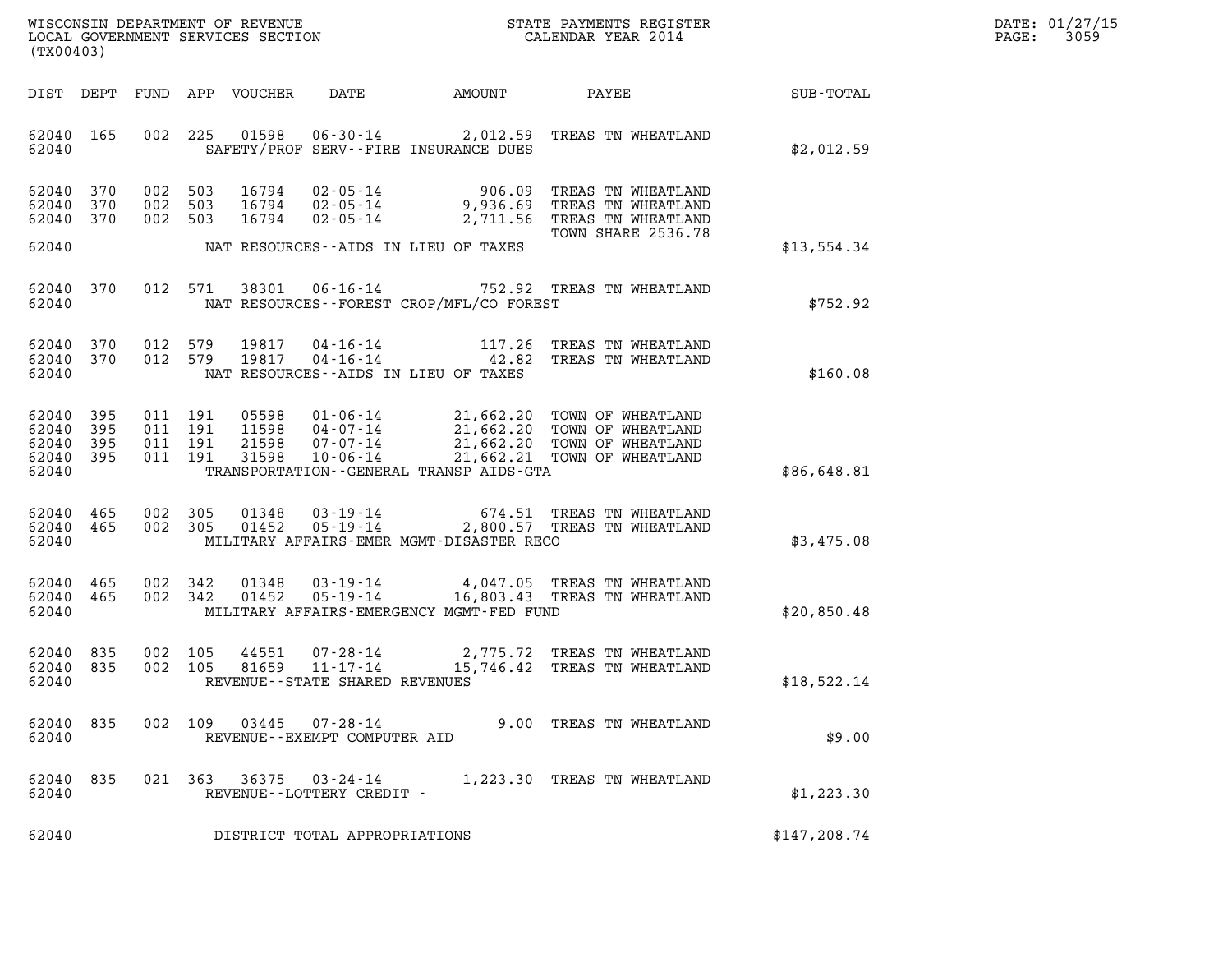WISCONSIN DEPARTMENT OF REVENUE
LOCAL GOVERNMENT SERVICES SECTION
(TX00403)

STATE PAYMENTS REGISTER
CALENDAR YEAR 2014

DATE: 01/27/15
PAGE: 3059

| DIST | DEPT | FUND | APP | VOUCHER | DATE | AMOUNT | PAYEE | SUB-TOTAL |
|---|---|---|---|---|---|---|---|---|
| 62040 | 165 | 002 | 225 | 01598 | 06-30-14 | 2,012.59 | TREAS TN WHEATLAND | |
| 62040 | | | | | SAFETY/PROF SERV--FIRE INSURANCE DUES | | | $2,012.59 |
| 62040 | 370 | 002 | 503 | 16794 | 02-05-14 | 906.09 | TREAS TN WHEATLAND | |
| 62040 | 370 | 002 | 503 | 16794 | 02-05-14 | 9,936.69 | TREAS TN WHEATLAND | |
| 62040 | 370 | 002 | 503 | 16794 | 02-05-14 | 2,711.56 | TREAS TN WHEATLAND TOWN SHARE 2536.78 | |
| 62040 | | | | | NAT RESOURCES--AIDS IN LIEU OF TAXES | | | $13,554.34 |
| 62040 | 370 | 012 | 571 | 38301 | 06-16-14 | 752.92 | TREAS TN WHEATLAND | |
| 62040 | | | | | NAT RESOURCES--FOREST CROP/MFL/CO FOREST | | | $752.92 |
| 62040 | 370 | 012 | 579 | 19817 | 04-16-14 | 117.26 | TREAS TN WHEATLAND | |
| 62040 | 370 | 012 | 579 | 19817 | 04-16-14 | 42.82 | TREAS TN WHEATLAND | |
| 62040 | | | | | NAT RESOURCES--AIDS IN LIEU OF TAXES | | | $160.08 |
| 62040 | 395 | 011 | 191 | 05598 | 01-06-14 | 21,662.20 | TOWN OF WHEATLAND | |
| 62040 | 395 | 011 | 191 | 11598 | 04-07-14 | 21,662.20 | TOWN OF WHEATLAND | |
| 62040 | 395 | 011 | 191 | 21598 | 07-07-14 | 21,662.20 | TOWN OF WHEATLAND | |
| 62040 | 395 | 011 | 191 | 31598 | 10-06-14 | 21,662.21 | TOWN OF WHEATLAND | |
| 62040 | | | | | TRANSPORTATION--GENERAL TRANSP AIDS-GTA | | | $86,648.81 |
| 62040 | 465 | 002 | 305 | 01348 | 03-19-14 | 674.51 | TREAS TN WHEATLAND | |
| 62040 | 465 | 002 | 305 | 01452 | 05-19-14 | 2,800.57 | TREAS TN WHEATLAND | |
| 62040 | | | | | MILITARY AFFAIRS-EMER MGMT-DISASTER RECO | | | $3,475.08 |
| 62040 | 465 | 002 | 342 | 01348 | 03-19-14 | 4,047.05 | TREAS TN WHEATLAND | |
| 62040 | 465 | 002 | 342 | 01452 | 05-19-14 | 16,803.43 | TREAS TN WHEATLAND | |
| 62040 | | | | | MILITARY AFFAIRS-EMERGENCY MGMT-FED FUND | | | $20,850.48 |
| 62040 | 835 | 002 | 105 | 44551 | 07-28-14 | 2,775.72 | TREAS TN WHEATLAND | |
| 62040 | 835 | 002 | 105 | 81659 | 11-17-14 | 15,746.42 | TREAS TN WHEATLAND | |
| 62040 | | | | | REVENUE--STATE SHARED REVENUES | | | $18,522.14 |
| 62040 | 835 | 002 | 109 | 03445 | 07-28-14 | 9.00 | TREAS TN WHEATLAND | |
| 62040 | | | | | REVENUE--EXEMPT COMPUTER AID | | | $9.00 |
| 62040 | 835 | 021 | 363 | 36375 | 03-24-14 | 1,223.30 | TREAS TN WHEATLAND | |
| 62040 | | | | | REVENUE--LOTTERY CREDIT - | | | $1,223.30 |
| 62040 | | | | | DISTRICT TOTAL APPROPRIATIONS | | | $147,208.74 |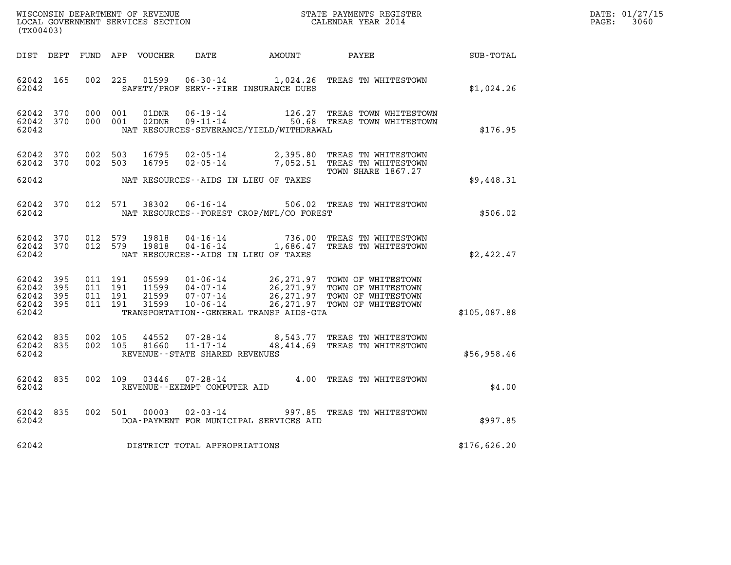WISCONSIN DEPARTMENT OF REVENUE
LOCAL GOVERNMENT SERVICES SECTION
(TX00403)

STATE PAYMENTS REGISTER
CALENDAR YEAR 2014

DATE: 01/27/15
PAGE: 3060

| DIST | DEPT | FUND | APP | VOUCHER | DATE | AMOUNT | PAYEE | SUB-TOTAL |
|---|---|---|---|---|---|---|---|---|
| 62042 | 165 | 002 | 225 | 01599 | 06-30-14 | 1,024.26 | TREAS TN WHITESTOWN | |
| 62042 | | | | | SAFETY/PROF SERV--FIRE INSURANCE DUES | | | $1,024.26 |
| 62042 | 370 | 000 | 001 | 01DNR | 06-19-14 | 126.27 | TREAS TOWN WHITESTOWN | |
| 62042 | 370 | 000 | 001 | 02DNR | 09-11-14 | 50.68 | TREAS TOWN WHITESTOWN | |
| 62042 | | | | | NAT RESOURCES-SEVERANCE/YIELD/WITHDRAWAL | | | $176.95 |
| 62042 | 370 | 002 | 503 | 16795 | 02-05-14 | 2,395.80 | TREAS TN WHITESTOWN | |
| 62042 | 370 | 002 | 503 | 16795 | 02-05-14 | 7,052.51 | TREAS TN WHITESTOWN TOWN SHARE 1867.27 | |
| 62042 | | | | | NAT RESOURCES--AIDS IN LIEU OF TAXES | | | $9,448.31 |
| 62042 | 370 | 012 | 571 | 38302 | 06-16-14 | 506.02 | TREAS TN WHITESTOWN | |
| 62042 | | | | | NAT RESOURCES--FOREST CROP/MFL/CO FOREST | | | $506.02 |
| 62042 | 370 | 012 | 579 | 19818 | 04-16-14 | 736.00 | TREAS TN WHITESTOWN | |
| 62042 | 370 | 012 | 579 | 19818 | 04-16-14 | 1,686.47 | TREAS TN WHITESTOWN | |
| 62042 | | | | | NAT RESOURCES--AIDS IN LIEU OF TAXES | | | $2,422.47 |
| 62042 | 395 | 011 | 191 | 05599 | 01-06-14 | 26,271.97 | TOWN OF WHITESTOWN | |
| 62042 | 395 | 011 | 191 | 11599 | 04-07-14 | 26,271.97 | TOWN OF WHITESTOWN | |
| 62042 | 395 | 011 | 191 | 21599 | 07-07-14 | 26,271.97 | TOWN OF WHITESTOWN | |
| 62042 | 395 | 011 | 191 | 31599 | 10-06-14 | 26,271.97 | TOWN OF WHITESTOWN | |
| 62042 | | | | | TRANSPORTATION--GENERAL TRANSP AIDS-GTA | | | $105,087.88 |
| 62042 | 835 | 002 | 105 | 44552 | 07-28-14 | 8,543.77 | TREAS TN WHITESTOWN | |
| 62042 | 835 | 002 | 105 | 81660 | 11-17-14 | 48,414.69 | TREAS TN WHITESTOWN | |
| 62042 | | | | | REVENUE--STATE SHARED REVENUES | | | $56,958.46 |
| 62042 | 835 | 002 | 109 | 03446 | 07-28-14 | 4.00 | TREAS TN WHITESTOWN | |
| 62042 | | | | | REVENUE--EXEMPT COMPUTER AID | | | $4.00 |
| 62042 | 835 | 002 | 501 | 00003 | 02-03-14 | 997.85 | TREAS TN WHITESTOWN | |
| 62042 | | | | | DOA-PAYMENT FOR MUNICIPAL SERVICES AID | | | $997.85 |
| 62042 | | | | | DISTRICT TOTAL APPROPRIATIONS | | | $176,626.20 |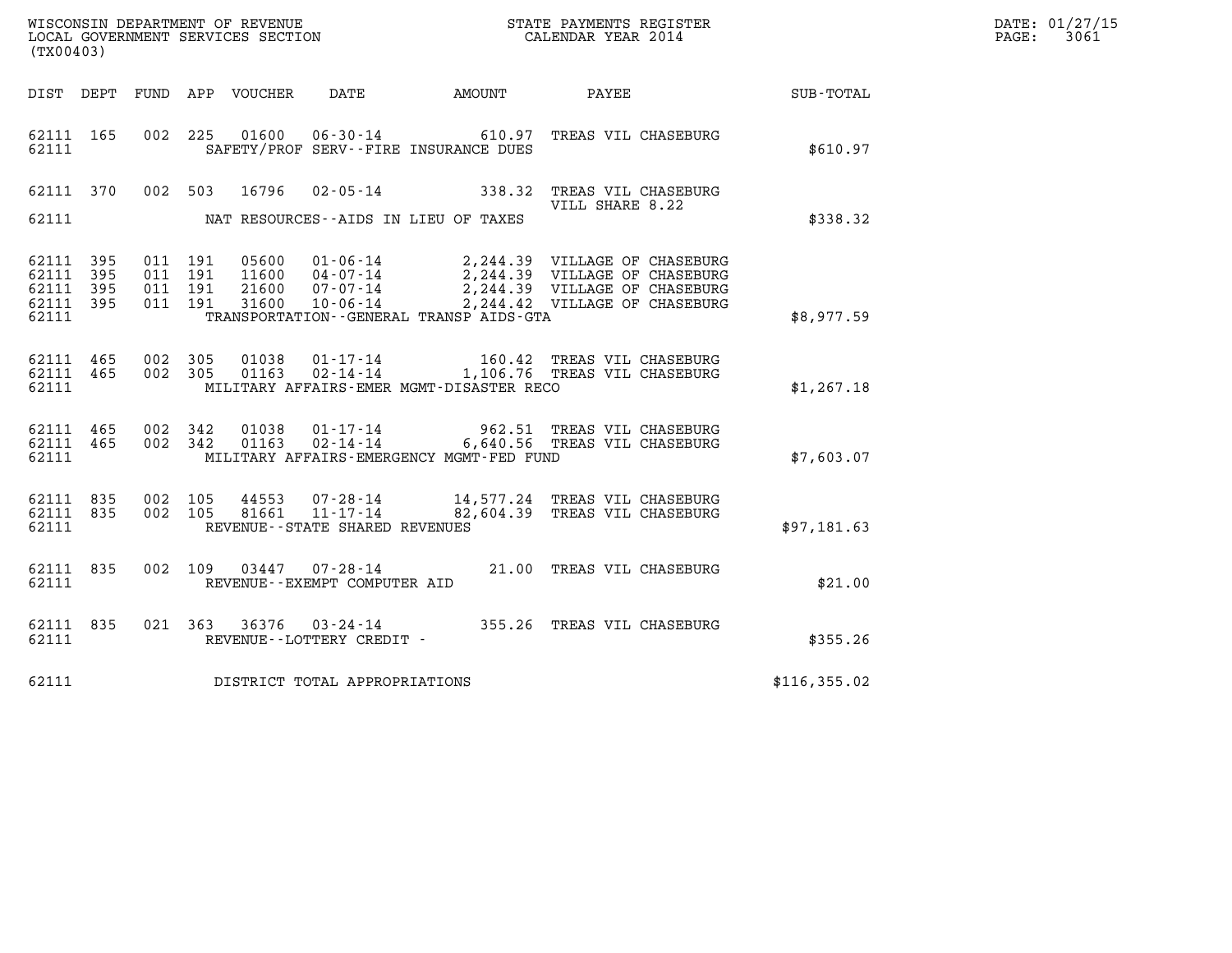WISCONSIN DEPARTMENT OF REVENUE
LOCAL GOVERNMENT SERVICES SECTION
(TX00403)

STATE PAYMENTS REGISTER
CALENDAR YEAR 2014

DATE: 01/27/15
PAGE: 3061

| DIST | DEPT | FUND | APP | VOUCHER | DATE | AMOUNT | PAYEE | SUB-TOTAL |
|---|---|---|---|---|---|---|---|---|
| 62111 | 165 | 002 | 225 | 01600 | 06-30-14 | 610.97 | TREAS VIL CHASEBURG | |
| 62111 | | | | | SAFETY/PROF SERV--FIRE INSURANCE DUES | | | $610.97 |
| 62111 | 370 | 002 | 503 | 16796 | 02-05-14 | 338.32 | TREAS VIL CHASEBURG VILL SHARE 8.22 | |
| 62111 | | | | | NAT RESOURCES--AIDS IN LIEU OF TAXES | | | $338.32 |
| 62111 | 395 | 011 | 191 | 05600 | 01-06-14 | 2,244.39 | VILLAGE OF CHASEBURG | |
| 62111 | 395 | 011 | 191 | 11600 | 04-07-14 | 2,244.39 | VILLAGE OF CHASEBURG | |
| 62111 | 395 | 011 | 191 | 21600 | 07-07-14 | 2,244.39 | VILLAGE OF CHASEBURG | |
| 62111 | 395 | 011 | 191 | 31600 | 10-06-14 | 2,244.42 | VILLAGE OF CHASEBURG | |
| 62111 | | | | | TRANSPORTATION--GENERAL TRANSP AIDS-GTA | | | $8,977.59 |
| 62111 | 465 | 002 | 305 | 01038 | 01-17-14 | 160.42 | TREAS VIL CHASEBURG | |
| 62111 | 465 | 002 | 305 | 01163 | 02-14-14 | 1,106.76 | TREAS VIL CHASEBURG | |
| 62111 | | | | | MILITARY AFFAIRS-EMER MGMT-DISASTER RECO | | | $1,267.18 |
| 62111 | 465 | 002 | 342 | 01038 | 01-17-14 | 962.51 | TREAS VIL CHASEBURG | |
| 62111 | 465 | 002 | 342 | 01163 | 02-14-14 | 6,640.56 | TREAS VIL CHASEBURG | |
| 62111 | | | | | MILITARY AFFAIRS-EMERGENCY MGMT-FED FUND | | | $7,603.07 |
| 62111 | 835 | 002 | 105 | 44553 | 07-28-14 | 14,577.24 | TREAS VIL CHASEBURG | |
| 62111 | 835 | 002 | 105 | 81661 | 11-17-14 | 82,604.39 | TREAS VIL CHASEBURG | |
| 62111 | | | | | REVENUE--STATE SHARED REVENUES | | | $97,181.63 |
| 62111 | 835 | 002 | 109 | 03447 | 07-28-14 | 21.00 | TREAS VIL CHASEBURG | |
| 62111 | | | | | REVENUE--EXEMPT COMPUTER AID | | | $21.00 |
| 62111 | 835 | 021 | 363 | 36376 | 03-24-14 | 355.26 | TREAS VIL CHASEBURG | |
| 62111 | | | | | REVENUE--LOTTERY CREDIT - | | | $355.26 |
| 62111 | | | | | DISTRICT TOTAL APPROPRIATIONS | | | $116,355.02 |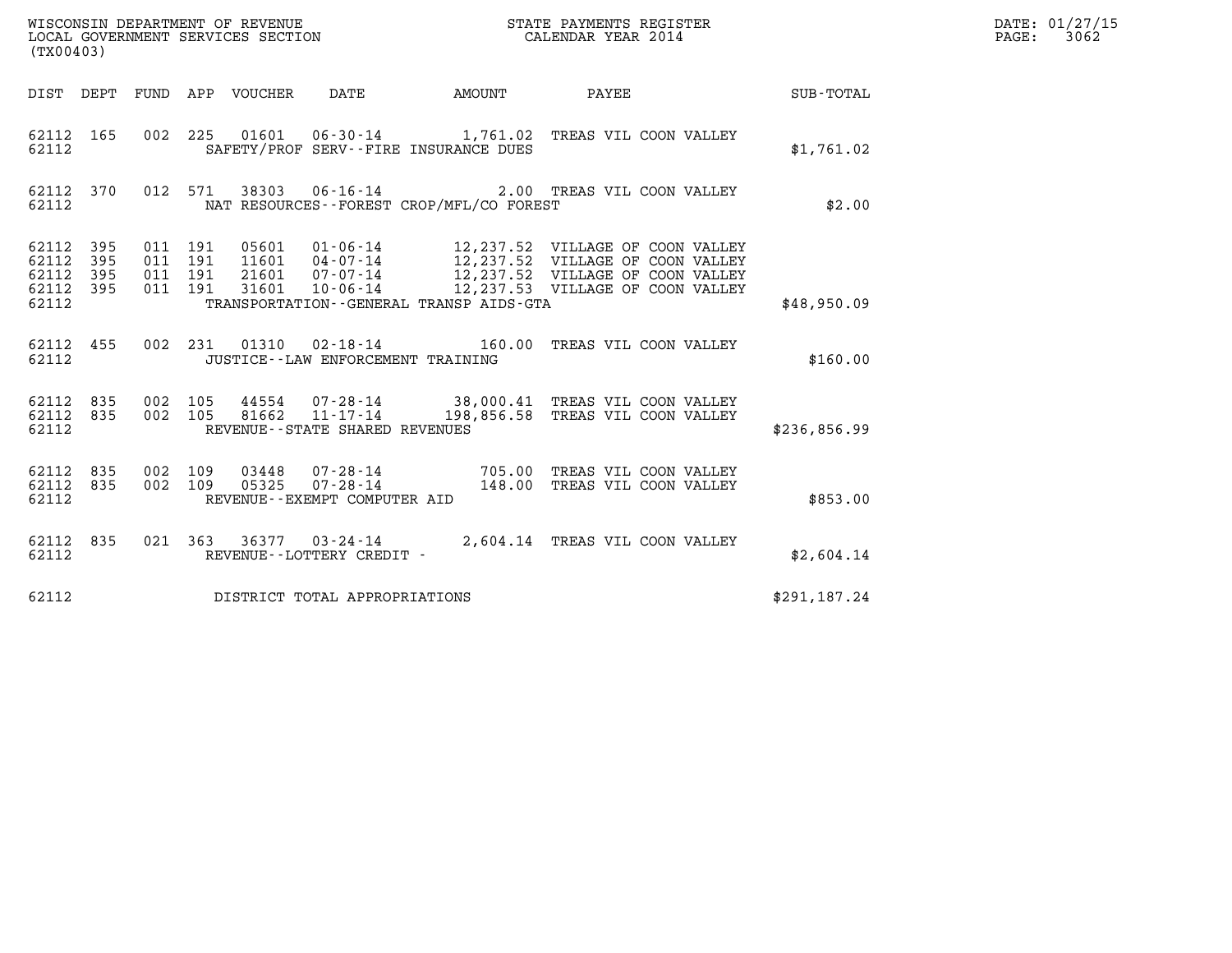WISCONSIN DEPARTMENT OF REVENUE
LOCAL GOVERNMENT SERVICES SECTION
(TX00403)

STATE PAYMENTS REGISTER
CALENDAR YEAR 2014

DATE: 01/27/15
PAGE: 3062

| DIST | DEPT | FUND | APP | VOUCHER | DATE | AMOUNT | PAYEE | SUB-TOTAL |
|---|---|---|---|---|---|---|---|---|
| 62112 | 165 | 002 | 225 | 01601 | 06-30-14 | 1,761.02 | TREAS VIL COON VALLEY | |
| 62112 | | | | | SAFETY/PROF SERV--FIRE INSURANCE DUES | | | $1,761.02 |
| 62112 | 370 | 012 | 571 | 38303 | 06-16-14 | 2.00 | TREAS VIL COON VALLEY | |
| 62112 | | | | | NAT RESOURCES--FOREST CROP/MFL/CO FOREST | | | $2.00 |
| 62112 | 395 | 011 | 191 | 05601 | 01-06-14 | 12,237.52 | VILLAGE OF COON VALLEY | |
| 62112 | 395 | 011 | 191 | 11601 | 04-07-14 | 12,237.52 | VILLAGE OF COON VALLEY | |
| 62112 | 395 | 011 | 191 | 21601 | 07-07-14 | 12,237.52 | VILLAGE OF COON VALLEY | |
| 62112 | 395 | 011 | 191 | 31601 | 10-06-14 | 12,237.53 | VILLAGE OF COON VALLEY | |
| 62112 | | | | | TRANSPORTATION--GENERAL TRANSP AIDS-GTA | | | $48,950.09 |
| 62112 | 455 | 002 | 231 | 01310 | 02-18-14 | 160.00 | TREAS VIL COON VALLEY | |
| 62112 | | | | | JUSTICE--LAW ENFORCEMENT TRAINING | | | $160.00 |
| 62112 | 835 | 002 | 105 | 44554 | 07-28-14 | 38,000.41 | TREAS VIL COON VALLEY | |
| 62112 | 835 | 002 | 105 | 81662 | 11-17-14 | 198,856.58 | TREAS VIL COON VALLEY | |
| 62112 | | | | | REVENUE--STATE SHARED REVENUES | | | $236,856.99 |
| 62112 | 835 | 002 | 109 | 03448 | 07-28-14 | 705.00 | TREAS VIL COON VALLEY | |
| 62112 | 835 | 002 | 109 | 05325 | 07-28-14 | 148.00 | TREAS VIL COON VALLEY | |
| 62112 | | | | | REVENUE--EXEMPT COMPUTER AID | | | $853.00 |
| 62112 | 835 | 021 | 363 | 36377 | 03-24-14 | 2,604.14 | TREAS VIL COON VALLEY | |
| 62112 | | | | | REVENUE--LOTTERY CREDIT - | | | $2,604.14 |
| 62112 | | | | | DISTRICT TOTAL APPROPRIATIONS | | | $291,187.24 |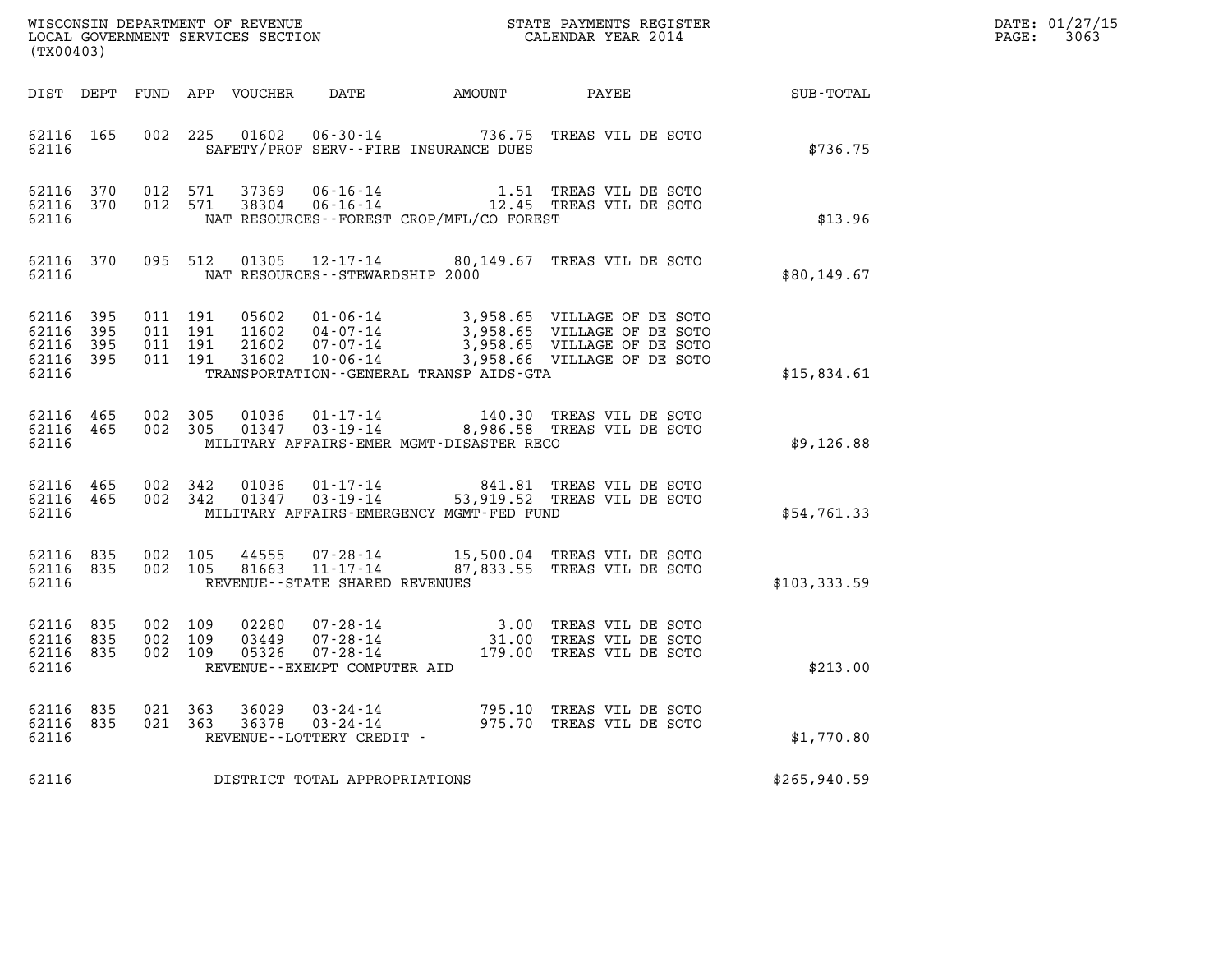WISCONSIN DEPARTMENT OF REVENUE
LOCAL GOVERNMENT SERVICES SECTION
(TX00403)

STATE PAYMENTS REGISTER
CALENDAR YEAR 2014

DATE: 01/27/15
PAGE: 3063

| DIST | DEPT | FUND | APP | VOUCHER | DATE | AMOUNT | PAYEE | SUB-TOTAL |
|---|---|---|---|---|---|---|---|---|
| 62116 | 165 | 002 | 225 | 01602 | 06-30-14 | 736.75 | TREAS VIL DE SOTO | |
| 62116 | | | | | SAFETY/PROF SERV--FIRE INSURANCE DUES | | | $736.75 |
| 62116 | 370 | 012 | 571 | 37369 | 06-16-14 | 1.51 | TREAS VIL DE SOTO | |
| 62116 | 370 | 012 | 571 | 38304 | 06-16-14 | 12.45 | TREAS VIL DE SOTO | |
| 62116 | | | | | NAT RESOURCES--FOREST CROP/MFL/CO FOREST | | | $13.96 |
| 62116 | 370 | 095 | 512 | 01305 | 12-17-14 | 80,149.67 | TREAS VIL DE SOTO | |
| 62116 | | | | | NAT RESOURCES--STEWARDSHIP 2000 | | | $80,149.67 |
| 62116 | 395 | 011 | 191 | 05602 | 01-06-14 | 3,958.65 | VILLAGE OF DE SOTO | |
| 62116 | 395 | 011 | 191 | 11602 | 04-07-14 | 3,958.65 | VILLAGE OF DE SOTO | |
| 62116 | 395 | 011 | 191 | 21602 | 07-07-14 | 3,958.65 | VILLAGE OF DE SOTO | |
| 62116 | 395 | 011 | 191 | 31602 | 10-06-14 | 3,958.66 | VILLAGE OF DE SOTO | |
| 62116 | | | | | TRANSPORTATION--GENERAL TRANSP AIDS-GTA | | | $15,834.61 |
| 62116 | 465 | 002 | 305 | 01036 | 01-17-14 | 140.30 | TREAS VIL DE SOTO | |
| 62116 | 465 | 002 | 305 | 01347 | 03-19-14 | 8,986.58 | TREAS VIL DE SOTO | |
| 62116 | | | | | MILITARY AFFAIRS-EMER MGMT-DISASTER RECO | | | $9,126.88 |
| 62116 | 465 | 002 | 342 | 01036 | 01-17-14 | 841.81 | TREAS VIL DE SOTO | |
| 62116 | 465 | 002 | 342 | 01347 | 03-19-14 | 53,919.52 | TREAS VIL DE SOTO | |
| 62116 | | | | | MILITARY AFFAIRS-EMERGENCY MGMT-FED FUND | | | $54,761.33 |
| 62116 | 835 | 002 | 105 | 44555 | 07-28-14 | 15,500.04 | TREAS VIL DE SOTO | |
| 62116 | 835 | 002 | 105 | 81663 | 11-17-14 | 87,833.55 | TREAS VIL DE SOTO | |
| 62116 | | | | | REVENUE--STATE SHARED REVENUES | | | $103,333.59 |
| 62116 | 835 | 002 | 109 | 02280 | 07-28-14 | 3.00 | TREAS VIL DE SOTO | |
| 62116 | 835 | 002 | 109 | 03449 | 07-28-14 | 31.00 | TREAS VIL DE SOTO | |
| 62116 | 835 | 002 | 109 | 05326 | 07-28-14 | 179.00 | TREAS VIL DE SOTO | |
| 62116 | | | | | REVENUE--EXEMPT COMPUTER AID | | | $213.00 |
| 62116 | 835 | 021 | 363 | 36029 | 03-24-14 | 795.10 | TREAS VIL DE SOTO | |
| 62116 | 835 | 021 | 363 | 36378 | 03-24-14 | 975.70 | TREAS VIL DE SOTO | |
| 62116 | | | | | REVENUE--LOTTERY CREDIT - | | | $1,770.80 |
| 62116 | | | | | DISTRICT TOTAL APPROPRIATIONS | | | $265,940.59 |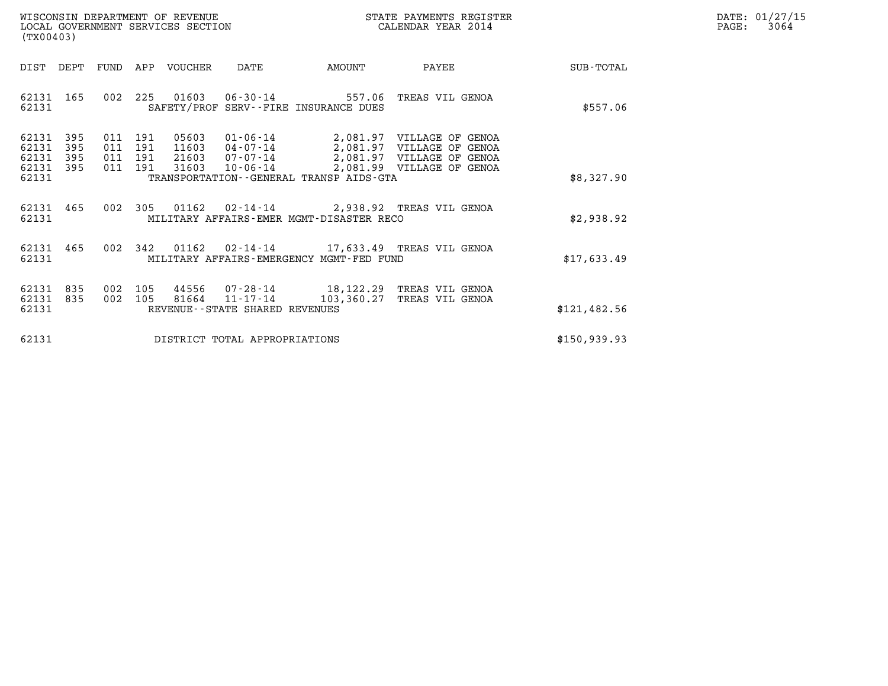WISCONSIN DEPARTMENT OF REVENUE
LOCAL GOVERNMENT SERVICES SECTION
(TX00403)

STATE PAYMENTS REGISTER
CALENDAR YEAR 2014

DATE: 01/27/15
PAGE: 3064

| DIST | DEPT | FUND | APP | VOUCHER | DATE | AMOUNT | PAYEE | SUB-TOTAL |
|---|---|---|---|---|---|---|---|---|
| 62131 | 165 | 002 | 225 | 01603 | 06-30-14 | 557.06 | TREAS VIL GENOA | |
| 62131 | | | | | SAFETY/PROF SERV--FIRE INSURANCE DUES | | | $557.06 |
| 62131 | 395 | 011 | 191 | 05603 | 01-06-14 | 2,081.97 | VILLAGE OF GENOA | |
| 62131 | 395 | 011 | 191 | 11603 | 04-07-14 | 2,081.97 | VILLAGE OF GENOA | |
| 62131 | 395 | 011 | 191 | 21603 | 07-07-14 | 2,081.97 | VILLAGE OF GENOA | |
| 62131 | 395 | 011 | 191 | 31603 | 10-06-14 | 2,081.99 | VILLAGE OF GENOA | |
| 62131 | | | | | TRANSPORTATION--GENERAL TRANSP AIDS-GTA | | | $8,327.90 |
| 62131 | 465 | 002 | 305 | 01162 | 02-14-14 | 2,938.92 | TREAS VIL GENOA | |
| 62131 | | | | | MILITARY AFFAIRS-EMER MGMT-DISASTER RECO | | | $2,938.92 |
| 62131 | 465 | 002 | 342 | 01162 | 02-14-14 | 17,633.49 | TREAS VIL GENOA | |
| 62131 | | | | | MILITARY AFFAIRS-EMERGENCY MGMT-FED FUND | | | $17,633.49 |
| 62131 | 835 | 002 | 105 | 44556 | 07-28-14 | 18,122.29 | TREAS VIL GENOA | |
| 62131 | 835 | 002 | 105 | 81664 | 11-17-14 | 103,360.27 | TREAS VIL GENOA | |
| 62131 | | | | | REVENUE--STATE SHARED REVENUES | | | $121,482.56 |
| 62131 | | | | | DISTRICT TOTAL APPROPRIATIONS | | | $150,939.93 |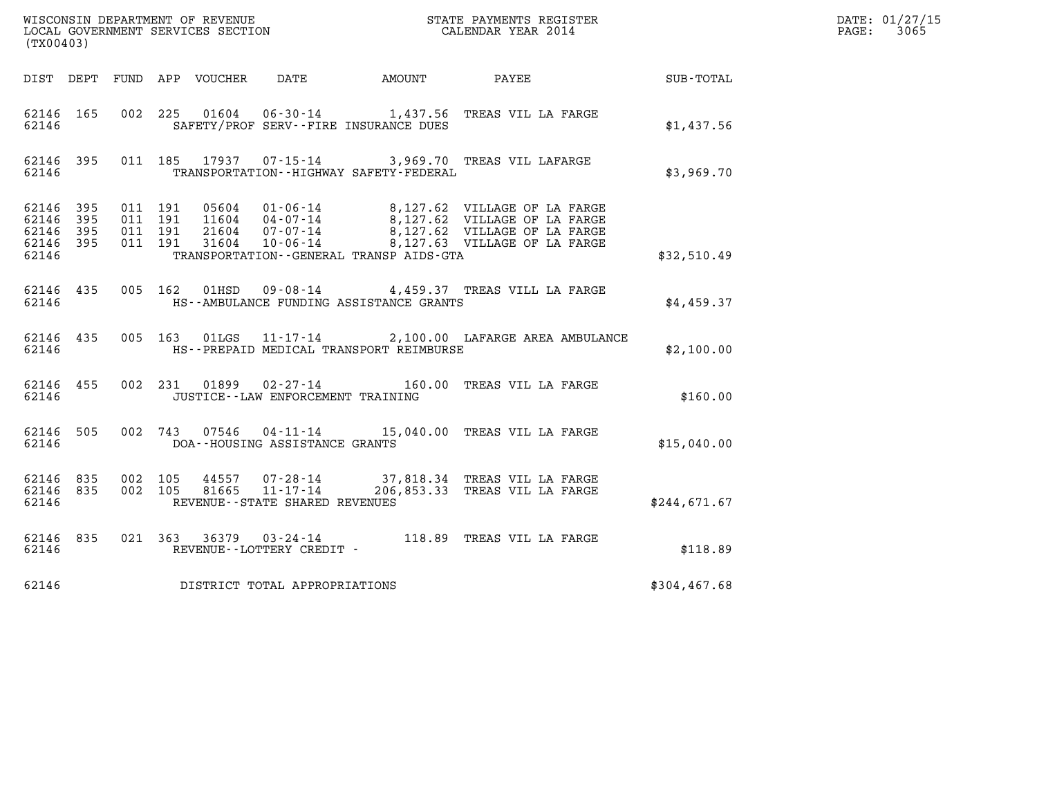WISCONSIN DEPARTMENT OF REVENUE
LOCAL GOVERNMENT SERVICES SECTION
(TX00403)

STATE PAYMENTS REGISTER
CALENDAR YEAR 2014

DATE: 01/27/15
PAGE: 3065

| DIST | DEPT | FUND | APP | VOUCHER | DATE | AMOUNT | PAYEE | SUB-TOTAL |
|---|---|---|---|---|---|---|---|---|
| 62146 | 165 | 002 | 225 | 01604 | 06-30-14 | 1,437.56 | TREAS VIL LA FARGE | |
| 62146 | | | | SAFETY/PROF SERV--FIRE INSURANCE DUES | | | | $1,437.56 |
| 62146 | 395 | 011 | 185 | 17937 | 07-15-14 | 3,969.70 | TREAS VIL LAFARGE | |
| 62146 | | | | TRANSPORTATION--HIGHWAY SAFETY-FEDERAL | | | | $3,969.70 |
| 62146 | 395 | 011 | 191 | 05604 | 01-06-14 | 8,127.62 | VILLAGE OF LA FARGE | |
| 62146 | 395 | 011 | 191 | 11604 | 04-07-14 | 8,127.62 | VILLAGE OF LA FARGE | |
| 62146 | 395 | 011 | 191 | 21604 | 07-07-14 | 8,127.62 | VILLAGE OF LA FARGE | |
| 62146 | 395 | 011 | 191 | 31604 | 10-06-14 | 8,127.63 | VILLAGE OF LA FARGE | |
| 62146 | | | | TRANSPORTATION--GENERAL TRANSP AIDS-GTA | | | | $32,510.49 |
| 62146 | 435 | 005 | 162 | 01HSD | 09-08-14 | 4,459.37 | TREAS VILL LA FARGE | |
| 62146 | | | | HS--AMBULANCE FUNDING ASSISTANCE GRANTS | | | | $4,459.37 |
| 62146 | 435 | 005 | 163 | 01LGS | 11-17-14 | 2,100.00 | LAFARGE AREA AMBULANCE | |
| 62146 | | | | HS--PREPAID MEDICAL TRANSPORT REIMBURSE | | | | $2,100.00 |
| 62146 | 455 | 002 | 231 | 01899 | 02-27-14 | 160.00 | TREAS VIL LA FARGE | |
| 62146 | | | | JUSTICE--LAW ENFORCEMENT TRAINING | | | | $160.00 |
| 62146 | 505 | 002 | 743 | 07546 | 04-11-14 | 15,040.00 | TREAS VIL LA FARGE | |
| 62146 | | | | DOA--HOUSING ASSISTANCE GRANTS | | | | $15,040.00 |
| 62146 | 835 | 002 | 105 | 44557 | 07-28-14 | 37,818.34 | TREAS VIL LA FARGE | |
| 62146 | 835 | 002 | 105 | 81665 | 11-17-14 | 206,853.33 | TREAS VIL LA FARGE | |
| 62146 | | | | REVENUE--STATE SHARED REVENUES | | | | $244,671.67 |
| 62146 | 835 | 021 | 363 | 36379 | 03-24-14 | 118.89 | TREAS VIL LA FARGE | |
| 62146 | | | | REVENUE--LOTTERY CREDIT - | | | | $118.89 |
| 62146 | | | | DISTRICT TOTAL APPROPRIATIONS | | | | $304,467.68 |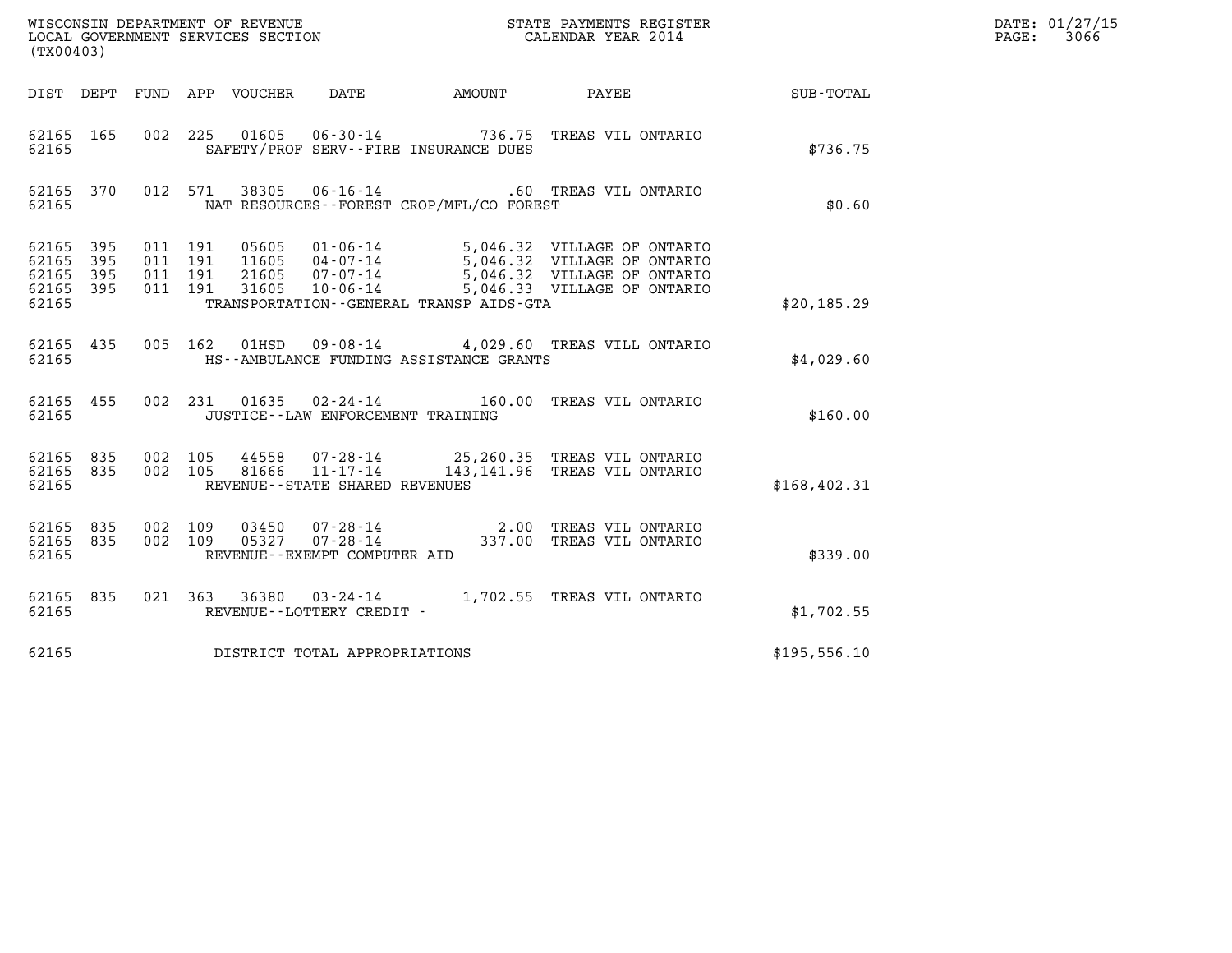WISCONSIN DEPARTMENT OF REVENUE
LOCAL GOVERNMENT SERVICES SECTION
(TX00403)

STATE PAYMENTS REGISTER
CALENDAR YEAR 2014

DATE: 01/27/15
PAGE: 3066

| DIST | DEPT | FUND | APP | VOUCHER | DATE | AMOUNT | PAYEE | SUB-TOTAL |
|---|---|---|---|---|---|---|---|---|
| 62165 | 165 | 002 | 225 | 01605 | 06-30-14 | 736.75 | TREAS VIL ONTARIO | |
| 62165 | | | | | SAFETY/PROF SERV--FIRE INSURANCE DUES | | | $736.75 |
| 62165 | 370 | 012 | 571 | 38305 | 06-16-14 | .60 | TREAS VIL ONTARIO | |
| 62165 | | | | | NAT RESOURCES--FOREST CROP/MFL/CO FOREST | | | $0.60 |
| 62165 | 395 | 011 | 191 | 05605 | 01-06-14 | 5,046.32 | VILLAGE OF ONTARIO | |
| 62165 | 395 | 011 | 191 | 11605 | 04-07-14 | 5,046.32 | VILLAGE OF ONTARIO | |
| 62165 | 395 | 011 | 191 | 21605 | 07-07-14 | 5,046.32 | VILLAGE OF ONTARIO | |
| 62165 | 395 | 011 | 191 | 31605 | 10-06-14 | 5,046.33 | VILLAGE OF ONTARIO | |
| 62165 | | | | | TRANSPORTATION--GENERAL TRANSP AIDS-GTA | | | $20,185.29 |
| 62165 | 435 | 005 | 162 | 01HSD | 09-08-14 | 4,029.60 | TREAS VILL ONTARIO | |
| 62165 | | | | | HS--AMBULANCE FUNDING ASSISTANCE GRANTS | | | $4,029.60 |
| 62165 | 455 | 002 | 231 | 01635 | 02-24-14 | 160.00 | TREAS VIL ONTARIO | |
| 62165 | | | | | JUSTICE--LAW ENFORCEMENT TRAINING | | | $160.00 |
| 62165 | 835 | 002 | 105 | 44558 | 07-28-14 | 25,260.35 | TREAS VIL ONTARIO | |
| 62165 | 835 | 002 | 105 | 81666 | 11-17-14 | 143,141.96 | TREAS VIL ONTARIO | |
| 62165 | | | | | REVENUE--STATE SHARED REVENUES | | | $168,402.31 |
| 62165 | 835 | 002 | 109 | 03450 | 07-28-14 | 2.00 | TREAS VIL ONTARIO | |
| 62165 | 835 | 002 | 109 | 05327 | 07-28-14 | 337.00 | TREAS VIL ONTARIO | |
| 62165 | | | | | REVENUE--EXEMPT COMPUTER AID | | | $339.00 |
| 62165 | 835 | 021 | 363 | 36380 | 03-24-14 | 1,702.55 | TREAS VIL ONTARIO | |
| 62165 | | | | | REVENUE--LOTTERY CREDIT - | | | $1,702.55 |
| 62165 | | | | | DISTRICT TOTAL APPROPRIATIONS | | | $195,556.10 |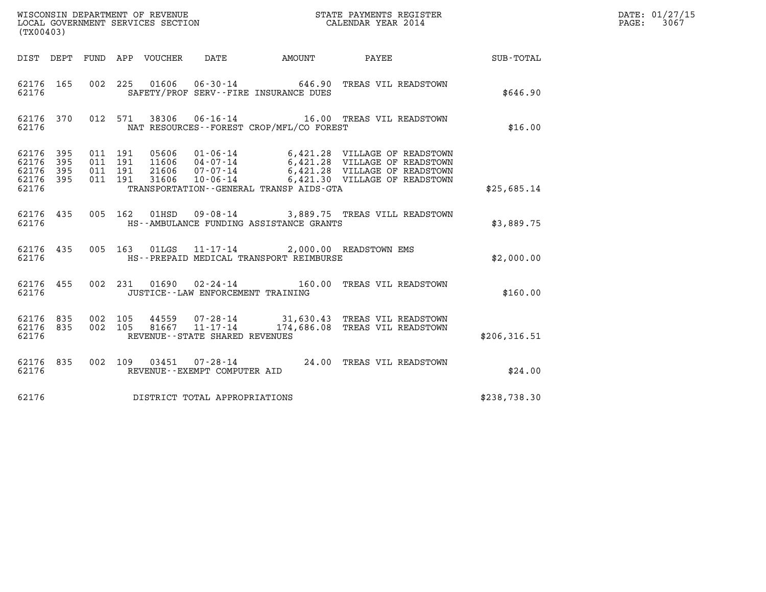WISCONSIN DEPARTMENT OF REVENUE
LOCAL GOVERNMENT SERVICES SECTION
(TX00403)

STATE PAYMENTS REGISTER
CALENDAR YEAR 2014

DATE: 01/27/15
PAGE: 3067

| DIST | DEPT | FUND | APP | VOUCHER | DATE | AMOUNT | PAYEE | SUB-TOTAL |
|---|---|---|---|---|---|---|---|---|
| 62176 | 165 | 002 | 225 | 01606 | 06-30-14 | 646.90 | TREAS VIL READSTOWN | |
| 62176 | | | | | SAFETY/PROF SERV--FIRE INSURANCE DUES | | | $646.90 |
| 62176 | 370 | 012 | 571 | 38306 | 06-16-14 | 16.00 | TREAS VIL READSTOWN | |
| 62176 | | | | | NAT RESOURCES--FOREST CROP/MFL/CO FOREST | | | $16.00 |
| 62176 | 395 | 011 | 191 | 05606 | 01-06-14 | 6,421.28 | VILLAGE OF READSTOWN | |
| 62176 | 395 | 011 | 191 | 11606 | 04-07-14 | 6,421.28 | VILLAGE OF READSTOWN | |
| 62176 | 395 | 011 | 191 | 21606 | 07-07-14 | 6,421.28 | VILLAGE OF READSTOWN | |
| 62176 | 395 | 011 | 191 | 31606 | 10-06-14 | 6,421.30 | VILLAGE OF READSTOWN | |
| 62176 | | | | | TRANSPORTATION--GENERAL TRANSP AIDS-GTA | | | $25,685.14 |
| 62176 | 435 | 005 | 162 | 01HSD | 09-08-14 | 3,889.75 | TREAS VILL READSTOWN | |
| 62176 | | | | | HS--AMBULANCE FUNDING ASSISTANCE GRANTS | | | $3,889.75 |
| 62176 | 435 | 005 | 163 | 01LGS | 11-17-14 | 2,000.00 | READSTOWN EMS | |
| 62176 | | | | | HS--PREPAID MEDICAL TRANSPORT REIMBURSE | | | $2,000.00 |
| 62176 | 455 | 002 | 231 | 01690 | 02-24-14 | 160.00 | TREAS VIL READSTOWN | |
| 62176 | | | | | JUSTICE--LAW ENFORCEMENT TRAINING | | | $160.00 |
| 62176 | 835 | 002 | 105 | 44559 | 07-28-14 | 31,630.43 | TREAS VIL READSTOWN | |
| 62176 | 835 | 002 | 105 | 81667 | 11-17-14 | 174,686.08 | TREAS VIL READSTOWN | |
| 62176 | | | | | REVENUE--STATE SHARED REVENUES | | | $206,316.51 |
| 62176 | 835 | 002 | 109 | 03451 | 07-28-14 | 24.00 | TREAS VIL READSTOWN | |
| 62176 | | | | | REVENUE--EXEMPT COMPUTER AID | | | $24.00 |
| 62176 | | | | | DISTRICT TOTAL APPROPRIATIONS | | | $238,738.30 |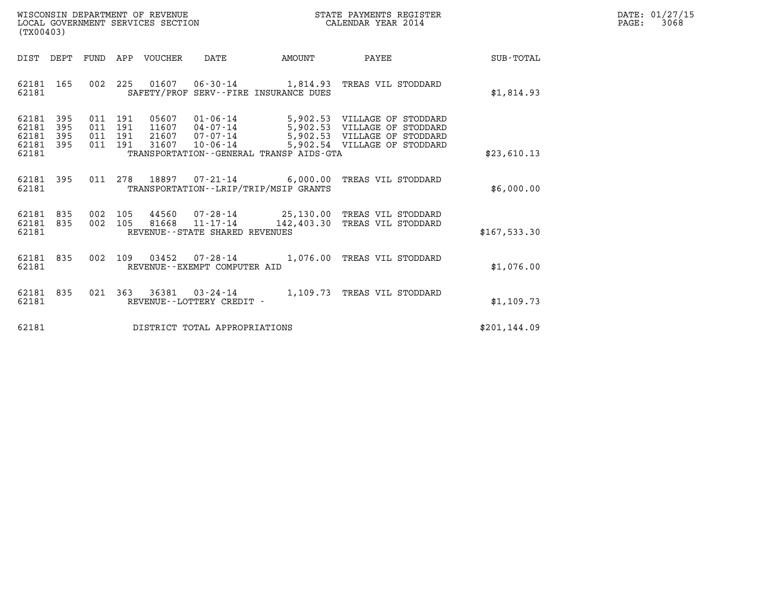WISCONSIN DEPARTMENT OF REVENUE
LOCAL GOVERNMENT SERVICES SECTION
(TX00403)

STATE PAYMENTS REGISTER
CALENDAR YEAR 2014

DATE: 01/27/15
PAGE: 3068

| DIST | DEPT | FUND | APP | VOUCHER | DATE | AMOUNT | PAYEE | SUB-TOTAL |
|---|---|---|---|---|---|---|---|---|
| 62181 | 165 | 002 | 225 | 01607 | 06-30-14 | 1,814.93 | TREAS VIL STODDARD | |
| 62181 | | | | SAFETY/PROF SERV--FIRE INSURANCE DUES | | | | $1,814.93 |
| 62181 | 395 | 011 | 191 | 05607 | 01-06-14 | 5,902.53 | VILLAGE OF STODDARD | |
| 62181 | 395 | 011 | 191 | 11607 | 04-07-14 | 5,902.53 | VILLAGE OF STODDARD | |
| 62181 | 395 | 011 | 191 | 21607 | 07-07-14 | 5,902.53 | VILLAGE OF STODDARD | |
| 62181 | 395 | 011 | 191 | 31607 | 10-06-14 | 5,902.54 | VILLAGE OF STODDARD | |
| 62181 | | | | TRANSPORTATION--GENERAL TRANSP AIDS-GTA | | | | $23,610.13 |
| 62181 | 395 | 011 | 278 | 18897 | 07-21-14 | 6,000.00 | TREAS VIL STODDARD | |
| 62181 | | | | TRANSPORTATION--LRIP/TRIP/MSIP GRANTS | | | | $6,000.00 |
| 62181 | 835 | 002 | 105 | 44560 | 07-28-14 | 25,130.00 | TREAS VIL STODDARD | |
| 62181 | 835 | 002 | 105 | 81668 | 11-17-14 | 142,403.30 | TREAS VIL STODDARD | |
| 62181 | | | | REVENUE--STATE SHARED REVENUES | | | | $167,533.30 |
| 62181 | 835 | 002 | 109 | 03452 | 07-28-14 | 1,076.00 | TREAS VIL STODDARD | |
| 62181 | | | | REVENUE--EXEMPT COMPUTER AID | | | | $1,076.00 |
| 62181 | 835 | 021 | 363 | 36381 | 03-24-14 | 1,109.73 | TREAS VIL STODDARD | |
| 62181 | | | | REVENUE--LOTTERY CREDIT - | | | | $1,109.73 |
| 62181 | | | | DISTRICT TOTAL APPROPRIATIONS | | | | $201,144.09 |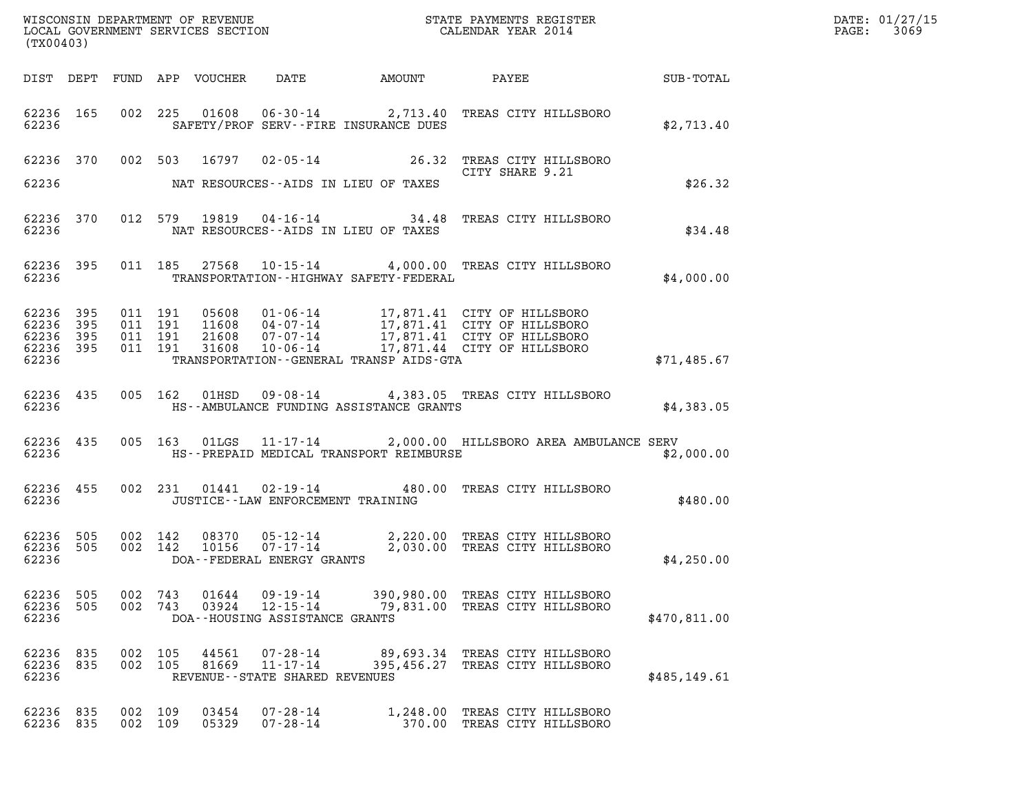WISCONSIN DEPARTMENT OF REVENUE
LOCAL GOVERNMENT SERVICES SECTION
(TX00403)

STATE PAYMENTS REGISTER
CALENDAR YEAR 2014

DATE: 01/27/15
PAGE: 3069

| DIST | DEPT | FUND | APP | VOUCHER | DATE | AMOUNT | PAYEE | SUB-TOTAL |
|---|---|---|---|---|---|---|---|---|
| 62236 | 165 | 002 | 225 | 01608 | 06-30-14 | 2,713.40 | TREAS CITY HILLSBORO | |
| 62236 | | | | | SAFETY/PROF SERV--FIRE INSURANCE DUES | | | $2,713.40 |
| 62236 | 370 | 002 | 503 | 16797 | 02-05-14 | 26.32 | TREAS CITY HILLSBORO CITY SHARE 9.21 | |
| 62236 | | | | | NAT RESOURCES--AIDS IN LIEU OF TAXES | | | $26.32 |
| 62236 | 370 | 012 | 579 | 19819 | 04-16-14 | 34.48 | TREAS CITY HILLSBORO | |
| 62236 | | | | | NAT RESOURCES--AIDS IN LIEU OF TAXES | | | $34.48 |
| 62236 | 395 | 011 | 185 | 27568 | 10-15-14 | 4,000.00 | TREAS CITY HILLSBORO | |
| 62236 | | | | | TRANSPORTATION--HIGHWAY SAFETY-FEDERAL | | | $4,000.00 |
| 62236 | 395 | 011 | 191 | 05608 | 01-06-14 | 17,871.41 | CITY OF HILLSBORO | |
| 62236 | 395 | 011 | 191 | 11608 | 04-07-14 | 17,871.41 | CITY OF HILLSBORO | |
| 62236 | 395 | 011 | 191 | 21608 | 07-07-14 | 17,871.41 | CITY OF HILLSBORO | |
| 62236 | 395 | 011 | 191 | 31608 | 10-06-14 | 17,871.44 | CITY OF HILLSBORO | |
| 62236 | | | | | TRANSPORTATION--GENERAL TRANSP AIDS-GTA | | | $71,485.67 |
| 62236 | 435 | 005 | 162 | 01HSD | 09-08-14 | 4,383.05 | TREAS CITY HILLSBORO | |
| 62236 | | | | | HS--AMBULANCE FUNDING ASSISTANCE GRANTS | | | $4,383.05 |
| 62236 | 435 | 005 | 163 | 01LGS | 11-17-14 | 2,000.00 | HILLSBORO AREA AMBULANCE SERV | |
| 62236 | | | | | HS--PREPAID MEDICAL TRANSPORT REIMBURSE | | | $2,000.00 |
| 62236 | 455 | 002 | 231 | 01441 | 02-19-14 | 480.00 | TREAS CITY HILLSBORO | |
| 62236 | | | | | JUSTICE--LAW ENFORCEMENT TRAINING | | | $480.00 |
| 62236 | 505 | 002 | 142 | 08370 | 05-12-14 | 2,220.00 | TREAS CITY HILLSBORO | |
| 62236 | 505 | 002 | 142 | 10156 | 07-17-14 | 2,030.00 | TREAS CITY HILLSBORO | |
| 62236 | | | | | DOA--FEDERAL ENERGY GRANTS | | | $4,250.00 |
| 62236 | 505 | 002 | 743 | 01644 | 09-19-14 | 390,980.00 | TREAS CITY HILLSBORO | |
| 62236 | 505 | 002 | 743 | 03924 | 12-15-14 | 79,831.00 | TREAS CITY HILLSBORO | |
| 62236 | | | | | DOA--HOUSING ASSISTANCE GRANTS | | | $470,811.00 |
| 62236 | 835 | 002 | 105 | 44561 | 07-28-14 | 89,693.34 | TREAS CITY HILLSBORO | |
| 62236 | 835 | 002 | 105 | 81669 | 11-17-14 | 395,456.27 | TREAS CITY HILLSBORO | |
| 62236 | | | | | REVENUE--STATE SHARED REVENUES | | | $485,149.61 |
| 62236 | 835 | 002 | 109 | 03454 | 07-28-14 | 1,248.00 | TREAS CITY HILLSBORO | |
| 62236 | 835 | 002 | 109 | 05329 | 07-28-14 | 370.00 | TREAS CITY HILLSBORO | |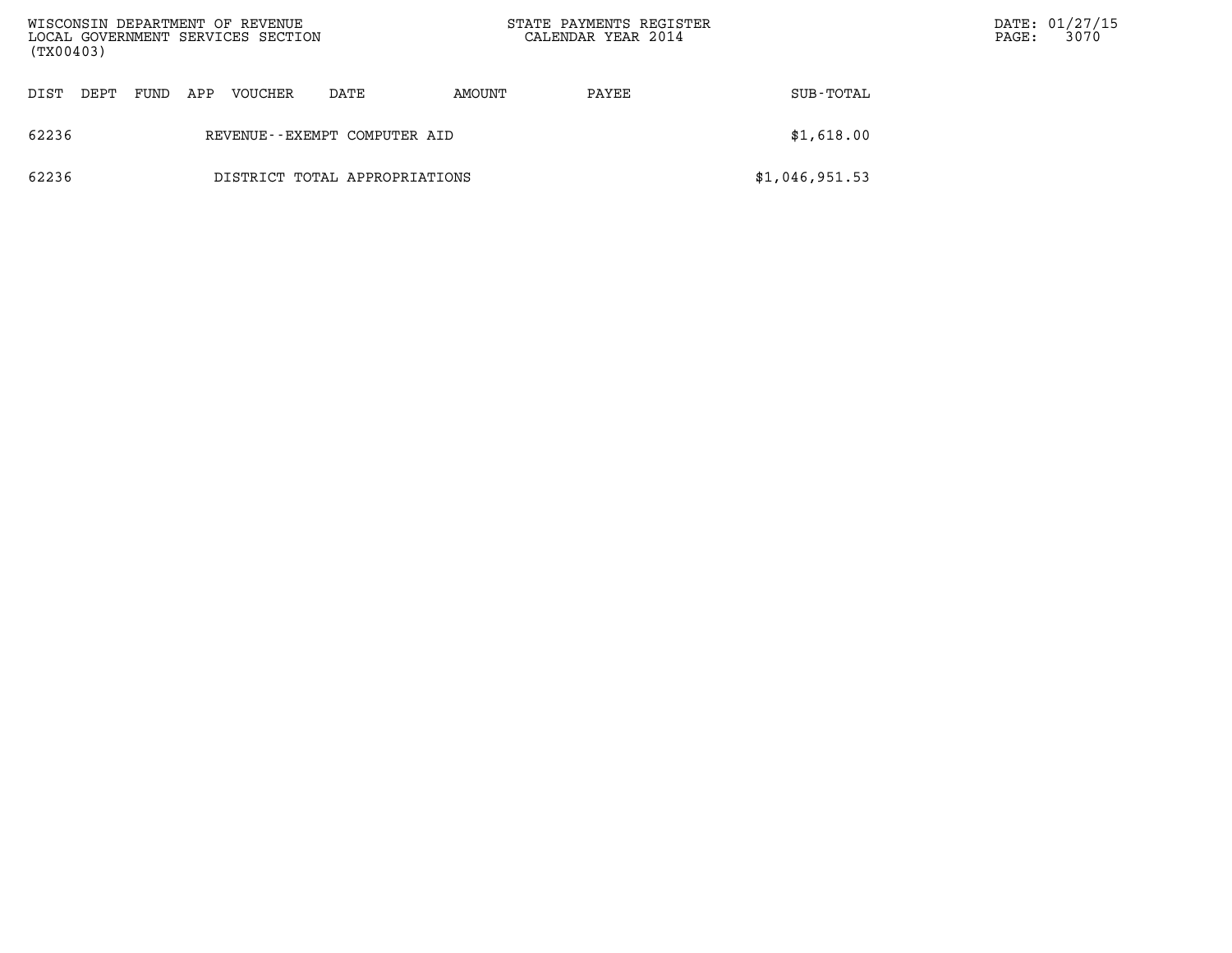| DIST | DEPT | FUND | APP | VOUCHER | DATE | AMOUNT | PAYEE | SUB-TOTAL |
|---|---|---|---|---|---|---|---|---|
| 62236 | | | | REVENUE--EXEMPT COMPUTER AID | | | | $1,618.00 |
| 62236 | | | | DISTRICT TOTAL APPROPRIATIONS | | | | $1,046,951.53 |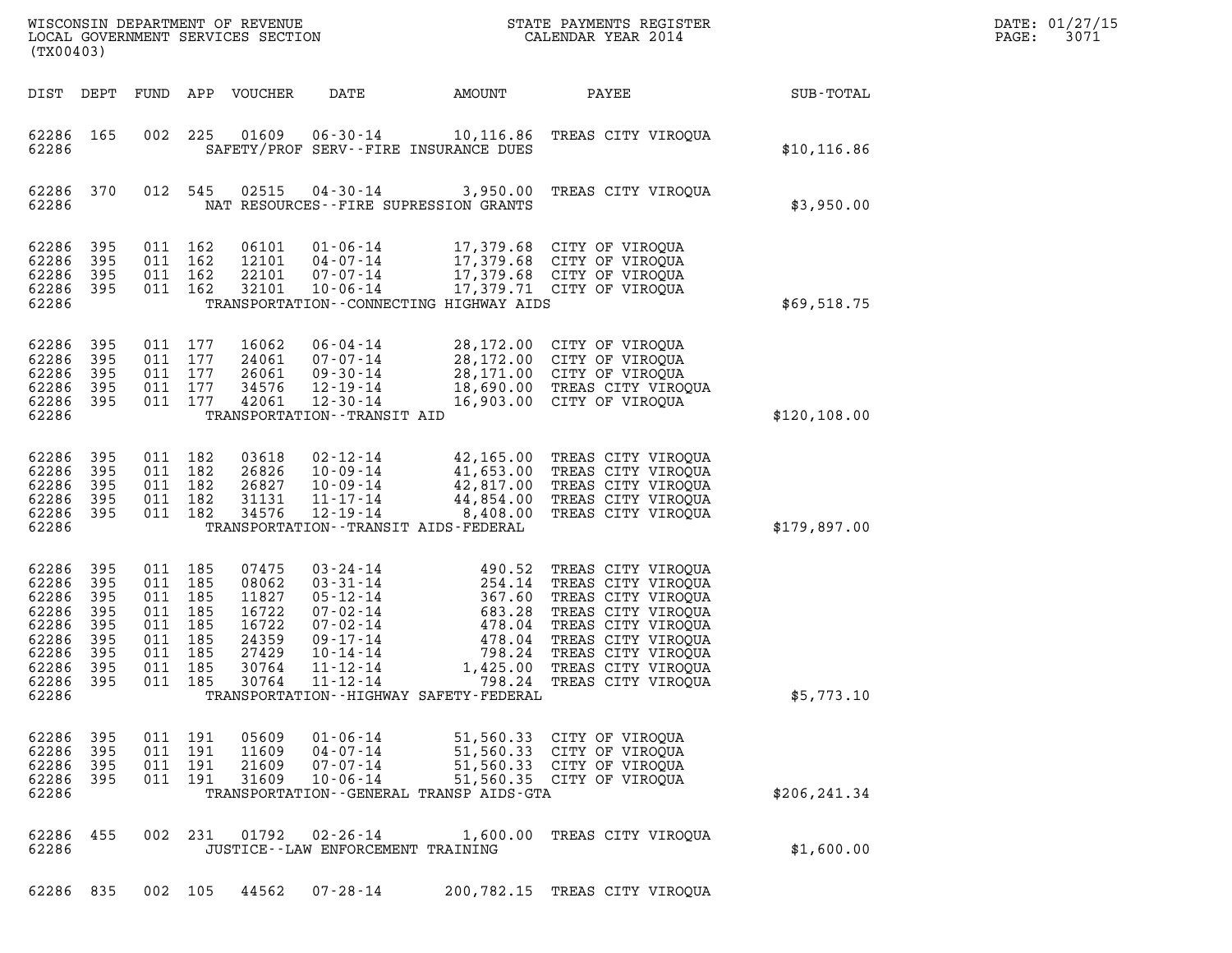WISCONSIN DEPARTMENT OF REVENUE
LOCAL GOVERNMENT SERVICES SECTION
(TX00403)

STATE PAYMENTS REGISTER
CALENDAR YEAR 2014

DATE: 01/27/15
PAGE: 3071

| DIST | DEPT | FUND | APP | VOUCHER | DATE | AMOUNT | PAYEE | SUB-TOTAL |
|---|---|---|---|---|---|---|---|---|
| 62286 | 165 | 002 | 225 | 01609 | 06-30-14 | 10,116.86 | TREAS CITY VIROQUA | |
| 62286 | | | | | SAFETY/PROF SERV--FIRE INSURANCE DUES | | | $10,116.86 |
| 62286 | 370 | 012 | 545 | 02515 | 04-30-14 | 3,950.00 | TREAS CITY VIROQUA | |
| 62286 | | | | | NAT RESOURCES--FIRE SUPRESSION GRANTS | | | $3,950.00 |
| 62286 | 395 | 011 | 162 | 06101 | 01-06-14 | 17,379.68 | CITY OF VIROQUA | |
| 62286 | 395 | 011 | 162 | 12101 | 04-07-14 | 17,379.68 | CITY OF VIROQUA | |
| 62286 | 395 | 011 | 162 | 22101 | 07-07-14 | 17,379.68 | CITY OF VIROQUA | |
| 62286 | 395 | 011 | 162 | 32101 | 10-06-14 | 17,379.71 | CITY OF VIROQUA | |
| 62286 | | | | | TRANSPORTATION--CONNECTING HIGHWAY AIDS | | | $69,518.75 |
| 62286 | 395 | 011 | 177 | 16062 | 06-04-14 | 28,172.00 | CITY OF VIROQUA | |
| 62286 | 395 | 011 | 177 | 24061 | 07-07-14 | 28,172.00 | CITY OF VIROQUA | |
| 62286 | 395 | 011 | 177 | 26061 | 09-30-14 | 28,171.00 | CITY OF VIROQUA | |
| 62286 | 395 | 011 | 177 | 34576 | 12-19-14 | 18,690.00 | TREAS CITY VIROQUA | |
| 62286 | 395 | 011 | 177 | 42061 | 12-30-14 | 16,903.00 | CITY OF VIROQUA | |
| 62286 | | | | | TRANSPORTATION--TRANSIT AID | | | $120,108.00 |
| 62286 | 395 | 011 | 182 | 03618 | 02-12-14 | 42,165.00 | TREAS CITY VIROQUA | |
| 62286 | 395 | 011 | 182 | 26826 | 10-09-14 | 41,653.00 | TREAS CITY VIROQUA | |
| 62286 | 395 | 011 | 182 | 26827 | 10-09-14 | 42,817.00 | TREAS CITY VIROQUA | |
| 62286 | 395 | 011 | 182 | 31131 | 11-17-14 | 44,854.00 | TREAS CITY VIROQUA | |
| 62286 | 395 | 011 | 182 | 34576 | 12-19-14 | 8,408.00 | TREAS CITY VIROQUA | |
| 62286 | | | | | TRANSPORTATION--TRANSIT AIDS-FEDERAL | | | $179,897.00 |
| 62286 | 395 | 011 | 185 | 07475 | 03-24-14 | 490.52 | TREAS CITY VIROQUA | |
| 62286 | 395 | 011 | 185 | 08062 | 03-31-14 | 254.14 | TREAS CITY VIROQUA | |
| 62286 | 395 | 011 | 185 | 11827 | 05-12-14 | 367.60 | TREAS CITY VIROQUA | |
| 62286 | 395 | 011 | 185 | 16722 | 07-02-14 | 683.28 | TREAS CITY VIROQUA | |
| 62286 | 395 | 011 | 185 | 16722 | 07-02-14 | 478.04 | TREAS CITY VIROQUA | |
| 62286 | 395 | 011 | 185 | 24359 | 09-17-14 | 478.04 | TREAS CITY VIROQUA | |
| 62286 | 395 | 011 | 185 | 27429 | 10-14-14 | 798.24 | TREAS CITY VIROQUA | |
| 62286 | 395 | 011 | 185 | 30764 | 11-12-14 | 1,425.00 | TREAS CITY VIROQUA | |
| 62286 | 395 | 011 | 185 | 30764 | 11-12-14 | 798.24 | TREAS CITY VIROQUA | |
| 62286 | | | | | TRANSPORTATION--HIGHWAY SAFETY-FEDERAL | | | $5,773.10 |
| 62286 | 395 | 011 | 191 | 05609 | 01-06-14 | 51,560.33 | CITY OF VIROQUA | |
| 62286 | 395 | 011 | 191 | 11609 | 04-07-14 | 51,560.33 | CITY OF VIROQUA | |
| 62286 | 395 | 011 | 191 | 21609 | 07-07-14 | 51,560.33 | CITY OF VIROQUA | |
| 62286 | 395 | 011 | 191 | 31609 | 10-06-14 | 51,560.35 | CITY OF VIROQUA | |
| 62286 | | | | | TRANSPORTATION--GENERAL TRANSP AIDS-GTA | | | $206,241.34 |
| 62286 | 455 | 002 | 231 | 01792 | 02-26-14 | 1,600.00 | TREAS CITY VIROQUA | |
| 62286 | | | | | JUSTICE--LAW ENFORCEMENT TRAINING | | | $1,600.00 |
| 62286 | 835 | 002 | 105 | 44562 | 07-28-14 | 200,782.15 | TREAS CITY VIROQUA | |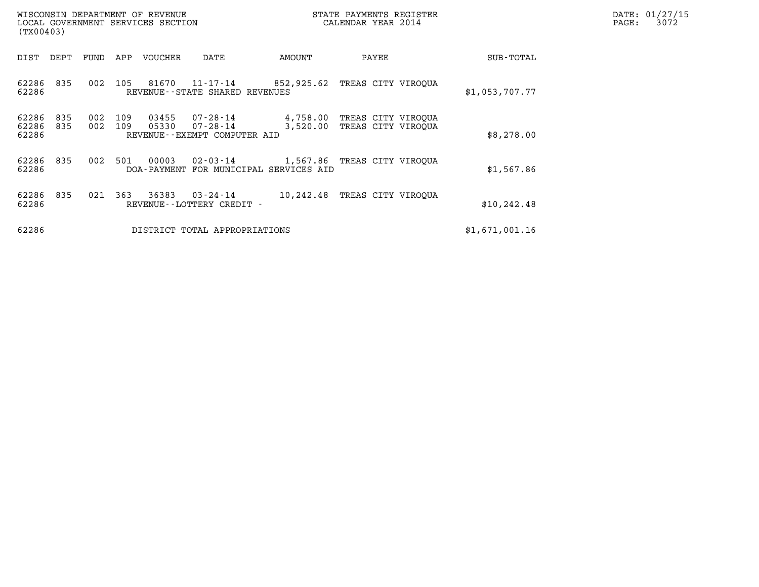WISCONSIN DEPARTMENT OF REVENUE
LOCAL GOVERNMENT SERVICES SECTION
(TX00403)

STATE PAYMENTS REGISTER
CALENDAR YEAR 2014

DATE: 01/27/15

| DIST | DEPT | FUND | APP | VOUCHER | DATE | AMOUNT | PAYEE | SUB-TOTAL |
|---|---|---|---|---|---|---|---|---|
| 62286 | 835 | 002 | 105 | 81670 | 11-17-14 | 852,925.62 | TREAS CITY VIROQUA | |
| 62286 | | | | REVENUE--STATE SHARED REVENUES | | | | $1,053,707.77 |
| 62286 | 835 | 002 | 109 | 03455 | 07-28-14 | 4,758.00 | TREAS CITY VIROQUA | |
| 62286 | 835 | 002 | 109 | 05330 | 07-28-14 | 3,520.00 | TREAS CITY VIROQUA | |
| 62286 | | | | REVENUE--EXEMPT COMPUTER AID | | | | $8,278.00 |
| 62286 | 835 | 002 | 501 | 00003 | 02-03-14 | 1,567.86 | TREAS CITY VIROQUA | |
| 62286 | | | | DOA-PAYMENT FOR MUNICIPAL SERVICES AID | | | | $1,567.86 |
| 62286 | 835 | 021 | 363 | 36383 | 03-24-14 | 10,242.48 | TREAS CITY VIROQUA | |
| 62286 | | | | REVENUE--LOTTERY CREDIT - | | | | $10,242.48 |
| 62286 | | | | DISTRICT TOTAL APPROPRIATIONS | | | | $1,671,001.16 |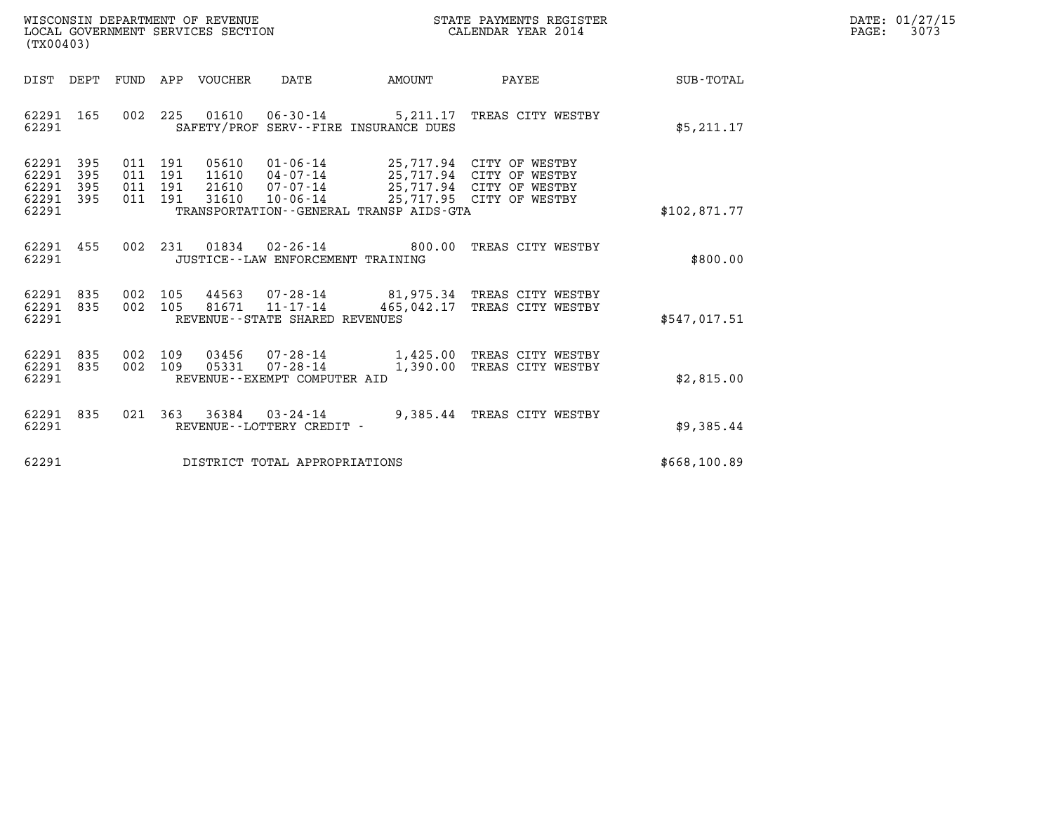WISCONSIN DEPARTMENT OF REVENUE
LOCAL GOVERNMENT SERVICES SECTION
(TX00403)

STATE PAYMENTS REGISTER
CALENDAR YEAR 2014

DATE: 01/27/15
PAGE: 3073

| DIST | DEPT | FUND | APP | VOUCHER | DATE | AMOUNT | PAYEE | SUB-TOTAL |
|---|---|---|---|---|---|---|---|---|
| 62291 | 165 | 002 | 225 | 01610 | 06-30-14 | 5,211.17 | TREAS CITY WESTBY | |
| 62291 | | | | SAFETY/PROF SERV--FIRE INSURANCE DUES | | | | $5,211.17 |
| 62291 | 395 | 011 | 191 | 05610 | 01-06-14 | 25,717.94 | CITY OF WESTBY | |
| 62291 | 395 | 011 | 191 | 11610 | 04-07-14 | 25,717.94 | CITY OF WESTBY | |
| 62291 | 395 | 011 | 191 | 21610 | 07-07-14 | 25,717.94 | CITY OF WESTBY | |
| 62291 | 395 | 011 | 191 | 31610 | 10-06-14 | 25,717.95 | CITY OF WESTBY | |
| 62291 | | | | TRANSPORTATION--GENERAL TRANSP AIDS-GTA | | | | $102,871.77 |
| 62291 | 455 | 002 | 231 | 01834 | 02-26-14 | 800.00 | TREAS CITY WESTBY | |
| 62291 | | | | JUSTICE--LAW ENFORCEMENT TRAINING | | | | $800.00 |
| 62291 | 835 | 002 | 105 | 44563 | 07-28-14 | 81,975.34 | TREAS CITY WESTBY | |
| 62291 | 835 | 002 | 105 | 81671 | 11-17-14 | 465,042.17 | TREAS CITY WESTBY | |
| 62291 | | | | REVENUE--STATE SHARED REVENUES | | | | $547,017.51 |
| 62291 | 835 | 002 | 109 | 03456 | 07-28-14 | 1,425.00 | TREAS CITY WESTBY | |
| 62291 | 835 | 002 | 109 | 05331 | 07-28-14 | 1,390.00 | TREAS CITY WESTBY | |
| 62291 | | | | REVENUE--EXEMPT COMPUTER AID | | | | $2,815.00 |
| 62291 | 835 | 021 | 363 | 36384 | 03-24-14 | 9,385.44 | TREAS CITY WESTBY | |
| 62291 | | | | REVENUE--LOTTERY CREDIT - | | | | $9,385.44 |
| 62291 | | | | DISTRICT TOTAL APPROPRIATIONS | | | | $668,100.89 |